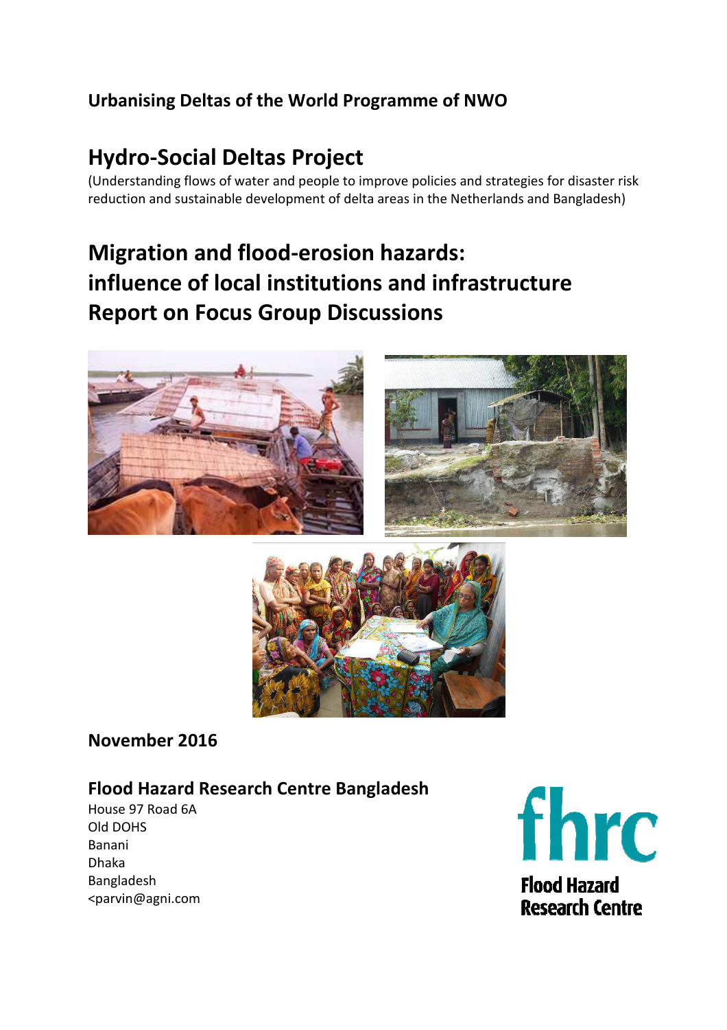**Urbanising Deltas of the World Programme of NWO**

# Hydro-Social Deltas Project

(Understanding flows of water and people to improve policies and strategies for disaster risk reduction and sustainable development of delta areas in the Netherlands and Bangladesh)

# Migration and flood-erosion hazards: influence of local institutions and infrastructure Report on Focus Group Discussions

**November 2016**

## Flood Hazard Research Centre Bangladesh

House 97 Road 6A
Old DOHS
Banani
Dhaka
Bangladesh
<parvin@agni.com

fhrc
Flood Hazard Research Centre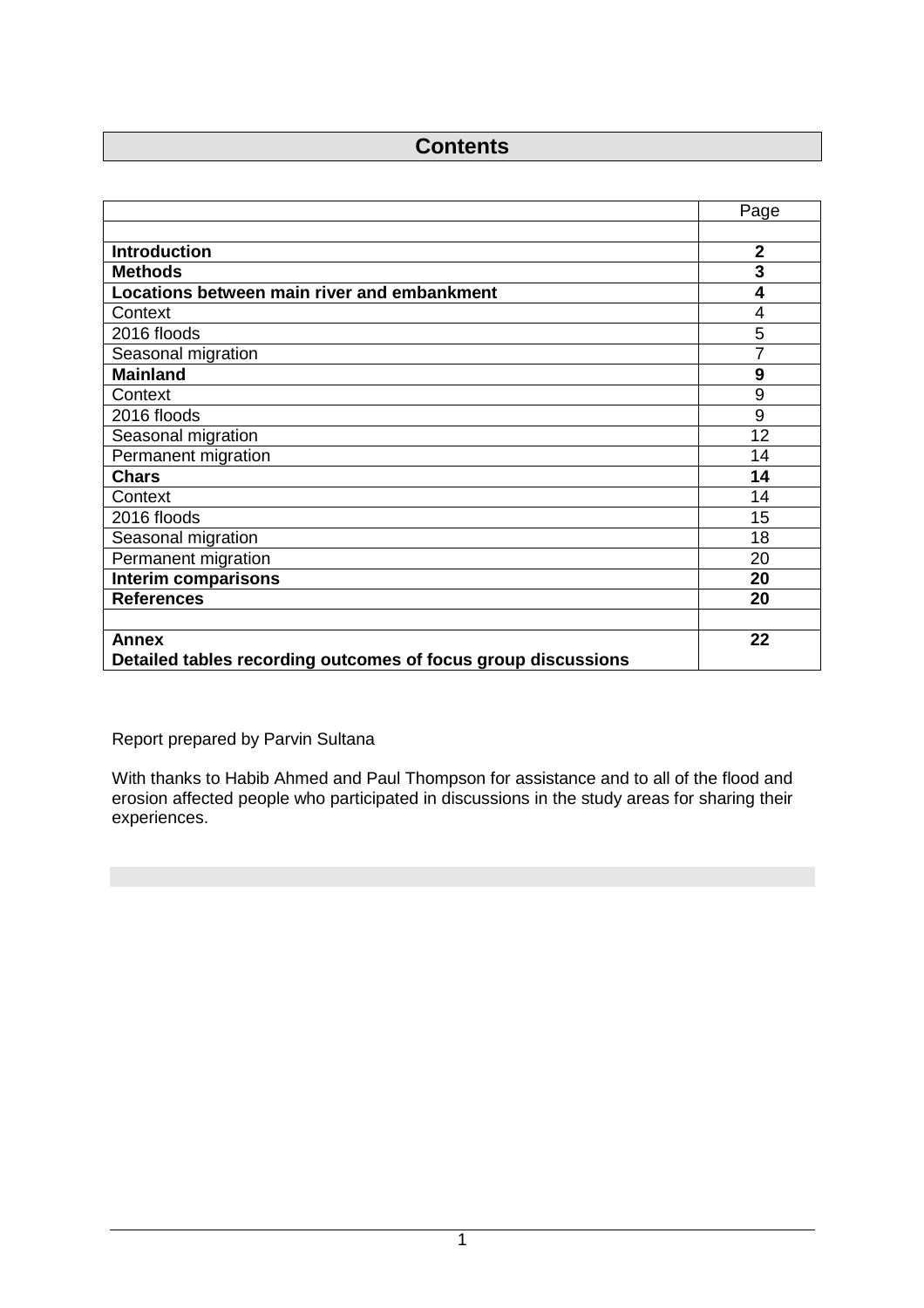# Contents

| | Page |
|---|---|
| | |
| **Introduction** | **2** |
| **Methods** | **3** |
| **Locations between main river and embankment** | **4** |
| Context | 4 |
| 2016 floods | 5 |
| Seasonal migration | 7 |
| **Mainland** | **9** |
| Context | 9 |
| 2016 floods | 9 |
| Seasonal migration | 12 |
| Permanent migration | 14 |
| **Chars** | **14** |
| Context | 14 |
| 2016 floods | 15 |
| Seasonal migration | 18 |
| Permanent migration | 20 |
| **Interim comparisons** | **20** |
| **References** | **20** |
| | |
| **Annex**<br>**Detailed tables recording outcomes of focus group discussions** | **22** |

Report prepared by Parvin Sultana

With thanks to Habib Ahmed and Paul Thompson for assistance and to all of the flood and erosion affected people who participated in discussions in the study areas for sharing their experiences.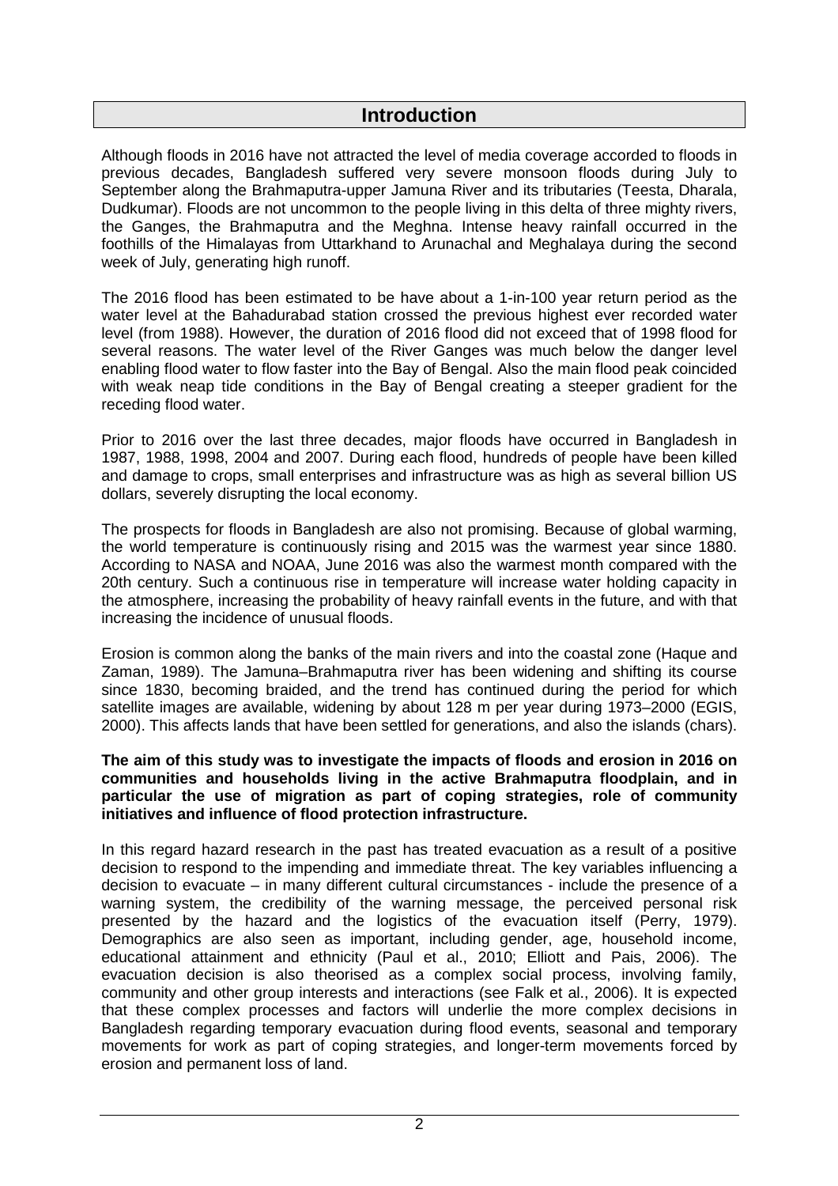# Introduction

Although floods in 2016 have not attracted the level of media coverage accorded to floods in previous decades, Bangladesh suffered very severe monsoon floods during July to September along the Brahmaputra-upper Jamuna River and its tributaries (Teesta, Dharala, Dudkumar). Floods are not uncommon to the people living in this delta of three mighty rivers, the Ganges, the Brahmaputra and the Meghna. Intense heavy rainfall occurred in the foothills of the Himalayas from Uttarkhand to Arunachal and Meghalaya during the second week of July, generating high runoff.

The 2016 flood has been estimated to be have about a 1-in-100 year return period as the water level at the Bahadurabad station crossed the previous highest ever recorded water level (from 1988). However, the duration of 2016 flood did not exceed that of 1998 flood for several reasons. The water level of the River Ganges was much below the danger level enabling flood water to flow faster into the Bay of Bengal. Also the main flood peak coincided with weak neap tide conditions in the Bay of Bengal creating a steeper gradient for the receding flood water.

Prior to 2016 over the last three decades, major floods have occurred in Bangladesh in 1987, 1988, 1998, 2004 and 2007. During each flood, hundreds of people have been killed and damage to crops, small enterprises and infrastructure was as high as several billion US dollars, severely disrupting the local economy.

The prospects for floods in Bangladesh are also not promising. Because of global warming, the world temperature is continuously rising and 2015 was the warmest year since 1880. According to NASA and NOAA, June 2016 was also the warmest month compared with the 20th century. Such a continuous rise in temperature will increase water holding capacity in the atmosphere, increasing the probability of heavy rainfall events in the future, and with that increasing the incidence of unusual floods.

Erosion is common along the banks of the main rivers and into the coastal zone (Haque and Zaman, 1989). The Jamuna–Brahmaputra river has been widening and shifting its course since 1830, becoming braided, and the trend has continued during the period for which satellite images are available, widening by about 128 m per year during 1973–2000 (EGIS, 2000). This affects lands that have been settled for generations, and also the islands (chars).

**The aim of this study was to investigate the impacts of floods and erosion in 2016 on communities and households living in the active Brahmaputra floodplain, and in particular the use of migration as part of coping strategies, role of community initiatives and influence of flood protection infrastructure.**

In this regard hazard research in the past has treated evacuation as a result of a positive decision to respond to the impending and immediate threat. The key variables influencing a decision to evacuate – in many different cultural circumstances - include the presence of a warning system, the credibility of the warning message, the perceived personal risk presented by the hazard and the logistics of the evacuation itself (Perry, 1979). Demographics are also seen as important, including gender, age, household income, educational attainment and ethnicity (Paul et al., 2010; Elliott and Pais, 2006). The evacuation decision is also theorised as a complex social process, involving family, community and other group interests and interactions (see Falk et al., 2006). It is expected that these complex processes and factors will underlie the more complex decisions in Bangladesh regarding temporary evacuation during flood events, seasonal and temporary movements for work as part of coping strategies, and longer-term movements forced by erosion and permanent loss of land.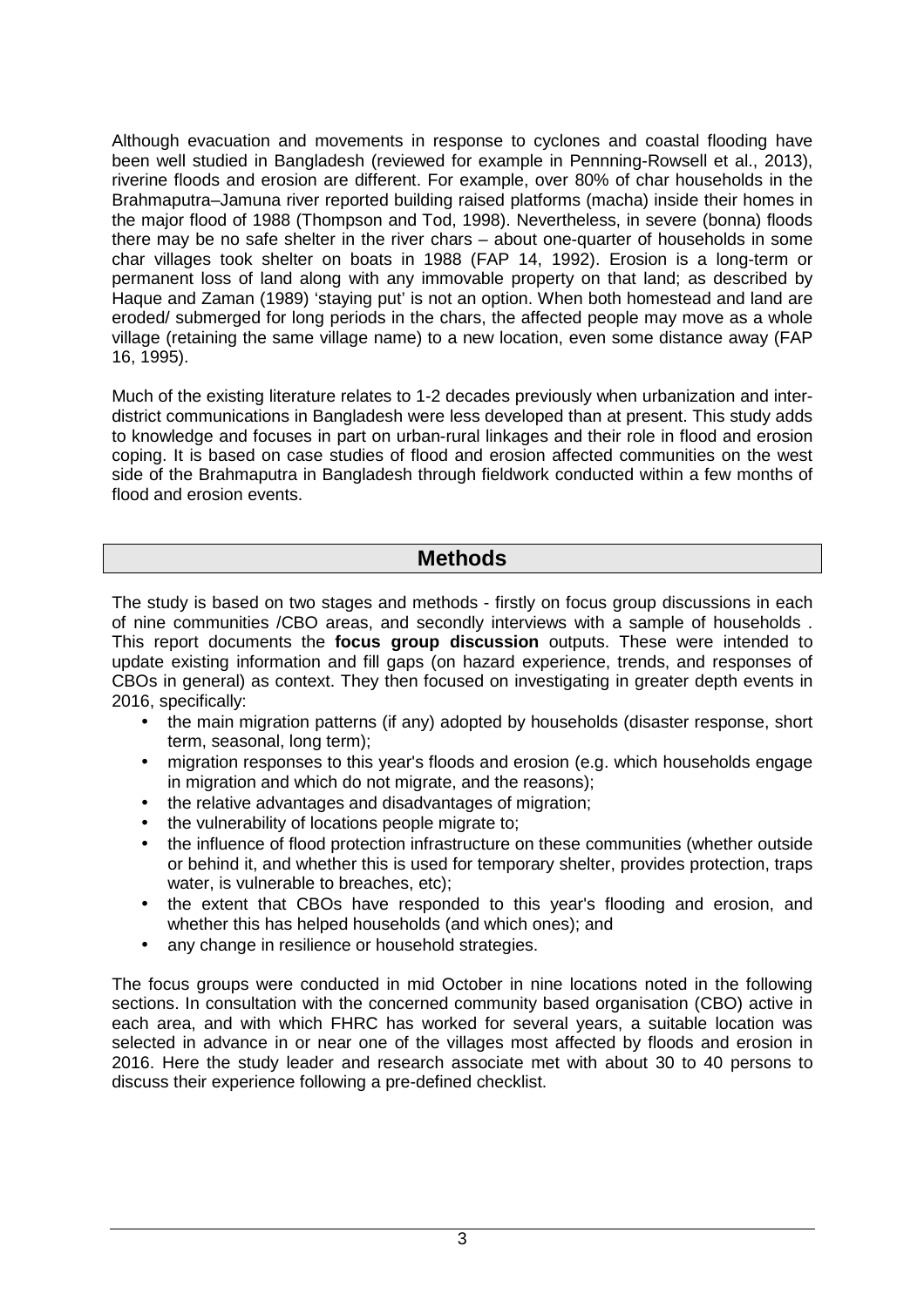Although evacuation and movements in response to cyclones and coastal flooding have been well studied in Bangladesh (reviewed for example in Pennning-Rowsell et al., 2013), riverine floods and erosion are different. For example, over 80% of char households in the Brahmaputra–Jamuna river reported building raised platforms (macha) inside their homes in the major flood of 1988 (Thompson and Tod, 1998). Nevertheless, in severe (bonna) floods there may be no safe shelter in the river chars – about one-quarter of households in some char villages took shelter on boats in 1988 (FAP 14, 1992). Erosion is a long-term or permanent loss of land along with any immovable property on that land; as described by Haque and Zaman (1989) 'staying put' is not an option. When both homestead and land are eroded/ submerged for long periods in the chars, the affected people may move as a whole village (retaining the same village name) to a new location, even some distance away (FAP 16, 1995).

Much of the existing literature relates to 1-2 decades previously when urbanization and inter-district communications in Bangladesh were less developed than at present. This study adds to knowledge and focuses in part on urban-rural linkages and their role in flood and erosion coping. It is based on case studies of flood and erosion affected communities on the west side of the Brahmaputra in Bangladesh through fieldwork conducted within a few months of flood and erosion events.

## Methods

The study is based on two stages and methods - firstly on focus group discussions in each of nine communities /CBO areas, and secondly interviews with a sample of households . This report documents the **focus group discussion** outputs. These were intended to update existing information and fill gaps (on hazard experience, trends, and responses of CBOs in general) as context. They then focused on investigating in greater depth events in 2016, specifically:

- the main migration patterns (if any) adopted by households (disaster response, short term, seasonal, long term);
- migration responses to this year's floods and erosion (e.g. which households engage in migration and which do not migrate, and the reasons);
- the relative advantages and disadvantages of migration;
- the vulnerability of locations people migrate to;
- the influence of flood protection infrastructure on these communities (whether outside or behind it, and whether this is used for temporary shelter, provides protection, traps water, is vulnerable to breaches, etc);
- the extent that CBOs have responded to this year's flooding and erosion, and whether this has helped households (and which ones); and
- any change in resilience or household strategies.

The focus groups were conducted in mid October in nine locations noted in the following sections. In consultation with the concerned community based organisation (CBO) active in each area, and with which FHRC has worked for several years, a suitable location was selected in advance in or near one of the villages most affected by floods and erosion in 2016. Here the study leader and research associate met with about 30 to 40 persons to discuss their experience following a pre-defined checklist.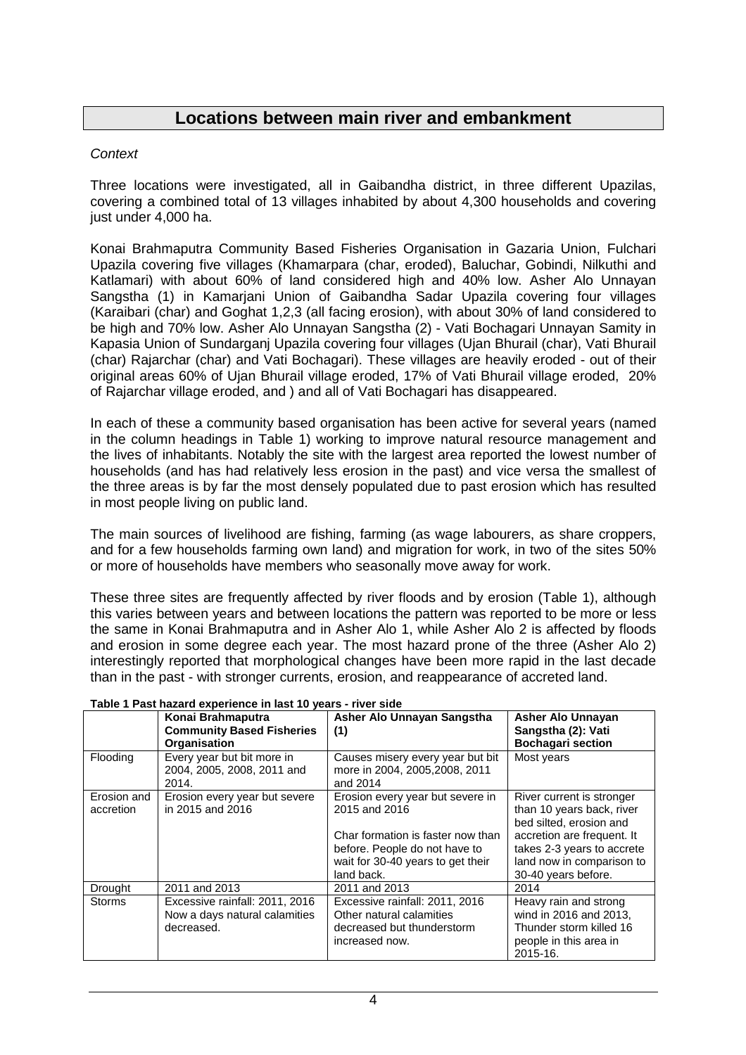## Locations between main river and embankment

*Context*

Three locations were investigated, all in Gaibandha district, in three different Upazilas, covering a combined total of 13 villages inhabited by about 4,300 households and covering just under 4,000 ha.

Konai Brahmaputra Community Based Fisheries Organisation in Gazaria Union, Fulchari Upazila covering five villages (Khamarpara (char, eroded), Baluchar, Gobindi, Nilkuthi and Katlamari) with about 60% of land considered high and 40% low. Asher Alo Unnayan Sangstha (1) in Kamarjani Union of Gaibandha Sadar Upazila covering four villages (Karaibari (char) and Goghat 1,2,3 (all facing erosion), with about 30% of land considered to be high and 70% low. Asher Alo Unnayan Sangstha (2) - Vati Bochagari Unnayan Samity in Kapasia Union of Sundarganj Upazila covering four villages (Ujan Bhurail (char), Vati Bhurail (char) Rajarchar (char) and Vati Bochagari). These villages are heavily eroded - out of their original areas 60% of Ujan Bhurail village eroded, 17% of Vati Bhurail village eroded, 20% of Rajarchar village eroded, and ) and all of Vati Bochagari has disappeared.

In each of these a community based organisation has been active for several years (named in the column headings in Table 1) working to improve natural resource management and the lives of inhabitants. Notably the site with the largest area reported the lowest number of households (and has had relatively less erosion in the past) and vice versa the smallest of the three areas is by far the most densely populated due to past erosion which has resulted in most people living on public land.

The main sources of livelihood are fishing, farming (as wage labourers, as share croppers, and for a few households farming own land) and migration for work, in two of the sites 50% or more of households have members who seasonally move away for work.

These three sites are frequently affected by river floods and by erosion (Table 1), although this varies between years and between locations the pattern was reported to be more or less the same in Konai Brahmaputra and in Asher Alo 1, while Asher Alo 2 is affected by floods and erosion in some degree each year. The most hazard prone of the three (Asher Alo 2) interestingly reported that morphological changes have been more rapid in the last decade than in the past - with stronger currents, erosion, and reappearance of accreted land.

**Table 1 Past hazard experience in last 10 years - river side**

| | Konai Brahmaputra Community Based Fisheries Organisation | Asher Alo Unnayan Sangstha (1) | Asher Alo Unnayan Sangstha (2): Vati Bochagari section |
|---|---|---|---|
| Flooding | Every year but bit more in 2004, 2005, 2008, 2011 and 2014. | Causes misery every year but bit more in 2004, 2005,2008, 2011 and 2014 | Most years |
| Erosion and accretion | Erosion every year but severe in 2015 and 2016 | Erosion every year but severe in 2015 and 2016<br><br>Char formation is faster now than before. People do not have to wait for 30-40 years to get their land back. | River current is stronger than 10 years back, river bed silted, erosion and accretion are frequent. It takes 2-3 years to accrete land now in comparison to 30-40 years before. |
| Drought | 2011 and 2013 | 2011 and 2013 | 2014 |
| Storms | Excessive rainfall: 2011, 2016<br>Now a days natural calamities decreased. | Excessive rainfall: 2011, 2016<br>Other natural calamities decreased but thunderstorm increased now. | Heavy rain and strong wind in 2016 and 2013, Thunder storm killed 16 people in this area in 2015-16. |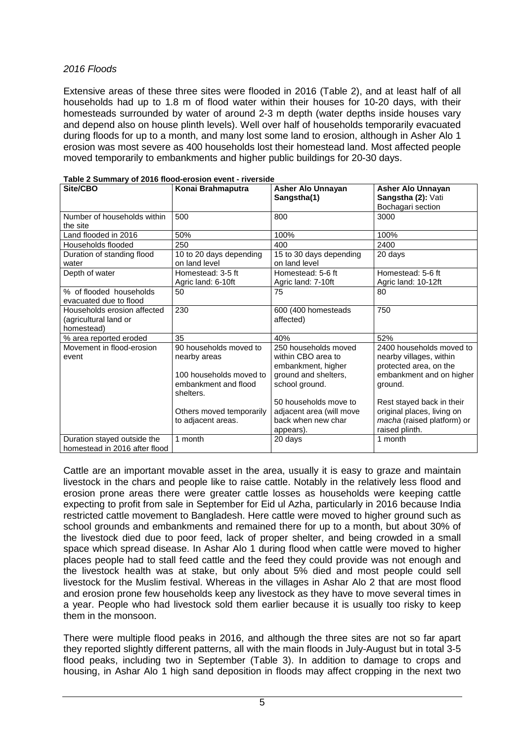*2016 Floods*

Extensive areas of these three sites were flooded in 2016 (Table 2), and at least half of all households had up to 1.8 m of flood water within their houses for 10-20 days, with their homesteads surrounded by water of around 2-3 m depth (water depths inside houses vary and depend also on house plinth levels). Well over half of households temporarily evacuated during floods for up to a month, and many lost some land to erosion, although in Asher Alo 1 erosion was most severe as 400 households lost their homestead land. Most affected people moved temporarily to embankments and higher public buildings for 20-30 days.

**Table 2 Summary of 2016 flood-erosion event - riverside**

| Site/CBO | Konai Brahmaputra | Asher Alo Unnayan Sangstha(1) | Asher Alo Unnayan Sangstha (2): Vati Bochagari section |
|---|---|---|---|
| Number of households within the site | 500 | 800 | 3000 |
| Land flooded in 2016 | 50% | 100% | 100% |
| Households flooded | 250 | 400 | 2400 |
| Duration of standing flood water | 10 to 20 days depending on land level | 15 to 30 days depending on land level | 20 days |
| Depth of water | Homestead: 3-5 ft<br>Agric land: 6-10ft | Homestead: 5-6 ft<br>Agric land: 7-10ft | Homestead: 5-6 ft<br>Agric land: 10-12ft |
| % of flooded households evacuated due to flood | 50 | 75 | 80 |
| Households erosion affected (agricultural land or homestead) | 230 | 600 (400 homesteads affected) | 750 |
| % area reported eroded | 35 | 40% | 52% |
| Movement in flood-erosion event | 90 households moved to nearby areas<br><br>100 households moved to embankment and flood shelters.<br><br>Others moved temporarily to adjacent areas. | 250 households moved within CBO area to embankment, higher ground and shelters, school ground.<br><br>50 households move to adjacent area (will move back when new char appears). | 2400 households moved to nearby villages, within protected area, on the embankment and on higher ground.<br><br>Rest stayed back in their original places, living on *macha* (raised platform) or raised plinth. |
| Duration stayed outside the homestead in 2016 after flood | 1 month | 20 days | 1 month |

Cattle are an important movable asset in the area, usually it is easy to graze and maintain livestock in the chars and people like to raise cattle. Notably in the relatively less flood and erosion prone areas there were greater cattle losses as households were keeping cattle expecting to profit from sale in September for Eid ul Azha, particularly in 2016 because India restricted cattle movement to Bangladesh. Here cattle were moved to higher ground such as school grounds and embankments and remained there for up to a month, but about 30% of the livestock died due to poor feed, lack of proper shelter, and being crowded in a small space which spread disease. In Ashar Alo 1 during flood when cattle were moved to higher places people had to stall feed cattle and the feed they could provide was not enough and the livestock health was at stake, but only about 5% died and most people could sell livestock for the Muslim festival. Whereas in the villages in Ashar Alo 2 that are most flood and erosion prone few households keep any livestock as they have to move several times in a year. People who had livestock sold them earlier because it is usually too risky to keep them in the monsoon.

There were multiple flood peaks in 2016, and although the three sites are not so far apart they reported slightly different patterns, all with the main floods in July-August but in total 3-5 flood peaks, including two in September (Table 3). In addition to damage to crops and housing, in Ashar Alo 1 high sand deposition in floods may affect cropping in the next two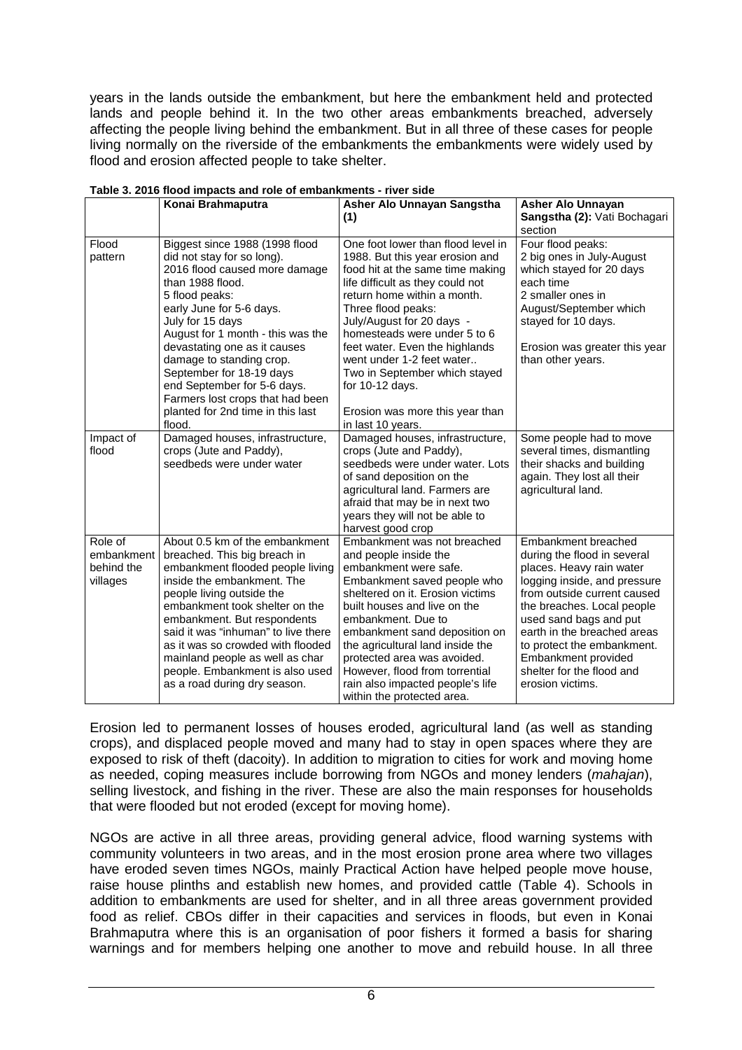years in the lands outside the embankment, but here the embankment held and protected lands and people behind it. In the two other areas embankments breached, adversely affecting the people living behind the embankment. But in all three of these cases for people living normally on the riverside of the embankments the embankments were widely used by flood and erosion affected people to take shelter.

**Table 3. 2016 flood impacts and role of embankments - river side**

| | Konai Brahmaputra | Asher Alo Unnayan Sangstha (1) | Asher Alo Unnayan Sangstha (2): Vati Bochagari section |
|---|---|---|---|
| Flood pattern | Biggest since 1988 (1998 flood did not stay for so long). 2016 flood caused more damage than 1988 flood. 5 flood peaks: early June for 5-6 days. July for 15 days August for 1 month - this was the devastating one as it causes damage to standing crop. September for 18-19 days end September for 5-6 days. Farmers lost crops that had been planted for 2nd time in this last flood. | One foot lower than flood level in 1988. But this year erosion and food hit at the same time making life difficult as they could not return home within a month. Three flood peaks: July/August for 20 days - homesteads were under 5 to 6 feet water. Even the highlands went under 1-2 feet water.. Two in September which stayed for 10-12 days. Erosion was more this year than in last 10 years. | Four flood peaks: 2 big ones in July-August which stayed for 20 days each time 2 smaller ones in August/September which stayed for 10 days. Erosion was greater this year than other years. |
| Impact of flood | Damaged houses, infrastructure, crops (Jute and Paddy), seedbeds were under water | Damaged houses, infrastructure, crops (Jute and Paddy), seedbeds were under water. Lots of sand deposition on the agricultural land. Farmers are afraid that may be in next two years they will not be able to harvest good crop | Some people had to move several times, dismantling their shacks and building again. They lost all their agricultural land. |
| Role of embankment behind the villages | About 0.5 km of the embankment breached. This big breach in embankment flooded people living inside the embankment. The people living outside the embankment took shelter on the embankment. But respondents said it was "inhuman" to live there as it was so crowded with flooded mainland people as well as char people. Embankment is also used as a road during dry season. | Embankment was not breached and people inside the embankment were safe. Embankment saved people who sheltered on it. Erosion victims built houses and live on the embankment. Due to embankment sand deposition on the agricultural land inside the protected area was avoided. However, flood from torrential rain also impacted people's life within the protected area. | Embankment breached during the flood in several places. Heavy rain water logging inside, and pressure from outside current caused the breaches. Local people used sand bags and put earth in the breached areas to protect the embankment. Embankment provided shelter for the flood and erosion victims. |

Erosion led to permanent losses of houses eroded, agricultural land (as well as standing crops), and displaced people moved and many had to stay in open spaces where they are exposed to risk of theft (dacoity). In addition to migration to cities for work and moving home as needed, coping measures include borrowing from NGOs and money lenders (*mahajan*), selling livestock, and fishing in the river. These are also the main responses for households that were flooded but not eroded (except for moving home).

NGOs are active in all three areas, providing general advice, flood warning systems with community volunteers in two areas, and in the most erosion prone area where two villages have eroded seven times NGOs, mainly Practical Action have helped people move house, raise house plinths and establish new homes, and provided cattle (Table 4). Schools in addition to embankments are used for shelter, and in all three areas government provided food as relief. CBOs differ in their capacities and services in floods, but even in Konai Brahmaputra where this is an organisation of poor fishers it formed a basis for sharing warnings and for members helping one another to move and rebuild house. In all three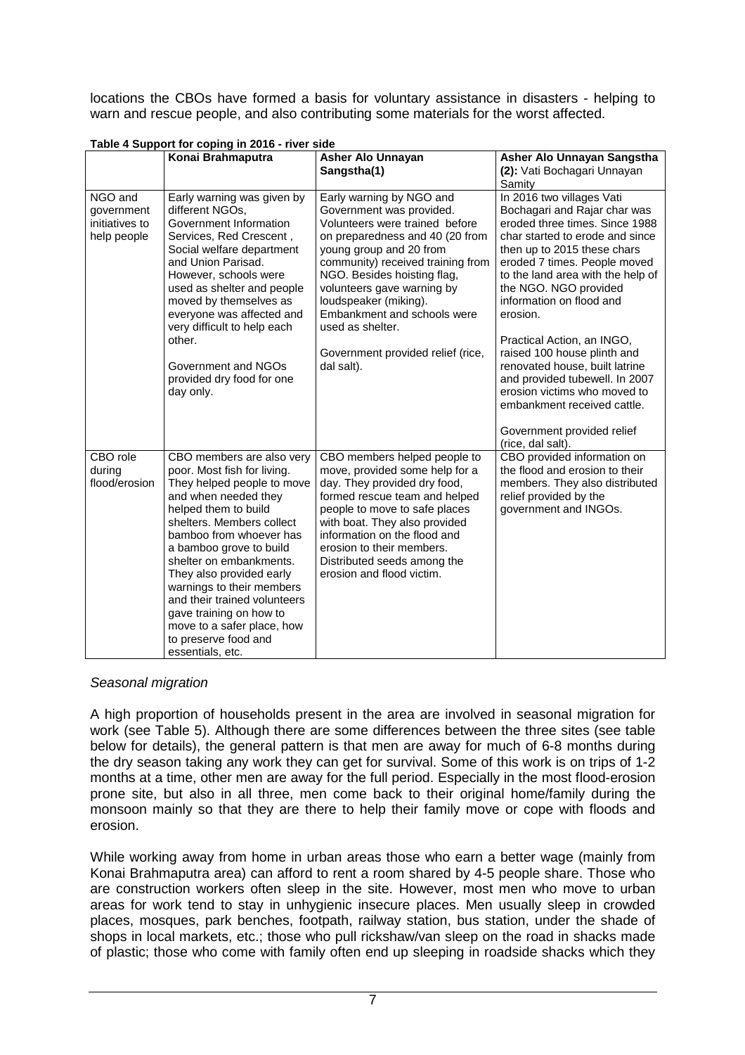locations the CBOs have formed a basis for voluntary assistance in disasters - helping to warn and rescue people, and also contributing some materials for the worst affected.

**Table 4 Support for coping in 2016 - river side**

| | Konai Brahmaputra | Asher Alo Unnayan Sangstha(1) | Asher Alo Unnayan Sangstha (2): Vati Bochagari Unnayan Samity |
|---|---|---|---|
| NGO and government initiatives to help people | Early warning was given by different NGOs, Government Information Services, Red Crescent , Social welfare department and Union Parisad. However, schools were used as shelter and people moved by themselves as everyone was affected and very difficult to help each other.<br><br>Government and NGOs provided dry food for one day only. | Early warning by NGO and Government was provided. Volunteers were trained before on preparedness and 40 (20 from young group and 20 from community) received training from NGO. Besides hoisting flag, volunteers gave warning by loudspeaker (miking). Embankment and schools were used as shelter.<br><br>Government provided relief (rice, dal salt). | In 2016 two villages Vati Bochagari and Rajar char was eroded three times. Since 1988 char started to erode and since then up to 2015 these chars eroded 7 times. People moved to the land area with the help of the NGO. NGO provided information on flood and erosion.<br><br>Practical Action, an INGO, raised 100 house plinth and renovated house, built latrine and provided tubewell. In 2007 erosion victims who moved to embankment received cattle.<br><br>Government provided relief (rice, dal salt). |
| CBO role during flood/erosion | CBO members are also very poor. Most fish for living. They helped people to move and when needed they helped them to build shelters. Members collect bamboo from whoever has a bamboo grove to build shelter on embankments. They also provided early warnings to their members and their trained volunteers gave training on how to move to a safer place, how to preserve food and essentials, etc. | CBO members helped people to move, provided some help for a day. They provided dry food, formed rescue team and helped people to move to safe places with boat. They also provided information on the flood and erosion to their members. Distributed seeds among the erosion and flood victim. | CBO provided information on the flood and erosion to their members. They also distributed relief provided by the government and INGOs. |

*Seasonal migration*

A high proportion of households present in the area are involved in seasonal migration for work (see Table 5). Although there are some differences between the three sites (see table below for details), the general pattern is that men are away for much of 6-8 months during the dry season taking any work they can get for survival. Some of this work is on trips of 1-2 months at a time, other men are away for the full period. Especially in the most flood-erosion prone site, but also in all three, men come back to their original home/family during the monsoon mainly so that they are there to help their family move or cope with floods and erosion.

While working away from home in urban areas those who earn a better wage (mainly from Konai Brahmaputra area) can afford to rent a room shared by 4-5 people share. Those who are construction workers often sleep in the site. However, most men who move to urban areas for work tend to stay in unhygienic insecure places. Men usually sleep in crowded places, mosques, park benches, footpath, railway station, bus station, under the shade of shops in local markets, etc.; those who pull rickshaw/van sleep on the road in shacks made of plastic; those who come with family often end up sleeping in roadside shacks which they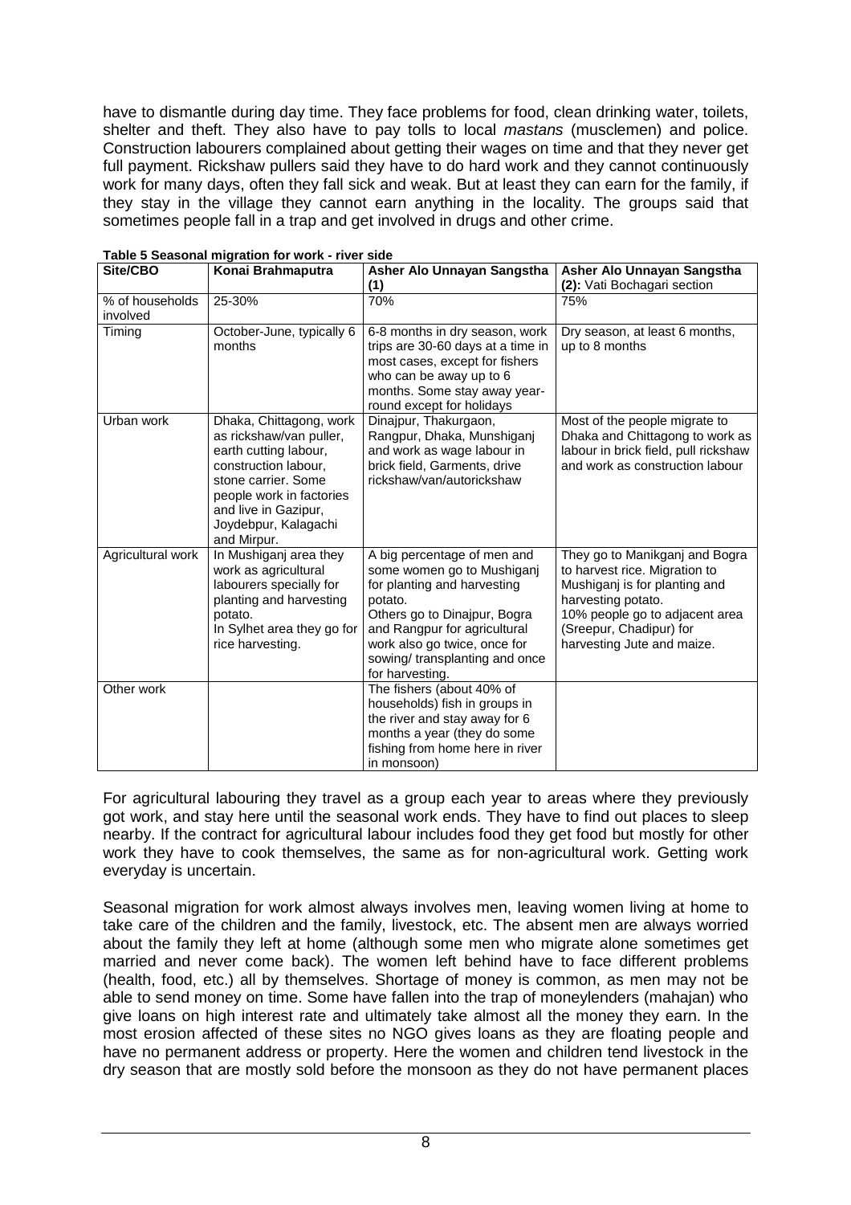have to dismantle during day time. They face problems for food, clean drinking water, toilets, shelter and theft. They also have to pay tolls to local *mastans* (musclemen) and police. Construction labourers complained about getting their wages on time and that they never get full payment. Rickshaw pullers said they have to do hard work and they cannot continuously work for many days, often they fall sick and weak. But at least they can earn for the family, if they stay in the village they cannot earn anything in the locality. The groups said that sometimes people fall in a trap and get involved in drugs and other crime.

**Table 5 Seasonal migration for work - river side**

| Site/CBO | Konai Brahmaputra | Asher Alo Unnayan Sangstha (1) | Asher Alo Unnayan Sangstha (2): Vati Bochagari section |
|---|---|---|---|
| % of households involved | 25-30% | 70% | 75% |
| Timing | October-June, typically 6 months | 6-8 months in dry season, work trips are 30-60 days at a time in most cases, except for fishers who can be away up to 6 months. Some stay away year-round except for holidays | Dry season, at least 6 months, up to 8 months |
| Urban work | Dhaka, Chittagong, work as rickshaw/van puller, earth cutting labour, construction labour, stone carrier. Some people work in factories and live in Gazipur, Joydebpur, Kalagachi and Mirpur. | Dinajpur, Thakurgaon, Rangpur, Dhaka, Munshiganj and work as wage labour in brick field, Garments, drive rickshaw/van/autorickshaw | Most of the people migrate to Dhaka and Chittagong to work as labour in brick field, pull rickshaw and work as construction labour |
| Agricultural work | In Mushiganj area they work as agricultural labourers specially for planting and harvesting potato. In Sylhet area they go for rice harvesting. | A big percentage of men and some women go to Mushiganj for planting and harvesting potato. Others go to Dinajpur, Bogra and Rangpur for agricultural work also go twice, once for sowing/ transplanting and once for harvesting. | They go to Manikganj and Bogra to harvest rice. Migration to Mushiganj is for planting and harvesting potato. 10% people go to adjacent area (Sreepur, Chadipur) for harvesting Jute and maize. |
| Other work | | The fishers (about 40% of households) fish in groups in the river and stay away for 6 months a year (they do some fishing from home here in river in monsoon) | |

For agricultural labouring they travel as a group each year to areas where they previously got work, and stay here until the seasonal work ends. They have to find out places to sleep nearby. If the contract for agricultural labour includes food they get food but mostly for other work they have to cook themselves, the same as for non-agricultural work. Getting work everyday is uncertain.

Seasonal migration for work almost always involves men, leaving women living at home to take care of the children and the family, livestock, etc. The absent men are always worried about the family they left at home (although some men who migrate alone sometimes get married and never come back). The women left behind have to face different problems (health, food, etc.) all by themselves. Shortage of money is common, as men may not be able to send money on time. Some have fallen into the trap of moneylenders (mahajan) who give loans on high interest rate and ultimately take almost all the money they earn. In the most erosion affected of these sites no NGO gives loans as they are floating people and have no permanent address or property. Here the women and children tend livestock in the dry season that are mostly sold before the monsoon as they do not have permanent places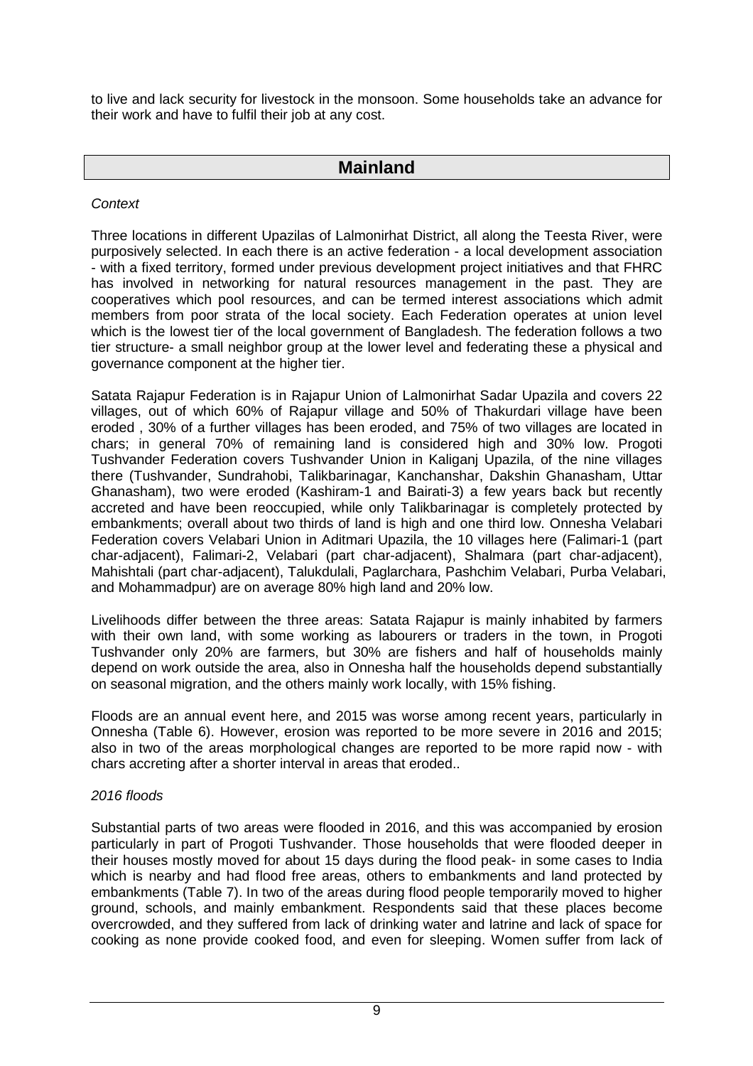to live and lack security for livestock in the monsoon. Some households take an advance for their work and have to fulfil their job at any cost.

## Mainland

*Context*

Three locations in different Upazilas of Lalmonirhat District, all along the Teesta River, were purposively selected. In each there is an active federation - a local development association - with a fixed territory, formed under previous development project initiatives and that FHRC has involved in networking for natural resources management in the past. They are cooperatives which pool resources, and can be termed interest associations which admit members from poor strata of the local society. Each Federation operates at union level which is the lowest tier of the local government of Bangladesh. The federation follows a two tier structure- a small neighbor group at the lower level and federating these a physical and governance component at the higher tier.

Satata Rajapur Federation is in Rajapur Union of Lalmonirhat Sadar Upazila and covers 22 villages, out of which 60% of Rajapur village and 50% of Thakurdari village have been eroded , 30% of a further villages has been eroded, and 75% of two villages are located in chars; in general 70% of remaining land is considered high and 30% low. Progoti Tushvander Federation covers Tushvander Union in Kaliganj Upazila, of the nine villages there (Tushvander, Sundrahobi, Talikbarinagar, Kanchanshar, Dakshin Ghanasham, Uttar Ghanasham), two were eroded (Kashiram-1 and Bairati-3) a few years back but recently accreted and have been reoccupied, while only Talikbarinagar is completely protected by embankments; overall about two thirds of land is high and one third low. Onnesha Velabari Federation covers Velabari Union in Aditmari Upazila, the 10 villages here (Falimari-1 (part char-adjacent), Falimari-2, Velabari (part char-adjacent), Shalmara (part char-adjacent), Mahishtali (part char-adjacent), Talukdulali, Paglarchara, Pashchim Velabari, Purba Velabari, and Mohammadpur) are on average 80% high land and 20% low.

Livelihoods differ between the three areas: Satata Rajapur is mainly inhabited by farmers with their own land, with some working as labourers or traders in the town, in Progoti Tushvander only 20% are farmers, but 30% are fishers and half of households mainly depend on work outside the area, also in Onnesha half the households depend substantially on seasonal migration, and the others mainly work locally, with 15% fishing.

Floods are an annual event here, and 2015 was worse among recent years, particularly in Onnesha (Table 6). However, erosion was reported to be more severe in 2016 and 2015; also in two of the areas morphological changes are reported to be more rapid now - with chars accreting after a shorter interval in areas that eroded..

*2016 floods*

Substantial parts of two areas were flooded in 2016, and this was accompanied by erosion particularly in part of Progoti Tushvander. Those households that were flooded deeper in their houses mostly moved for about 15 days during the flood peak- in some cases to India which is nearby and had flood free areas, others to embankments and land protected by embankments (Table 7). In two of the areas during flood people temporarily moved to higher ground, schools, and mainly embankment. Respondents said that these places become overcrowded, and they suffered from lack of drinking water and latrine and lack of space for cooking as none provide cooked food, and even for sleeping. Women suffer from lack of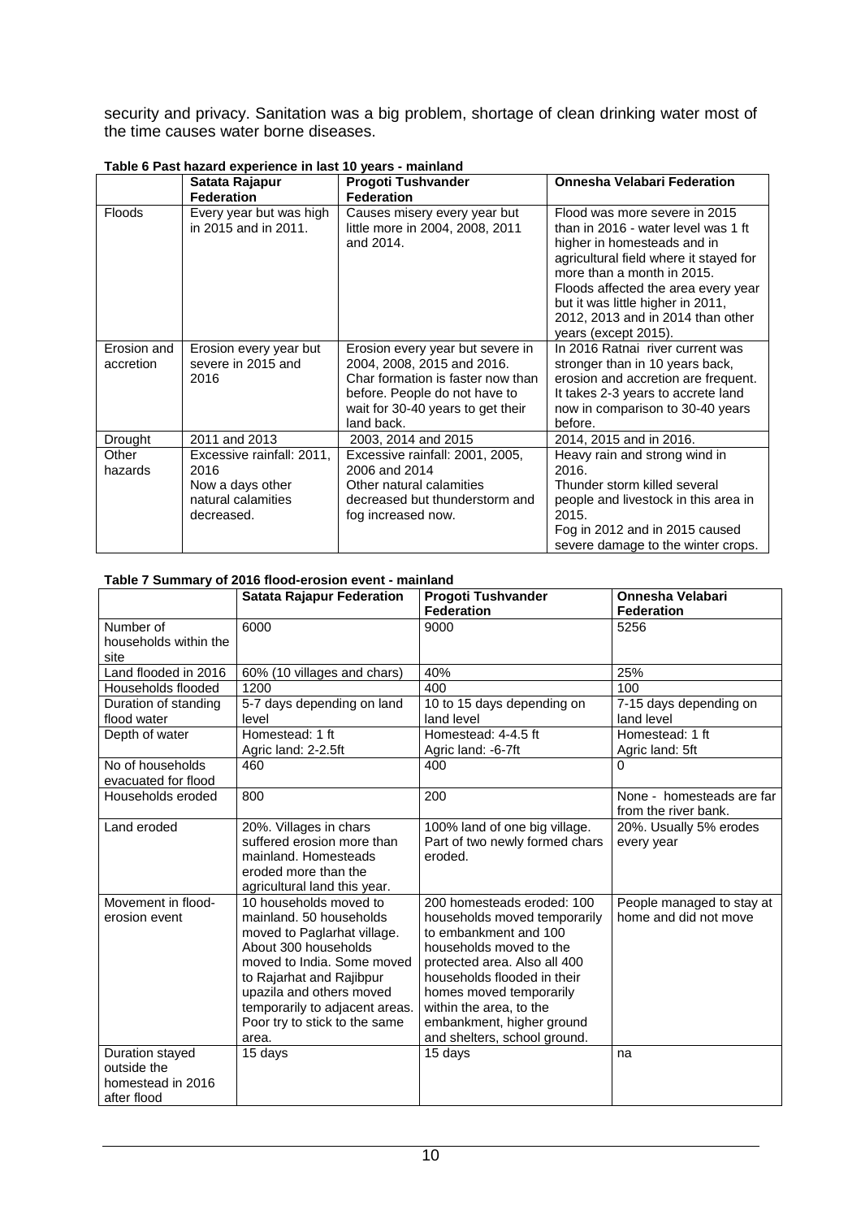security and privacy. Sanitation was a big problem, shortage of clean drinking water most of the time causes water borne diseases.

**Table 6 Past hazard experience in last 10 years - mainland**

| | Satata Rajapur Federation | Progoti Tushvander Federation | Onnesha Velabari Federation |
|---|---|---|---|
| Floods | Every year but was high in 2015 and in 2011. | Causes misery every year but little more in 2004, 2008, 2011 and 2014. | Flood was more severe in 2015 than in 2016 - water level was 1 ft higher in homesteads and in agricultural field where it stayed for more than a month in 2015. Floods affected the area every year but it was little higher in 2011, 2012, 2013 and in 2014 than other years (except 2015). |
| Erosion and accretion | Erosion every year but severe in 2015 and 2016 | Erosion every year but severe in 2004, 2008, 2015 and 2016. Char formation is faster now than before. People do not have to wait for 30-40 years to get their land back. | In 2016 Ratnai river current was stronger than in 10 years back, erosion and accretion are frequent. It takes 2-3 years to accrete land now in comparison to 30-40 years before. |
| Drought | 2011 and 2013 | 2003, 2014 and 2015 | 2014, 2015 and in 2016. |
| Other hazards | Excessive rainfall: 2011, 2016<br>Now a days other natural calamities decreased. | Excessive rainfall: 2001, 2005, 2006 and 2014<br>Other natural calamities decreased but thunderstorm and fog increased now. | Heavy rain and strong wind in 2016.<br>Thunder storm killed several people and livestock in this area in 2015.<br>Fog in 2012 and in 2015 caused severe damage to the winter crops. |

**Table 7 Summary of 2016 flood-erosion event - mainland**

| | Satata Rajapur Federation | Progoti Tushvander Federation | Onnesha Velabari Federation |
|---|---|---|---|
| Number of households within the site | 6000 | 9000 | 5256 |
| Land flooded in 2016 | 60% (10 villages and chars) | 40% | 25% |
| Households flooded | 1200 | 400 | 100 |
| Duration of standing flood water | 5-7 days depending on land level | 10 to 15 days depending on land level | 7-15 days depending on land level |
| Depth of water | Homestead: 1 ft<br>Agric land: 2-2.5ft | Homestead: 4-4.5 ft<br>Agric land: -6-7ft | Homestead: 1 ft<br>Agric land: 5ft |
| No of households evacuated for flood | 460 | 400 | 0 |
| Households eroded | 800 | 200 | None - homesteads are far from the river bank. |
| Land eroded | 20%. Villages in chars suffered erosion more than mainland. Homesteads eroded more than the agricultural land this year. | 100% land of one big village. Part of two newly formed chars eroded. | 20%. Usually 5% erodes every year |
| Movement in flood-erosion event | 10 households moved to mainland. 50 households moved to Paglarhat village. About 300 households moved to India. Some moved to Rajarhat and Rajibpur upazila and others moved temporarily to adjacent areas. Poor try to stick to the same area. | 200 homesteads eroded: 100 households moved temporarily to embankment and 100 households moved to the protected area. Also all 400 households flooded in their homes moved temporarily within the area, to the embankment, higher ground and shelters, school ground. | People managed to stay at home and did not move |
| Duration stayed outside the homestead in 2016 after flood | 15 days | 15 days | na |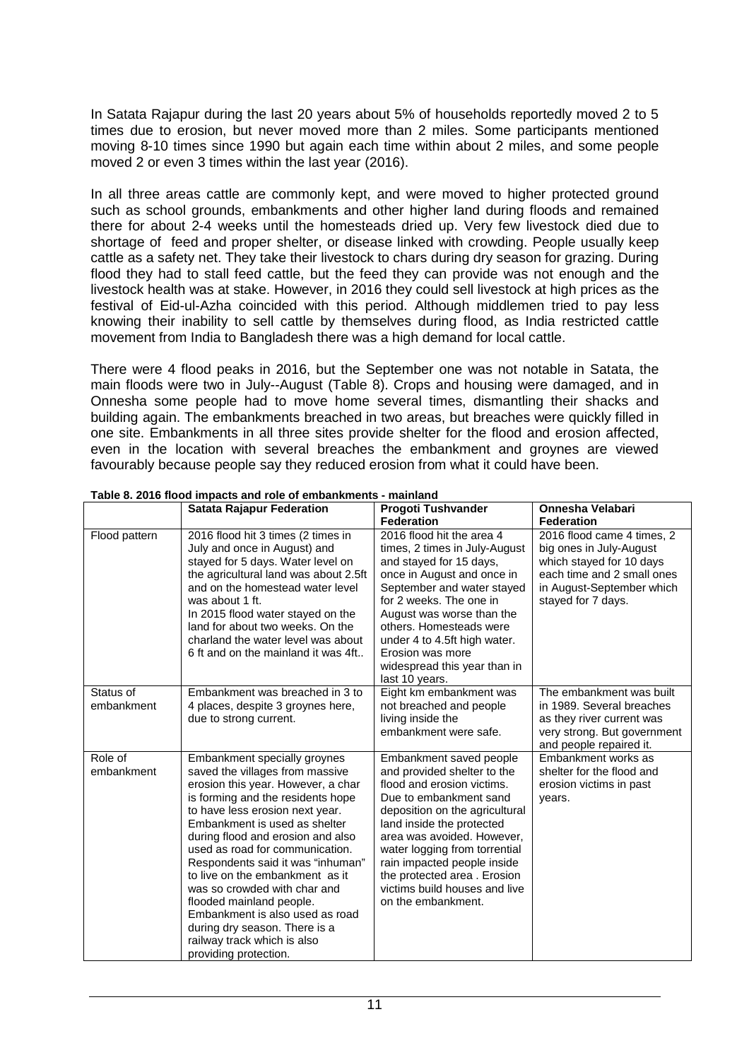In Satata Rajapur during the last 20 years about 5% of households reportedly moved 2 to 5 times due to erosion, but never moved more than 2 miles. Some participants mentioned moving 8-10 times since 1990 but again each time within about 2 miles, and some people moved 2 or even 3 times within the last year (2016).

In all three areas cattle are commonly kept, and were moved to higher protected ground such as school grounds, embankments and other higher land during floods and remained there for about 2-4 weeks until the homesteads dried up. Very few livestock died due to shortage of feed and proper shelter, or disease linked with crowding. People usually keep cattle as a safety net. They take their livestock to chars during dry season for grazing. During flood they had to stall feed cattle, but the feed they can provide was not enough and the livestock health was at stake. However, in 2016 they could sell livestock at high prices as the festival of Eid-ul-Azha coincided with this period. Although middlemen tried to pay less knowing their inability to sell cattle by themselves during flood, as India restricted cattle movement from India to Bangladesh there was a high demand for local cattle.

There were 4 flood peaks in 2016, but the September one was not notable in Satata, the main floods were two in July--August (Table 8). Crops and housing were damaged, and in Onnesha some people had to move home several times, dismantling their shacks and building again. The embankments breached in two areas, but breaches were quickly filled in one site. Embankments in all three sites provide shelter for the flood and erosion affected, even in the location with several breaches the embankment and groynes are viewed favourably because people say they reduced erosion from what it could have been.

**Table 8. 2016 flood impacts and role of embankments - mainland**

| | Satata Rajapur Federation | Progoti Tushvander Federation | Onnesha Velabari Federation |
|---|---|---|---|
| Flood pattern | 2016 flood hit 3 times (2 times in July and once in August) and stayed for 5 days. Water level on the agricultural land was about 2.5ft and on the homestead water level was about 1 ft. In 2015 flood water stayed on the land for about two weeks. On the charland the water level was about 6 ft and on the mainland it was 4ft.. | 2016 flood hit the area 4 times, 2 times in July-August and stayed for 15 days, once in August and once in September and water stayed for 2 weeks. The one in August was worse than the others. Homesteads were under 4 to 4.5ft high water. Erosion was more widespread this year than in last 10 years. | 2016 flood came 4 times, 2 big ones in July-August which stayed for 10 days each time and 2 small ones in August-September which stayed for 7 days. |
| Status of embankment | Embankment was breached in 3 to 4 places, despite 3 groynes here, due to strong current. | Eight km embankment was not breached and people living inside the embankment were safe. | The embankment was built in 1989. Several breaches as they river current was very strong. But government and people repaired it. |
| Role of embankment | Embankment specially groynes saved the villages from massive erosion this year. However, a char is forming and the residents hope to have less erosion next year. Embankment is used as shelter during flood and erosion and also used as road for communication. Respondents said it was "inhuman" to live on the embankment as it was so crowded with char and flooded mainland people. Embankment is also used as road during dry season. There is a railway track which is also providing protection. | Embankment saved people and provided shelter to the flood and erosion victims. Due to embankment sand deposition on the agricultural land inside the protected area was avoided. However, water logging from torrential rain impacted people inside the protected area . Erosion victims build houses and live on the embankment. | Embankment works as shelter for the flood and erosion victims in past years. |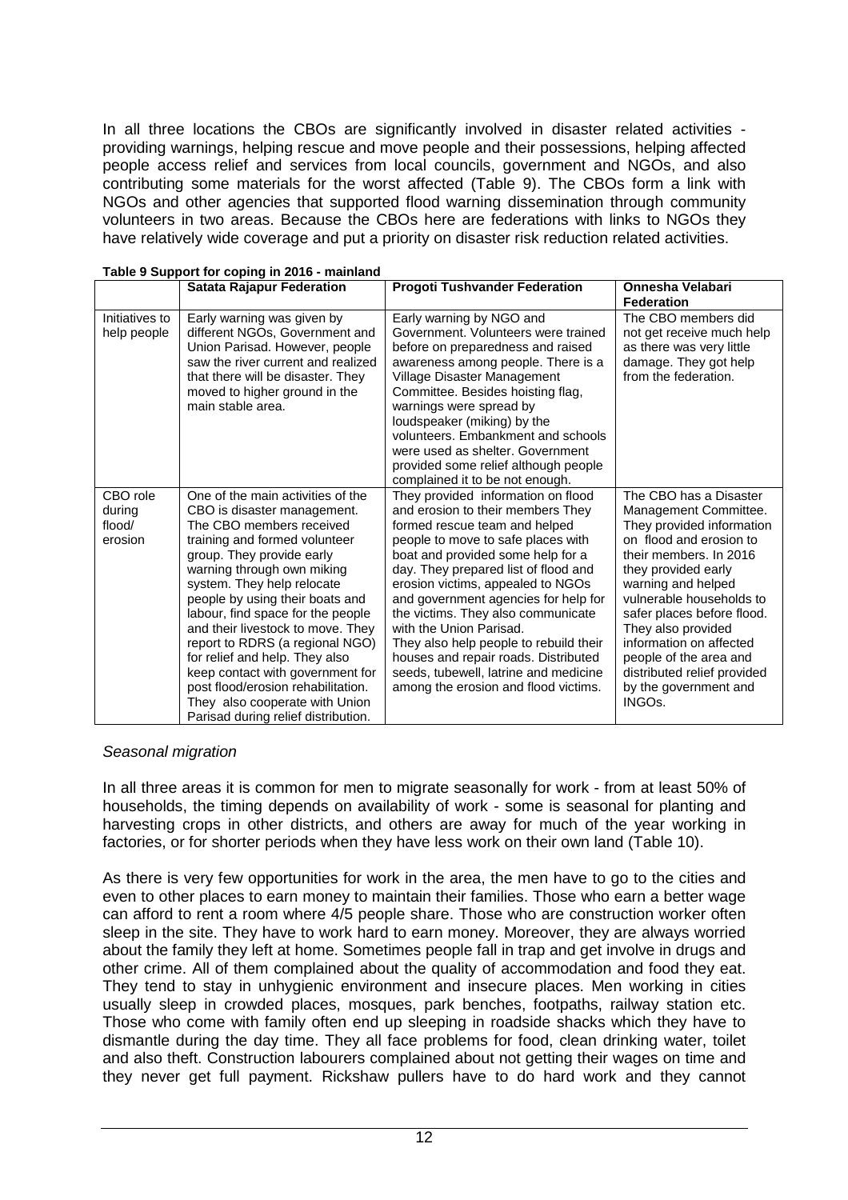In all three locations the CBOs are significantly involved in disaster related activities - providing warnings, helping rescue and move people and their possessions, helping affected people access relief and services from local councils, government and NGOs, and also contributing some materials for the worst affected (Table 9). The CBOs form a link with NGOs and other agencies that supported flood warning dissemination through community volunteers in two areas. Because the CBOs here are federations with links to NGOs they have relatively wide coverage and put a priority on disaster risk reduction related activities.

**Table 9 Support for coping in 2016 - mainland**

| | Satata Rajapur Federation | Progoti Tushvander Federation | Onnesha Velabari Federation |
|---|---|---|---|
| Initiatives to help people | Early warning was given by different NGOs, Government and Union Parisad. However, people saw the river current and realized that there will be disaster. They moved to higher ground in the main stable area. | Early warning by NGO and Government. Volunteers were trained before on preparedness and raised awareness among people. There is a Village Disaster Management Committee. Besides hoisting flag, warnings were spread by loudspeaker (miking) by the volunteers. Embankment and schools were used as shelter. Government provided some relief although people complained it to be not enough. | The CBO members did not get receive much help as there was very little damage. They got help from the federation. |
| CBO role during flood/ erosion | One of the main activities of the CBO is disaster management. The CBO members received training and formed volunteer group. They provide early warning through own miking system. They help relocate people by using their boats and labour, find space for the people and their livestock to move. They report to RDRS (a regional NGO) for relief and help. They also keep contact with government for post flood/erosion rehabilitation. They also cooperate with Union Parisad during relief distribution. | They provided information on flood and erosion to their members They formed rescue team and helped people to move to safe places with boat and provided some help for a day. They prepared list of flood and erosion victims, appealed to NGOs and government agencies for help for the victims. They also communicate with the Union Parisad. They also help people to rebuild their houses and repair roads. Distributed seeds, tubewell, latrine and medicine among the erosion and flood victims. | The CBO has a Disaster Management Committee. They provided information on flood and erosion to their members. In 2016 they provided early warning and helped vulnerable households to safer places before flood. They also provided information on affected people of the area and distributed relief provided by the government and INGOs. |

*Seasonal migration*

In all three areas it is common for men to migrate seasonally for work - from at least 50% of households, the timing depends on availability of work - some is seasonal for planting and harvesting crops in other districts, and others are away for much of the year working in factories, or for shorter periods when they have less work on their own land (Table 10).

As there is very few opportunities for work in the area, the men have to go to the cities and even to other places to earn money to maintain their families. Those who earn a better wage can afford to rent a room where 4/5 people share. Those who are construction worker often sleep in the site. They have to work hard to earn money. Moreover, they are always worried about the family they left at home. Sometimes people fall in trap and get involve in drugs and other crime. All of them complained about the quality of accommodation and food they eat. They tend to stay in unhygienic environment and insecure places. Men working in cities usually sleep in crowded places, mosques, park benches, footpaths, railway station etc. Those who come with family often end up sleeping in roadside shacks which they have to dismantle during the day time. They all face problems for food, clean drinking water, toilet and also theft. Construction labourers complained about not getting their wages on time and they never get full payment. Rickshaw pullers have to do hard work and they cannot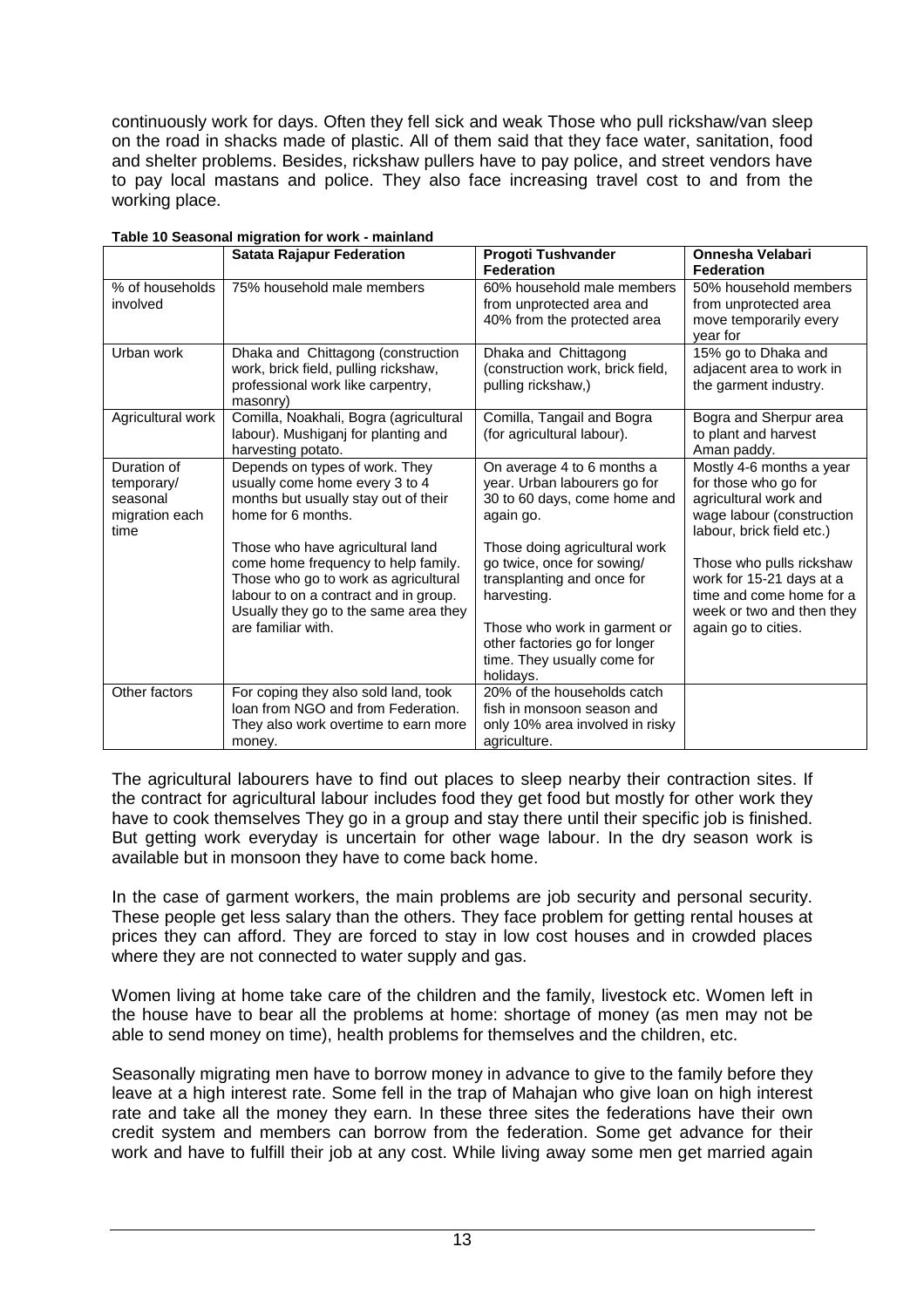continuously work for days. Often they fell sick and weak Those who pull rickshaw/van sleep on the road in shacks made of plastic. All of them said that they face water, sanitation, food and shelter problems. Besides, rickshaw pullers have to pay police, and street vendors have to pay local mastans and police. They also face increasing travel cost to and from the working place.

**Table 10 Seasonal migration for work - mainland**

| | Satata Rajapur Federation | Progoti Tushvander Federation | Onnesha Velabari Federation |
|---|---|---|---|
| % of households involved | 75% household male members | 60% household male members from unprotected area and 40% from the protected area | 50% household members from unprotected area move temporarily every year for |
| Urban work | Dhaka and Chittagong (construction work, brick field, pulling rickshaw, professional work like carpentry, masonry) | Dhaka and Chittagong (construction work, brick field, pulling rickshaw,) | 15% go to Dhaka and adjacent area to work in the garment industry. |
| Agricultural work | Comilla, Noakhali, Bogra (agricultural labour). Mushiganj for planting and harvesting potato. | Comilla, Tangail and Bogra (for agricultural labour). | Bogra and Sherpur area to plant and harvest Aman paddy. |
| Duration of temporary/ seasonal migration each time | Depends on types of work. They usually come home every 3 to 4 months but usually stay out of their home for 6 months.<br><br>Those who have agricultural land come home frequency to help family. Those who go to work as agricultural labour to on a contract and in group. Usually they go to the same area they are familiar with. | On average 4 to 6 months a year. Urban labourers go for 30 to 60 days, come home and again go.<br><br>Those doing agricultural work go twice, once for sowing/ transplanting and once for harvesting.<br><br>Those who work in garment or other factories go for longer time. They usually come for holidays. | Mostly 4-6 months a year for those who go for agricultural work and wage labour (construction labour, brick field etc.)<br><br>Those who pulls rickshaw work for 15-21 days at a time and come home for a week or two and then they again go to cities. |
| Other factors | For coping they also sold land, took loan from NGO and from Federation. They also work overtime to earn more money. | 20% of the households catch fish in monsoon season and only 10% area involved in risky agriculture. | |

The agricultural labourers have to find out places to sleep nearby their contraction sites. If the contract for agricultural labour includes food they get food but mostly for other work they have to cook themselves They go in a group and stay there until their specific job is finished. But getting work everyday is uncertain for other wage labour. In the dry season work is available but in monsoon they have to come back home.

In the case of garment workers, the main problems are job security and personal security. These people get less salary than the others. They face problem for getting rental houses at prices they can afford. They are forced to stay in low cost houses and in crowded places where they are not connected to water supply and gas.

Women living at home take care of the children and the family, livestock etc. Women left in the house have to bear all the problems at home: shortage of money (as men may not be able to send money on time), health problems for themselves and the children, etc.

Seasonally migrating men have to borrow money in advance to give to the family before they leave at a high interest rate. Some fell in the trap of Mahajan who give loan on high interest rate and take all the money they earn. In these three sites the federations have their own credit system and members can borrow from the federation. Some get advance for their work and have to fulfill their job at any cost. While living away some men get married again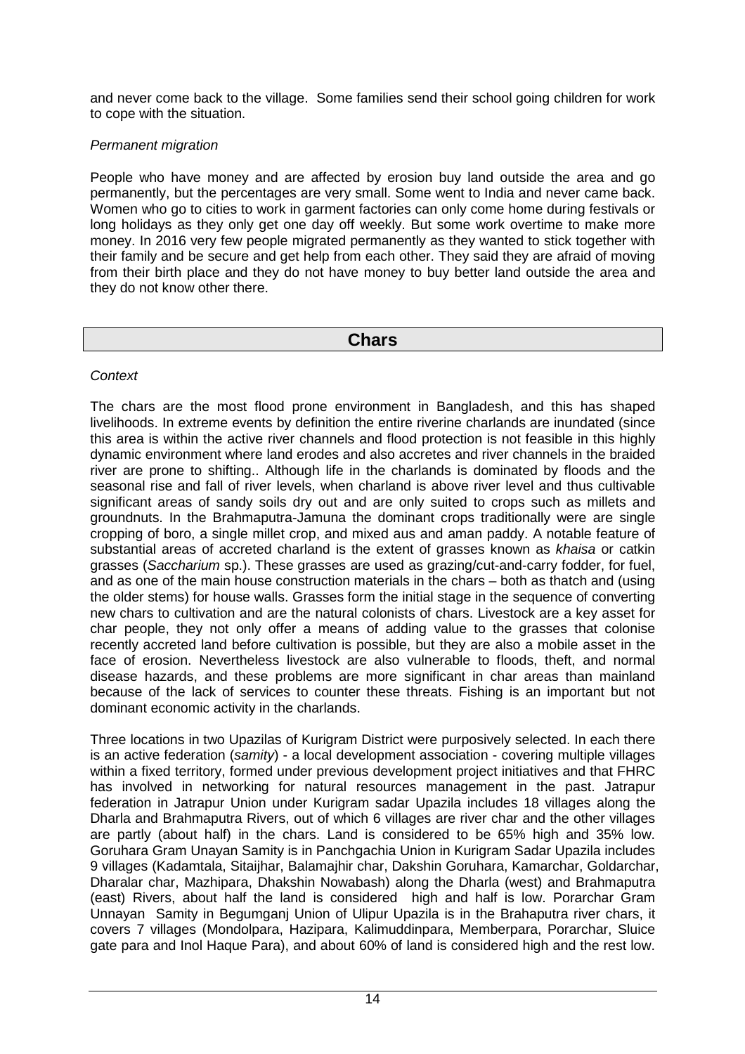and never come back to the village. Some families send their school going children for work to cope with the situation.

*Permanent migration*

People who have money and are affected by erosion buy land outside the area and go permanently, but the percentages are very small. Some went to India and never came back. Women who go to cities to work in garment factories can only come home during festivals or long holidays as they only get one day off weekly. But some work overtime to make more money. In 2016 very few people migrated permanently as they wanted to stick together with their family and be secure and get help from each other. They said they are afraid of moving from their birth place and they do not have money to buy better land outside the area and they do not know other there.

## Chars

*Context*

The chars are the most flood prone environment in Bangladesh, and this has shaped livelihoods. In extreme events by definition the entire riverine charlands are inundated (since this area is within the active river channels and flood protection is not feasible in this highly dynamic environment where land erodes and also accretes and river channels in the braided river are prone to shifting.. Although life in the charlands is dominated by floods and the seasonal rise and fall of river levels, when charland is above river level and thus cultivable significant areas of sandy soils dry out and are only suited to crops such as millets and groundnuts. In the Brahmaputra-Jamuna the dominant crops traditionally were are single cropping of boro, a single millet crop, and mixed aus and aman paddy. A notable feature of substantial areas of accreted charland is the extent of grasses known as *khaisa* or catkin grasses (*Saccharium* sp.). These grasses are used as grazing/cut-and-carry fodder, for fuel, and as one of the main house construction materials in the chars – both as thatch and (using the older stems) for house walls. Grasses form the initial stage in the sequence of converting new chars to cultivation and are the natural colonists of chars. Livestock are a key asset for char people, they not only offer a means of adding value to the grasses that colonise recently accreted land before cultivation is possible, but they are also a mobile asset in the face of erosion. Nevertheless livestock are also vulnerable to floods, theft, and normal disease hazards, and these problems are more significant in char areas than mainland because of the lack of services to counter these threats. Fishing is an important but not dominant economic activity in the charlands.

Three locations in two Upazilas of Kurigram District were purposively selected. In each there is an active federation (*samity*) - a local development association - covering multiple villages within a fixed territory, formed under previous development project initiatives and that FHRC has involved in networking for natural resources management in the past. Jatrapur federation in Jatrapur Union under Kurigram sadar Upazila includes 18 villages along the Dharla and Brahmaputra Rivers, out of which 6 villages are river char and the other villages are partly (about half) in the chars. Land is considered to be 65% high and 35% low. Goruhara Gram Unayan Samity is in Panchgachia Union in Kurigram Sadar Upazila includes 9 villages (Kadamtala, Sitaijhar, Balamajhir char, Dakshin Goruhara, Kamarchar, Goldarchar, Dharalar char, Mazhipara, Dhakshin Nowabash) along the Dharla (west) and Brahmaputra (east) Rivers, about half the land is considered high and half is low. Porarchar Gram Unnayan Samity in Begumganj Union of Ulipur Upazila is in the Brahaputra river chars, it covers 7 villages (Mondolpara, Hazipara, Kalimuddinpara, Memberpara, Porarchar, Sluice gate para and Inol Haque Para), and about 60% of land is considered high and the rest low.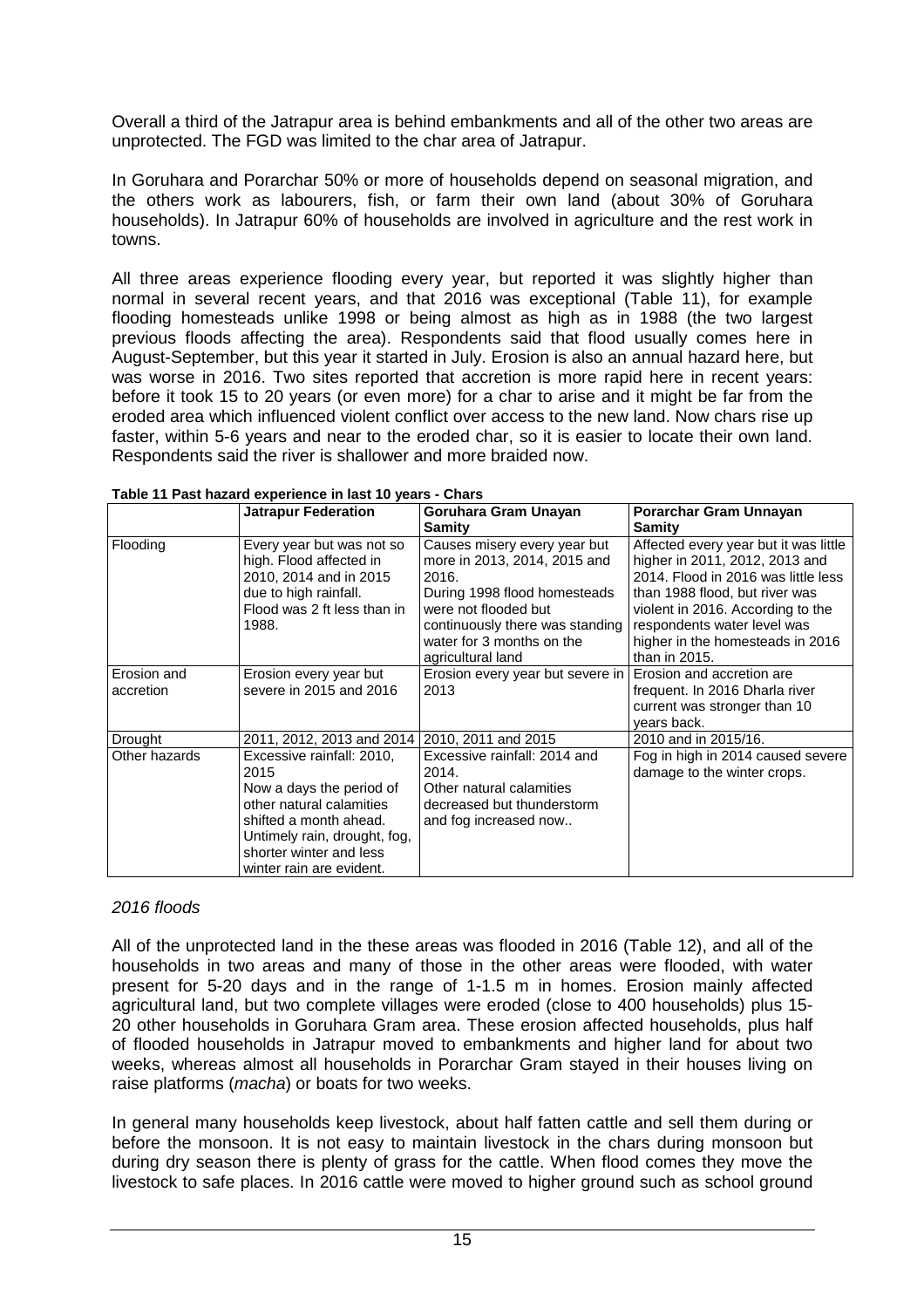Overall a third of the Jatrapur area is behind embankments and all of the other two areas are unprotected. The FGD was limited to the char area of Jatrapur.

In Goruhara and Porarchar 50% or more of households depend on seasonal migration, and the others work as labourers, fish, or farm their own land (about 30% of Goruhara households). In Jatrapur 60% of households are involved in agriculture and the rest work in towns.

All three areas experience flooding every year, but reported it was slightly higher than normal in several recent years, and that 2016 was exceptional (Table 11), for example flooding homesteads unlike 1998 or being almost as high as in 1988 (the two largest previous floods affecting the area). Respondents said that flood usually comes here in August-September, but this year it started in July. Erosion is also an annual hazard here, but was worse in 2016. Two sites reported that accretion is more rapid here in recent years: before it took 15 to 20 years (or even more) for a char to arise and it might be far from the eroded area which influenced violent conflict over access to the new land. Now chars rise up faster, within 5-6 years and near to the eroded char, so it is easier to locate their own land. Respondents said the river is shallower and more braided now.

**Table 11 Past hazard experience in last 10 years - Chars**

| | Jatrapur Federation | Goruhara Gram Unayan Samity | Porarchar Gram Unnayan Samity |
|---|---|---|---|
| Flooding | Every year but was not so high. Flood affected in 2010, 2014 and in 2015 due to high rainfall. Flood was 2 ft less than in 1988. | Causes misery every year but more in 2013, 2014, 2015 and 2016. During 1998 flood homesteads were not flooded but continuously there was standing water for 3 months on the agricultural land | Affected every year but it was little higher in 2011, 2012, 2013 and 2014. Flood in 2016 was little less than 1988 flood, but river was violent in 2016. According to the respondents water level was higher in the homesteads in 2016 than in 2015. |
| Erosion and accretion | Erosion every year but severe in 2015 and 2016 | Erosion every year but severe in 2013 | Erosion and accretion are frequent. In 2016 Dharla river current was stronger than 10 years back. |
| Drought | 2011, 2012, 2013 and 2014 | 2010, 2011 and 2015 | 2010 and in 2015/16. |
| Other hazards | Excessive rainfall: 2010, 2015<br>Now a days the period of other natural calamities shifted a month ahead. Untimely rain, drought, fog, shorter winter and less winter rain are evident. | Excessive rainfall: 2014 and 2014.<br>Other natural calamities decreased but thunderstorm and fog increased now.. | Fog in high in 2014 caused severe damage to the winter crops. |

*2016 floods*

All of the unprotected land in the these areas was flooded in 2016 (Table 12), and all of the households in two areas and many of those in the other areas were flooded, with water present for 5-20 days and in the range of 1-1.5 m in homes. Erosion mainly affected agricultural land, but two complete villages were eroded (close to 400 households) plus 15-20 other households in Goruhara Gram area. These erosion affected households, plus half of flooded households in Jatrapur moved to embankments and higher land for about two weeks, whereas almost all households in Porarchar Gram stayed in their houses living on raise platforms (*macha*) or boats for two weeks.

In general many households keep livestock, about half fatten cattle and sell them during or before the monsoon. It is not easy to maintain livestock in the chars during monsoon but during dry season there is plenty of grass for the cattle. When flood comes they move the livestock to safe places. In 2016 cattle were moved to higher ground such as school ground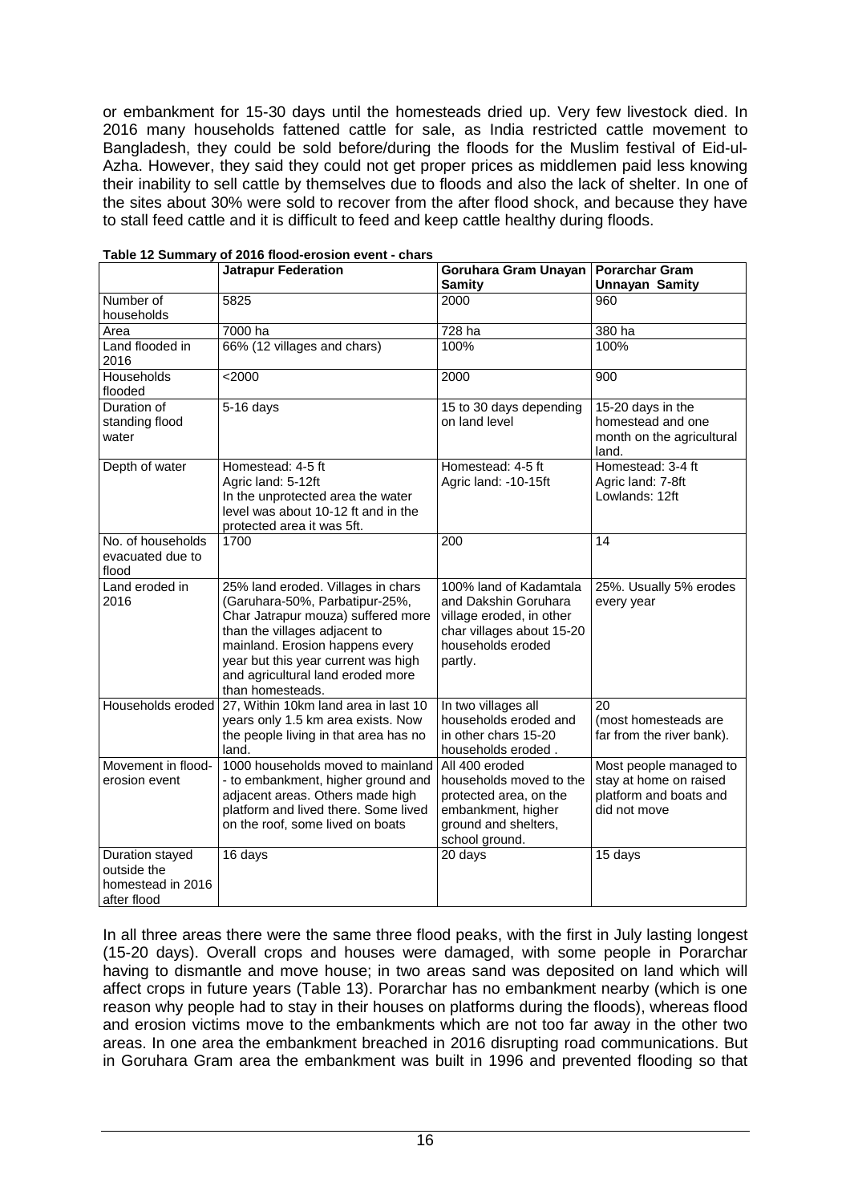or embankment for 15-30 days until the homesteads dried up. Very few livestock died. In 2016 many households fattened cattle for sale, as India restricted cattle movement to Bangladesh, they could be sold before/during the floods for the Muslim festival of Eid-ul-Azha. However, they said they could not get proper prices as middlemen paid less knowing their inability to sell cattle by themselves due to floods and also the lack of shelter. In one of the sites about 30% were sold to recover from the after flood shock, and because they have to stall feed cattle and it is difficult to feed and keep cattle healthy during floods.

**Table 12 Summary of 2016 flood-erosion event - chars**

| | Jatrapur Federation | Goruhara Gram Unayan Samity | Porarchar Gram Unnayan Samity |
|---|---|---|---|
| Number of households | 5825 | 2000 | 960 |
| Area | 7000 ha | 728 ha | 380 ha |
| Land flooded in 2016 | 66% (12 villages and chars) | 100% | 100% |
| Households flooded | <2000 | 2000 | 900 |
| Duration of standing flood water | 5-16 days | 15 to 30 days depending on land level | 15-20 days in the homestead and one month on the agricultural land. |
| Depth of water | Homestead: 4-5 ft<br>Agric land: 5-12ft<br>In the unprotected area the water level was about 10-12 ft and in the protected area it was 5ft. | Homestead: 4-5 ft<br>Agric land: -10-15ft | Homestead: 3-4 ft<br>Agric land: 7-8ft<br>Lowlands: 12ft |
| No. of households evacuated due to flood | 1700 | 200 | 14 |
| Land eroded in 2016 | 25% land eroded. Villages in chars (Garuhara-50%, Parbatipur-25%, Char Jatrapur mouza) suffered more than the villages adjacent to mainland. Erosion happens every year but this year current was high and agricultural land eroded more than homesteads. | 100% land of Kadamtala and Dakshin Goruhara village eroded, in other char villages about 15-20 households eroded partly. | 25%. Usually 5% erodes every year |
| Households eroded | 27, Within 10km land area in last 10 years only 1.5 km area exists. Now the people living in that area has no land. | In two villages all households eroded and in other chars 15-20 households eroded . | 20<br>(most homesteads are far from the river bank). |
| Movement in flood-erosion event | 1000 households moved to mainland - to embankment, higher ground and adjacent areas. Others made high platform and lived there. Some lived on the roof, some lived on boats | All 400 eroded households moved to the protected area, on the embankment, higher ground and shelters, school ground. | Most people managed to stay at home on raised platform and boats and did not move |
| Duration stayed outside the homestead in 2016 after flood | 16 days | 20 days | 15 days |

In all three areas there were the same three flood peaks, with the first in July lasting longest (15-20 days). Overall crops and houses were damaged, with some people in Porarchar having to dismantle and move house; in two areas sand was deposited on land which will affect crops in future years (Table 13). Porarchar has no embankment nearby (which is one reason why people had to stay in their houses on platforms during the floods), whereas flood and erosion victims move to the embankments which are not too far away in the other two areas. In one area the embankment breached in 2016 disrupting road communications. But in Goruhara Gram area the embankment was built in 1996 and prevented flooding so that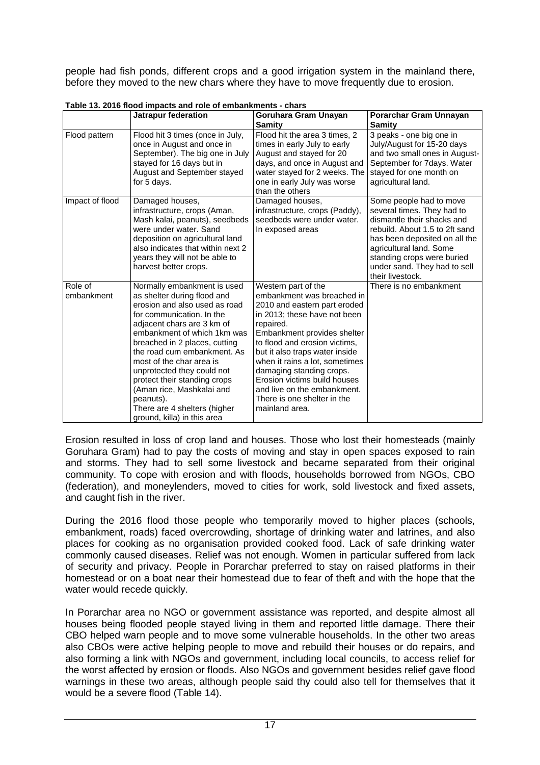people had fish ponds, different crops and a good irrigation system in the mainland there, before they moved to the new chars where they have to move frequently due to erosion.

**Table 13. 2016 flood impacts and role of embankments - chars**

| | Jatrapur federation | Goruhara Gram Unayan Samity | Porarchar Gram Unnayan Samity |
|---|---|---|---|
| Flood pattern | Flood hit 3 times (once in July, once in August and once in September). The big one in July stayed for 16 days but in August and September stayed for 5 days. | Flood hit the area 3 times, 2 times in early July to early August and stayed for 20 days, and once in August and water stayed for 2 weeks. The one in early July was worse than the others | 3 peaks - one big one in July/August for 15-20 days and two small ones in August-September for 7days. Water stayed for one month on agricultural land. |
| Impact of flood | Damaged houses, infrastructure, crops (Aman, Mash kalai, peanuts), seedbeds were under water. Sand deposition on agricultural land also indicates that within next 2 years they will not be able to harvest better crops. | Damaged houses, infrastructure, crops (Paddy), seedbeds were under water. In exposed areas | Some people had to move several times. They had to dismantle their shacks and rebuild. About 1.5 to 2ft sand has been deposited on all the agricultural land. Some standing crops were buried under sand. They had to sell their livestock. |
| Role of embankment | Normally embankment is used as shelter during flood and erosion and also used as road for communication. In the adjacent chars are 3 km of embankment of which 1km was breached in 2 places, cutting the road cum embankment. As most of the char area is unprotected they could not protect their standing crops (Aman rice, Mashkalai and peanuts). There are 4 shelters (higher ground, killa) in this area | Western part of the embankment was breached in 2010 and eastern part eroded in 2013; these have not been repaired. Embankment provides shelter to flood and erosion victims, but it also traps water inside when it rains a lot, sometimes damaging standing crops. Erosion victims build houses and live on the embankment. There is one shelter in the mainland area. | There is no embankment |

Erosion resulted in loss of crop land and houses. Those who lost their homesteads (mainly Goruhara Gram) had to pay the costs of moving and stay in open spaces exposed to rain and storms. They had to sell some livestock and became separated from their original community. To cope with erosion and with floods, households borrowed from NGOs, CBO (federation), and moneylenders, moved to cities for work, sold livestock and fixed assets, and caught fish in the river.

During the 2016 flood those people who temporarily moved to higher places (schools, embankment, roads) faced overcrowding, shortage of drinking water and latrines, and also places for cooking as no organisation provided cooked food. Lack of safe drinking water commonly caused diseases. Relief was not enough. Women in particular suffered from lack of security and privacy. People in Porarchar preferred to stay on raised platforms in their homestead or on a boat near their homestead due to fear of theft and with the hope that the water would recede quickly.

In Porarchar area no NGO or government assistance was reported, and despite almost all houses being flooded people stayed living in them and reported little damage. There their CBO helped warn people and to move some vulnerable households. In the other two areas also CBOs were active helping people to move and rebuild their houses or do repairs, and also forming a link with NGOs and government, including local councils, to access relief for the worst affected by erosion or floods. Also NGOs and government besides relief gave flood warnings in these two areas, although people said thy could also tell for themselves that it would be a severe flood (Table 14).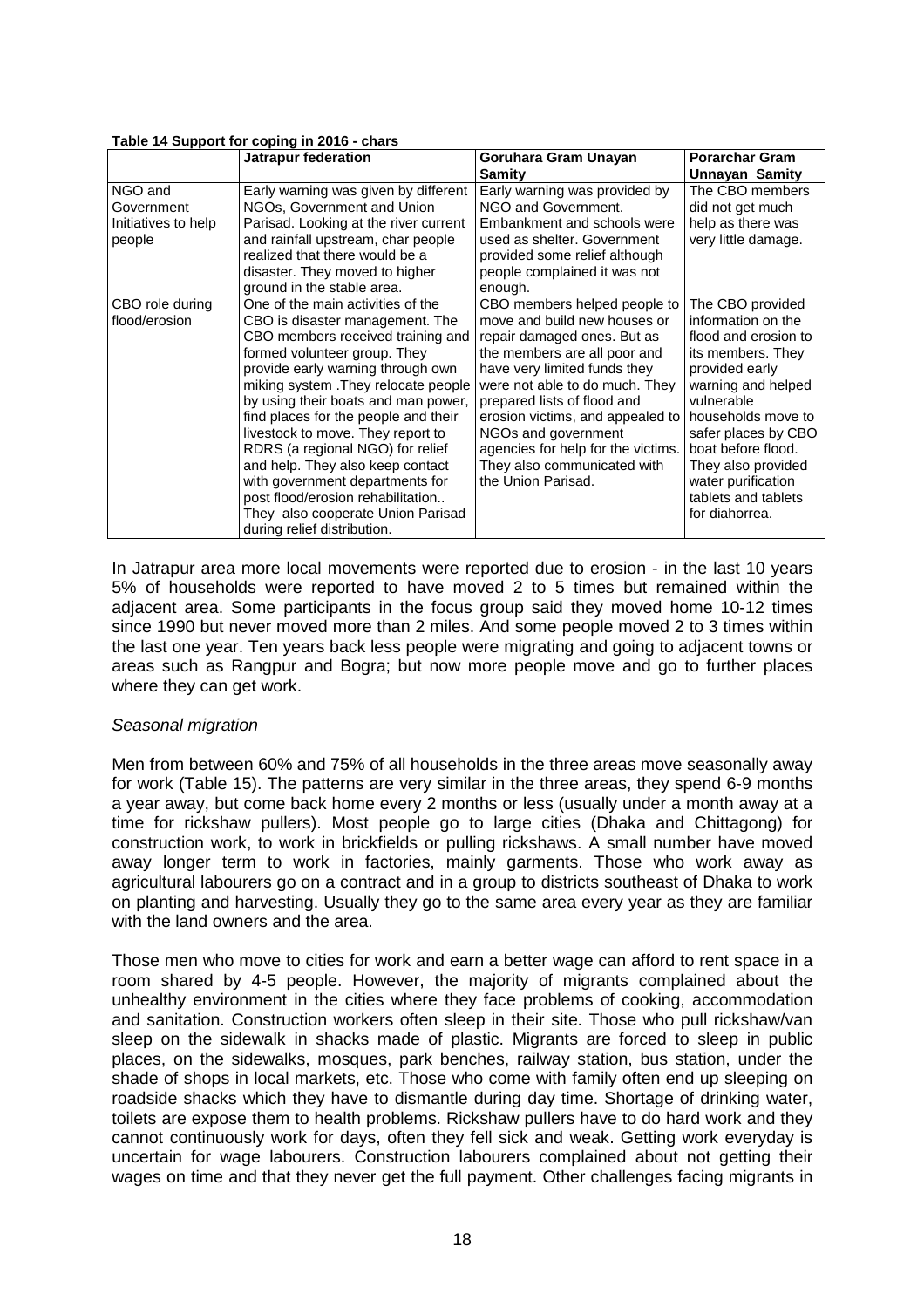**Table 14 Support for coping in 2016 - chars**

| | Jatrapur federation | Goruhara Gram Unayan Samity | Porarchar Gram Unnayan Samity |
|---|---|---|---|
| NGO and Government Initiatives to help people | Early warning was given by different NGOs, Government and Union Parisad. Looking at the river current and rainfall upstream, char people realized that there would be a disaster. They moved to higher ground in the stable area. | Early warning was provided by NGO and Government. Embankment and schools were used as shelter. Government provided some relief although people complained it was not enough. | The CBO members did not get much help as there was very little damage. |
| CBO role during flood/erosion | One of the main activities of the CBO is disaster management. The CBO members received training and formed volunteer group. They provide early warning through own miking system .They relocate people by using their boats and man power, find places for the people and their livestock to move. They report to RDRS (a regional NGO) for relief and help. They also keep contact with government departments for post flood/erosion rehabilitation.. They also cooperate Union Parisad during relief distribution. | CBO members helped people to move and build new houses or repair damaged ones. But as the members are all poor and have very limited funds they were not able to do much. They prepared lists of flood and erosion victims, and appealed to NGOs and government agencies for help for the victims. They also communicated with the Union Parisad. | The CBO provided information on the flood and erosion to its members. They provided early warning and helped vulnerable households move to safer places by CBO boat before flood. They also provided water purification tablets and tablets for diahorrea. |

In Jatrapur area more local movements were reported due to erosion - in the last 10 years 5% of households were reported to have moved 2 to 5 times but remained within the adjacent area. Some participants in the focus group said they moved home 10-12 times since 1990 but never moved more than 2 miles. And some people moved 2 to 3 times within the last one year. Ten years back less people were migrating and going to adjacent towns or areas such as Rangpur and Bogra; but now more people move and go to further places where they can get work.

*Seasonal migration*

Men from between 60% and 75% of all households in the three areas move seasonally away for work (Table 15). The patterns are very similar in the three areas, they spend 6-9 months a year away, but come back home every 2 months or less (usually under a month away at a time for rickshaw pullers). Most people go to large cities (Dhaka and Chittagong) for construction work, to work in brickfields or pulling rickshaws. A small number have moved away longer term to work in factories, mainly garments. Those who work away as agricultural labourers go on a contract and in a group to districts southeast of Dhaka to work on planting and harvesting. Usually they go to the same area every year as they are familiar with the land owners and the area.

Those men who move to cities for work and earn a better wage can afford to rent space in a room shared by 4-5 people. However, the majority of migrants complained about the unhealthy environment in the cities where they face problems of cooking, accommodation and sanitation. Construction workers often sleep in their site. Those who pull rickshaw/van sleep on the sidewalk in shacks made of plastic. Migrants are forced to sleep in public places, on the sidewalks, mosques, park benches, railway station, bus station, under the shade of shops in local markets, etc. Those who come with family often end up sleeping on roadside shacks which they have to dismantle during day time. Shortage of drinking water, toilets are expose them to health problems. Rickshaw pullers have to do hard work and they cannot continuously work for days, often they fell sick and weak. Getting work everyday is uncertain for wage labourers. Construction labourers complained about not getting their wages on time and that they never get the full payment. Other challenges facing migrants in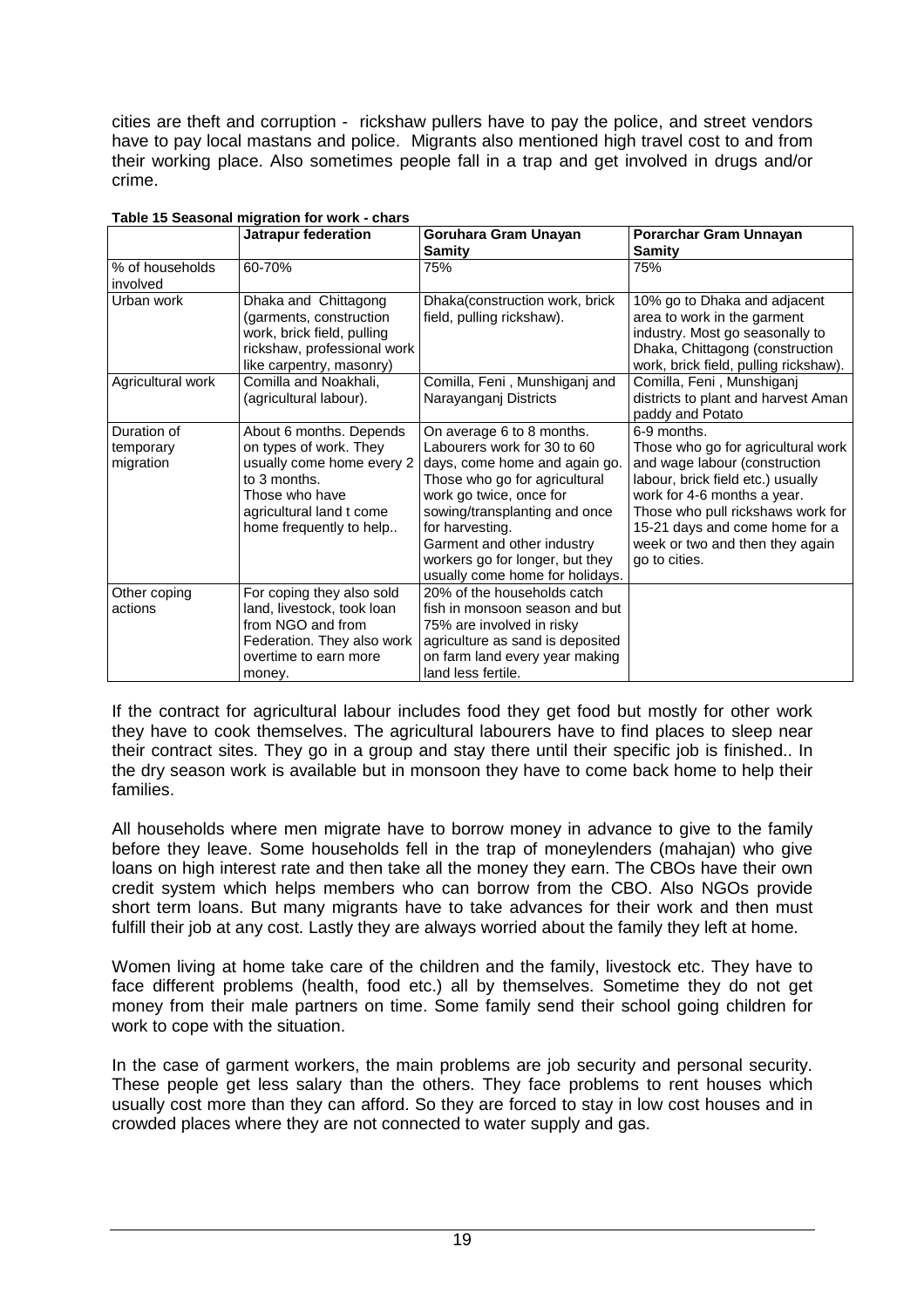cities are theft and corruption - rickshaw pullers have to pay the police, and street vendors have to pay local mastans and police. Migrants also mentioned high travel cost to and from their working place. Also sometimes people fall in a trap and get involved in drugs and/or crime.

**Table 15 Seasonal migration for work - chars**

| | Jatrapur federation | Goruhara Gram Unayan Samity | Porarchar Gram Unnayan Samity |
|---|---|---|---|
| % of households involved | 60-70% | 75% | 75% |
| Urban work | Dhaka and Chittagong (garments, construction work, brick field, pulling rickshaw, professional work like carpentry, masonry) | Dhaka(construction work, brick field, pulling rickshaw). | 10% go to Dhaka and adjacent area to work in the garment industry. Most go seasonally to Dhaka, Chittagong (construction work, brick field, pulling rickshaw). |
| Agricultural work | Comilla and Noakhali, (agricultural labour). | Comilla, Feni , Munshiganj and Narayanganj Districts | Comilla, Feni , Munshiganj districts to plant and harvest Aman paddy and Potato |
| Duration of temporary migration | About 6 months. Depends on types of work. They usually come home every 2 to 3 months. Those who have agricultural land t come home frequently to help.. | On average 6 to 8 months. Labourers work for 30 to 60 days, come home and again go. Those who go for agricultural work go twice, once for sowing/transplanting and once for harvesting. Garment and other industry workers go for longer, but they usually come home for holidays. | 6-9 months. Those who go for agricultural work and wage labour (construction labour, brick field etc.) usually work for 4-6 months a year. Those who pull rickshaws work for 15-21 days and come home for a week or two and then they again go to cities. |
| Other coping actions | For coping they also sold land, livestock, took loan from NGO and from Federation. They also work overtime to earn more money. | 20% of the households catch fish in monsoon season and but 75% are involved in risky agriculture as sand is deposited on farm land every year making land less fertile. | |

If the contract for agricultural labour includes food they get food but mostly for other work they have to cook themselves. The agricultural labourers have to find places to sleep near their contract sites. They go in a group and stay there until their specific job is finished.. In the dry season work is available but in monsoon they have to come back home to help their families.

All households where men migrate have to borrow money in advance to give to the family before they leave. Some households fell in the trap of moneylenders (mahajan) who give loans on high interest rate and then take all the money they earn. The CBOs have their own credit system which helps members who can borrow from the CBO. Also NGOs provide short term loans. But many migrants have to take advances for their work and then must fulfill their job at any cost. Lastly they are always worried about the family they left at home.

Women living at home take care of the children and the family, livestock etc. They have to face different problems (health, food etc.) all by themselves. Sometime they do not get money from their male partners on time. Some family send their school going children for work to cope with the situation.

In the case of garment workers, the main problems are job security and personal security. These people get less salary than the others. They face problems to rent houses which usually cost more than they can afford. So they are forced to stay in low cost houses and in crowded places where they are not connected to water supply and gas.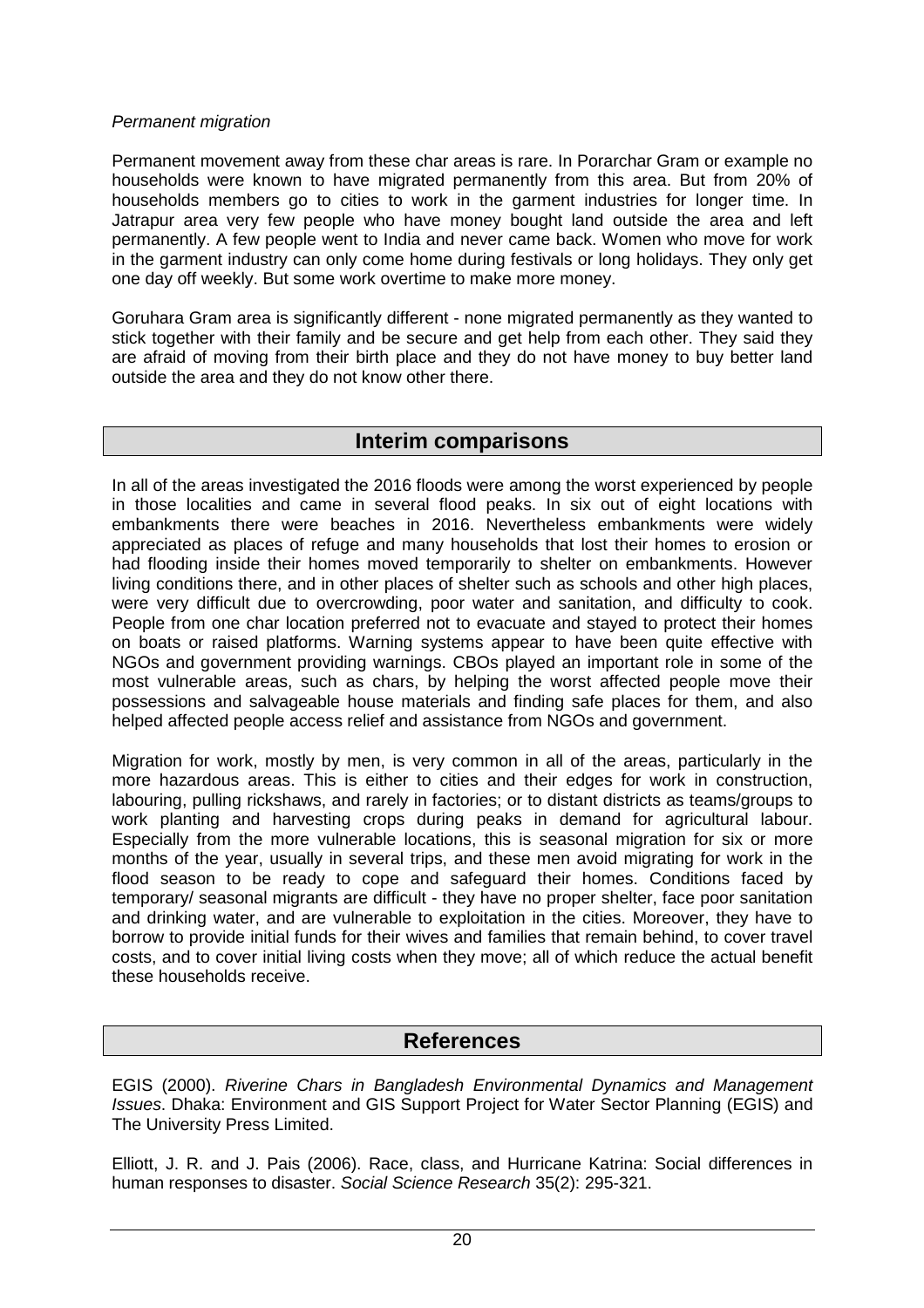*Permanent migration*

Permanent movement away from these char areas is rare. In Porarchar Gram or example no households were known to have migrated permanently from this area. But from 20% of households members go to cities to work in the garment industries for longer time. In Jatrapur area very few people who have money bought land outside the area and left permanently. A few people went to India and never came back. Women who move for work in the garment industry can only come home during festivals or long holidays. They only get one day off weekly. But some work overtime to make more money.

Goruhara Gram area is significantly different - none migrated permanently as they wanted to stick together with their family and be secure and get help from each other. They said they are afraid of moving from their birth place and they do not have money to buy better land outside the area and they do not know other there.

## Interim comparisons

In all of the areas investigated the 2016 floods were among the worst experienced by people in those localities and came in several flood peaks. In six out of eight locations with embankments there were beaches in 2016. Nevertheless embankments were widely appreciated as places of refuge and many households that lost their homes to erosion or had flooding inside their homes moved temporarily to shelter on embankments. However living conditions there, and in other places of shelter such as schools and other high places, were very difficult due to overcrowding, poor water and sanitation, and difficulty to cook. People from one char location preferred not to evacuate and stayed to protect their homes on boats or raised platforms. Warning systems appear to have been quite effective with NGOs and government providing warnings. CBOs played an important role in some of the most vulnerable areas, such as chars, by helping the worst affected people move their possessions and salvageable house materials and finding safe places for them, and also helped affected people access relief and assistance from NGOs and government.

Migration for work, mostly by men, is very common in all of the areas, particularly in the more hazardous areas. This is either to cities and their edges for work in construction, labouring, pulling rickshaws, and rarely in factories; or to distant districts as teams/groups to work planting and harvesting crops during peaks in demand for agricultural labour. Especially from the more vulnerable locations, this is seasonal migration for six or more months of the year, usually in several trips, and these men avoid migrating for work in the flood season to be ready to cope and safeguard their homes. Conditions faced by temporary/ seasonal migrants are difficult - they have no proper shelter, face poor sanitation and drinking water, and are vulnerable to exploitation in the cities. Moreover, they have to borrow to provide initial funds for their wives and families that remain behind, to cover travel costs, and to cover initial living costs when they move; all of which reduce the actual benefit these households receive.

## References

EGIS (2000). *Riverine Chars in Bangladesh Environmental Dynamics and Management Issues*. Dhaka: Environment and GIS Support Project for Water Sector Planning (EGIS) and The University Press Limited.

Elliott, J. R. and J. Pais (2006). Race, class, and Hurricane Katrina: Social differences in human responses to disaster. *Social Science Research* 35(2): 295-321.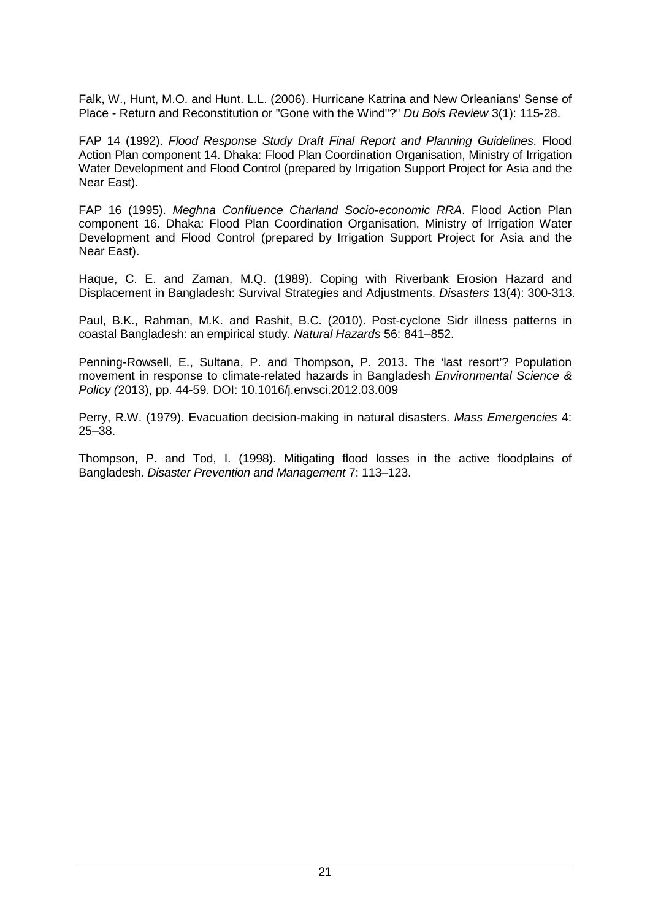Falk, W., Hunt, M.O. and Hunt. L.L. (2006). Hurricane Katrina and New Orleanians' Sense of Place - Return and Reconstitution or "Gone with the Wind"?" *Du Bois Review* 3(1): 115-28.

FAP 14 (1992). *Flood Response Study Draft Final Report and Planning Guidelines*. Flood Action Plan component 14. Dhaka: Flood Plan Coordination Organisation, Ministry of Irrigation Water Development and Flood Control (prepared by Irrigation Support Project for Asia and the Near East).

FAP 16 (1995). *Meghna Confluence Charland Socio-economic RRA*. Flood Action Plan component 16. Dhaka: Flood Plan Coordination Organisation, Ministry of Irrigation Water Development and Flood Control (prepared by Irrigation Support Project for Asia and the Near East).

Haque, C. E. and Zaman, M.Q. (1989). Coping with Riverbank Erosion Hazard and Displacement in Bangladesh: Survival Strategies and Adjustments. *Disasters* 13(4): 300-313.

Paul, B.K., Rahman, M.K. and Rashit, B.C. (2010). Post-cyclone Sidr illness patterns in coastal Bangladesh: an empirical study. *Natural Hazards* 56: 841–852.

Penning-Rowsell, E., Sultana, P. and Thompson, P. 2013. The 'last resort'? Population movement in response to climate-related hazards in Bangladesh *Environmental Science & Policy (*2013), pp. 44-59. DOI: 10.1016/j.envsci.2012.03.009

Perry, R.W. (1979). Evacuation decision-making in natural disasters. *Mass Emergencies* 4: 25–38.

Thompson, P. and Tod, I. (1998). Mitigating flood losses in the active floodplains of Bangladesh. *Disaster Prevention and Management* 7: 113–123.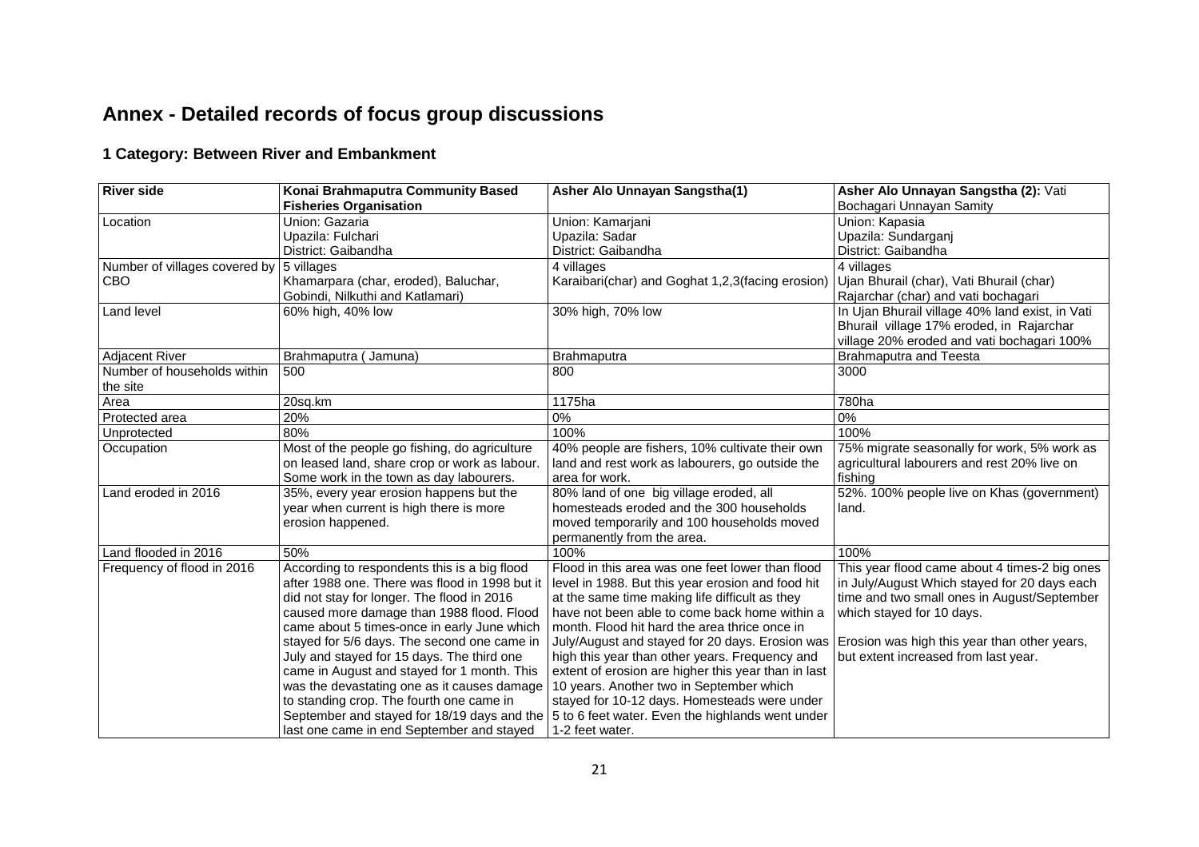# Annex - Detailed records of focus group discussions

## 1 Category: Between River and Embankment

| River side | Konai Brahmaputra Community Based Fisheries Organisation | Asher Alo Unnayan Sangstha(1) | Asher Alo Unnayan Sangstha (2): Vati Bochagari Unnayan Samity |
|---|---|---|---|
| Location | Union: Gazaria<br>Upazila: Fulchari<br>District: Gaibandha | Union: Kamarjani<br>Upazila: Sadar<br>District: Gaibandha | Union: Kapasia<br>Upazila: Sundarganj<br>District: Gaibandha |
| Number of villages covered by CBO | 5 villages<br>Khamarpara (char, eroded), Baluchar, Gobindi, Nilkuthi and Katlamari) | 4 villages<br>Karaibari(char) and Goghat 1,2,3(facing erosion) | 4 villages<br>Ujan Bhurail (char), Vati Bhurail (char)<br>Rajarchar (char) and vati bochagari |
| Land level | 60% high, 40% low | 30% high, 70% low | In Ujan Bhurail village 40% land exist, in Vati Bhurail village 17% eroded, in Rajarchar village 20% eroded and vati bochagari 100% |
| Adjacent River | Brahmaputra ( Jamuna) | Brahmaputra | Brahmaputra and Teesta |
| Number of households within the site | 500 | 800 | 3000 |
| Area | 20sq.km | 1175ha | 780ha |
| Protected area | 20% | 0% | 0% |
| Unprotected | 80% | 100% | 100% |
| Occupation | Most of the people go fishing, do agriculture on leased land, share crop or work as labour. Some work in the town as day labourers. | 40% people are fishers, 10% cultivate their own land and rest work as labourers, go outside the area for work. | 75% migrate seasonally for work, 5% work as agricultural labourers and rest 20% live on fishing |
| Land eroded in 2016 | 35%, every year erosion happens but the year when current is high there is more erosion happened. | 80% land of one big village eroded, all homesteads eroded and the 300 households moved temporarily and 100 households moved permanently from the area. | 52%. 100% people live on Khas (government) land. |
| Land flooded in 2016 | 50% | 100% | 100% |
| Frequency of flood in 2016 | According to respondents this is a big flood after 1988 one. There was flood in 1998 but it did not stay for longer. The flood in 2016 caused more damage than 1988 flood. Flood came about 5 times-once in early June which stayed for 5/6 days. The second one came in July and stayed for 15 days. The third one came in August and stayed for 1 month. This was the devastating one as it causes damage to standing crop. The fourth one came in September and stayed for 18/19 days and the last one came in end September and stayed | Flood in this area was one feet lower than flood level in 1988. But this year erosion and food hit at the same time making life difficult as they have not been able to come back home within a month. Flood hit hard the area thrice once in July/August and stayed for 20 days. Erosion was high this year than other years. Frequency and extent of erosion are higher this year than in last 10 years. Another two in September which stayed for 10-12 days. Homesteads were under 5 to 6 feet water. Even the highlands went under 1-2 feet water. | This year flood came about 4 times-2 big ones in July/August Which stayed for 20 days each time and two small ones in August/September which stayed for 10 days.<br><br>Erosion was high this year than other years, but extent increased from last year. |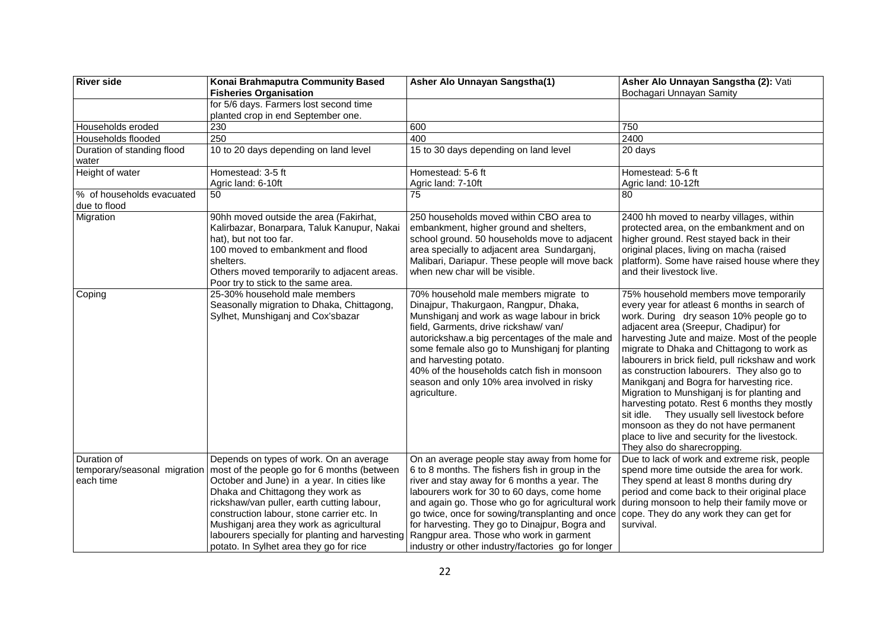| River side | Konai Brahmaputra Community Based Fisheries Organisation | Asher Alo Unnayan Sangstha(1) | Asher Alo Unnayan Sangstha (2): Vati Bochagari Unnayan Samity |
|---|---|---|---|
| | for 5/6 days. Farmers lost second time planted crop in end September one. | | |
| Households eroded | 230 | 600 | 750 |
| Households flooded | 250 | 400 | 2400 |
| Duration of standing flood water | 10 to 20 days depending on land level | 15 to 30 days depending on land level | 20 days |
| Height of water | Homestead: 3-5 ft<br>Agric land: 6-10ft | Homestead: 5-6 ft<br>Agric land: 7-10ft | Homestead: 5-6 ft<br>Agric land: 10-12ft |
| % of households evacuated due to flood | 50 | 75 | 80 |
| Migration | 90hh moved outside the area (Fakirhat, Kalirbazar, Bonarpara, Taluk Kanupur, Nakai hat), but not too far.<br>100 moved to embankment and flood shelters.<br>Others moved temporarily to adjacent areas.<br>Poor try to stick to the same area. | 250 households moved within CBO area to embankment, higher ground and shelters, school ground. 50 households move to adjacent area specially to adjacent area Sundarganj, Malibari, Dariapur. These people will move back when new char will be visible. | 2400 hh moved to nearby villages, within protected area, on the embankment and on higher ground. Rest stayed back in their original places, living on macha (raised platform). Some have raised house where they and their livestock live. |
| Coping | 25-30% household male members Seasonally migration to Dhaka, Chittagong, Sylhet, Munshiganj and Cox'sbazar | 70% household male members migrate to Dinajpur, Thakurgaon, Rangpur, Dhaka, Munshiganj and work as wage labour in brick field, Garments, drive rickshaw/ van/ autorickshaw.a big percentages of the male and some female also go to Munshiganj for planting and harvesting potato.<br>40% of the households catch fish in monsoon season and only 10% area involved in risky agriculture. | 75% household members move temporarily every year for atleast 6 months in search of work. During dry season 10% people go to adjacent area (Sreepur, Chadipur) for harvesting Jute and maize. Most of the people migrate to Dhaka and Chittagong to work as labourers in brick field, pull rickshaw and work as construction labourers. They also go to Manikganj and Bogra for harvesting rice. Migration to Munshiganj is for planting and harvesting potato. Rest 6 months they mostly sit idle. They usually sell livestock before monsoon as they do not have permanent place to live and security for the livestock. They also do sharecropping. |
| Duration of temporary/seasonal migration each time | Depends on types of work. On an average most of the people go for 6 months (between October and June) in a year. In cities like Dhaka and Chittagong they work as rickshaw/van puller, earth cutting labour, construction labour, stone carrier etc. In Mushiganj area they work as agricultural labourers specially for planting and harvesting potato. In Sylhet area they go for rice | On an average people stay away from home for 6 to 8 months. The fishers fish in group in the river and stay away for 6 months a year. The labourers work for 30 to 60 days, come home and again go. Those who go for agricultural work go twice, once for sowing/transplanting and once for harvesting. They go to Dinajpur, Bogra and Rangpur area. Those who work in garment industry or other industry/factories go for longer | Due to lack of work and extreme risk, people spend more time outside the area for work. They spend at least 8 months during dry period and come back to their original place during monsoon to help their family move or cope. They do any work they can get for survival. |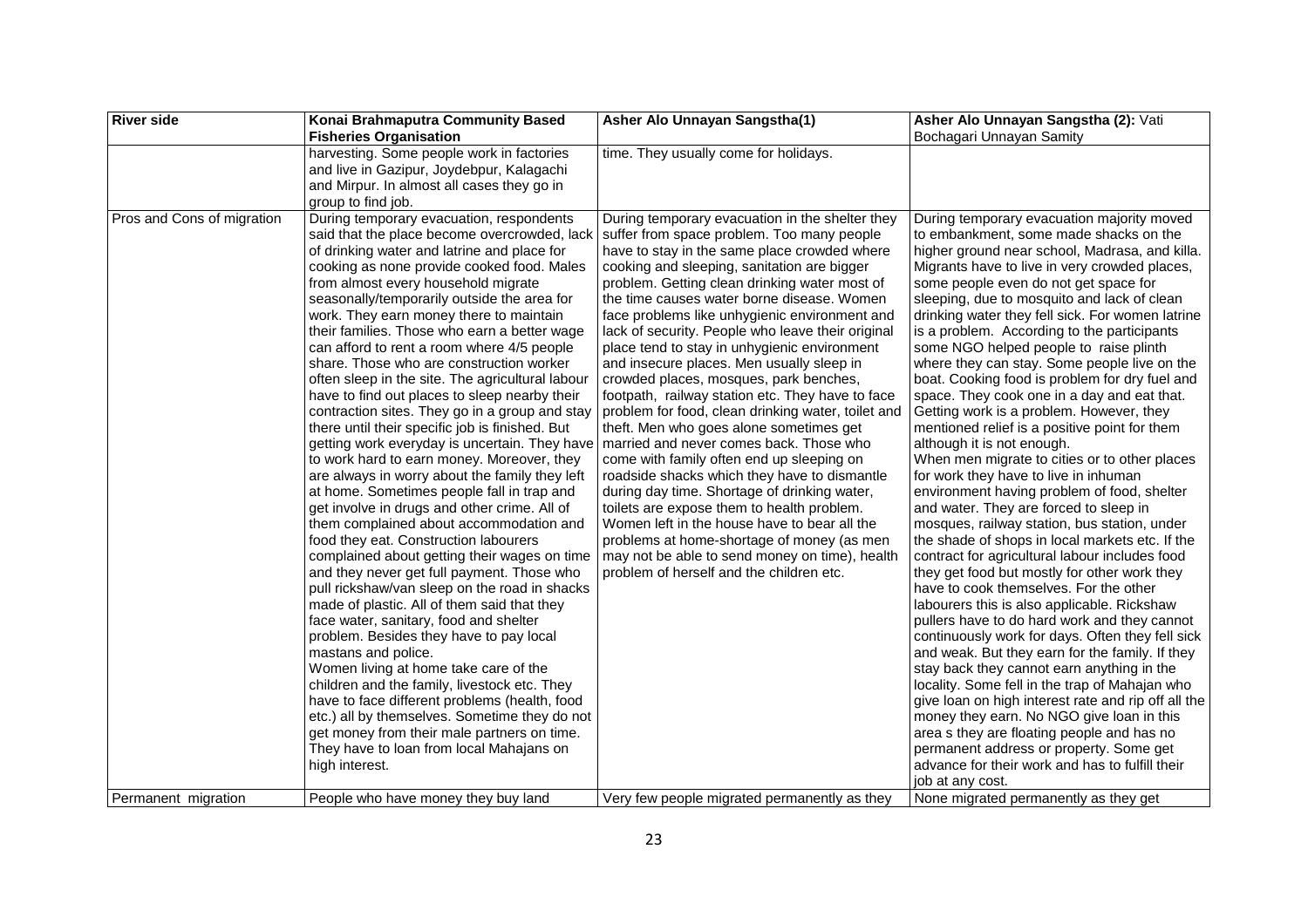| River side | Konai Brahmaputra Community Based Fisheries Organisation | Asher Alo Unnayan Sangstha(1) | Asher Alo Unnayan Sangstha (2): Vati Bochagari Unnayan Samity |
|---|---|---|---|
| | harvesting. Some people work in factories and live in Gazipur, Joydebpur, Kalagachi and Mirpur. In almost all cases they go in group to find job. | time. They usually come for holidays. | |
| Pros and Cons of migration | During temporary evacuation, respondents said that the place become overcrowded, lack of drinking water and latrine and place for cooking as none provide cooked food. Males from almost every household migrate seasonally/temporarily outside the area for work. They earn money there to maintain their families. Those who earn a better wage can afford to rent a room where 4/5 people share. Those who are construction worker often sleep in the site. The agricultural labour have to find out places to sleep nearby their contraction sites. They go in a group and stay there until their specific job is finished. But getting work everyday is uncertain. They have to work hard to earn money. Moreover, they are always in worry about the family they left at home. Sometimes people fall in trap and get involve in drugs and other crime. All of them complained about accommodation and food they eat. Construction labourers complained about getting their wages on time and they never get full payment. Those who pull rickshaw/van sleep on the road in shacks made of plastic. All of them said that they face water, sanitary, food and shelter problem. Besides they have to pay local mastans and police.<br>Women living at home take care of the children and the family, livestock etc. They have to face different problems (health, food etc.) all by themselves. Sometime they do not get money from their male partners on time. They have to loan from local Mahajans on high interest. | During temporary evacuation in the shelter they suffer from space problem. Too many people have to stay in the same place crowded where cooking and sleeping, sanitation are bigger problem. Getting clean drinking water most of the time causes water borne disease. Women face problems like unhygienic environment and lack of security. People who leave their original place tend to stay in unhygienic environment and insecure places. Men usually sleep in crowded places, mosques, park benches, footpath, railway station etc. They have to face problem for food, clean drinking water, toilet and theft. Men who goes alone sometimes get married and never comes back. Those who come with family often end up sleeping on roadside shacks which they have to dismantle during day time. Shortage of drinking water, toilets are expose them to health problem. Women left in the house have to bear all the problems at home-shortage of money (as men may not be able to send money on time), health problem of herself and the children etc. | During temporary evacuation majority moved to embankment, some made shacks on the higher ground near school, Madrasa, and killa. Migrants have to live in very crowded places, some people even do not get space for sleeping, due to mosquito and lack of clean drinking water they fell sick. For women latrine is a problem. According to the participants some NGO helped people to raise plinth where they can stay. Some people live on the boat. Cooking food is problem for dry fuel and space. They cook one in a day and eat that. Getting work is a problem. However, they mentioned relief is a positive point for them although it is not enough.<br>When men migrate to cities or to other places for work they have to live in inhuman environment having problem of food, shelter and water. They are forced to sleep in mosques, railway station, bus station, under the shade of shops in local markets etc. If the contract for agricultural labour includes food they get food but mostly for other work they have to cook themselves. For the other labourers this is also applicable. Rickshaw pullers have to do hard work and they cannot continuously work for days. Often they fell sick and weak. But they earn for the family. If they stay back they cannot earn anything in the locality. Some fell in the trap of Mahajan who give loan on high interest rate and rip off all the money they earn. No NGO give loan in this area s they are floating people and has no permanent address or property. Some get advance for their work and has to fulfill their job at any cost. |
| Permanent migration | People who have money they buy land | Very few people migrated permanently as they | None migrated permanently as they get |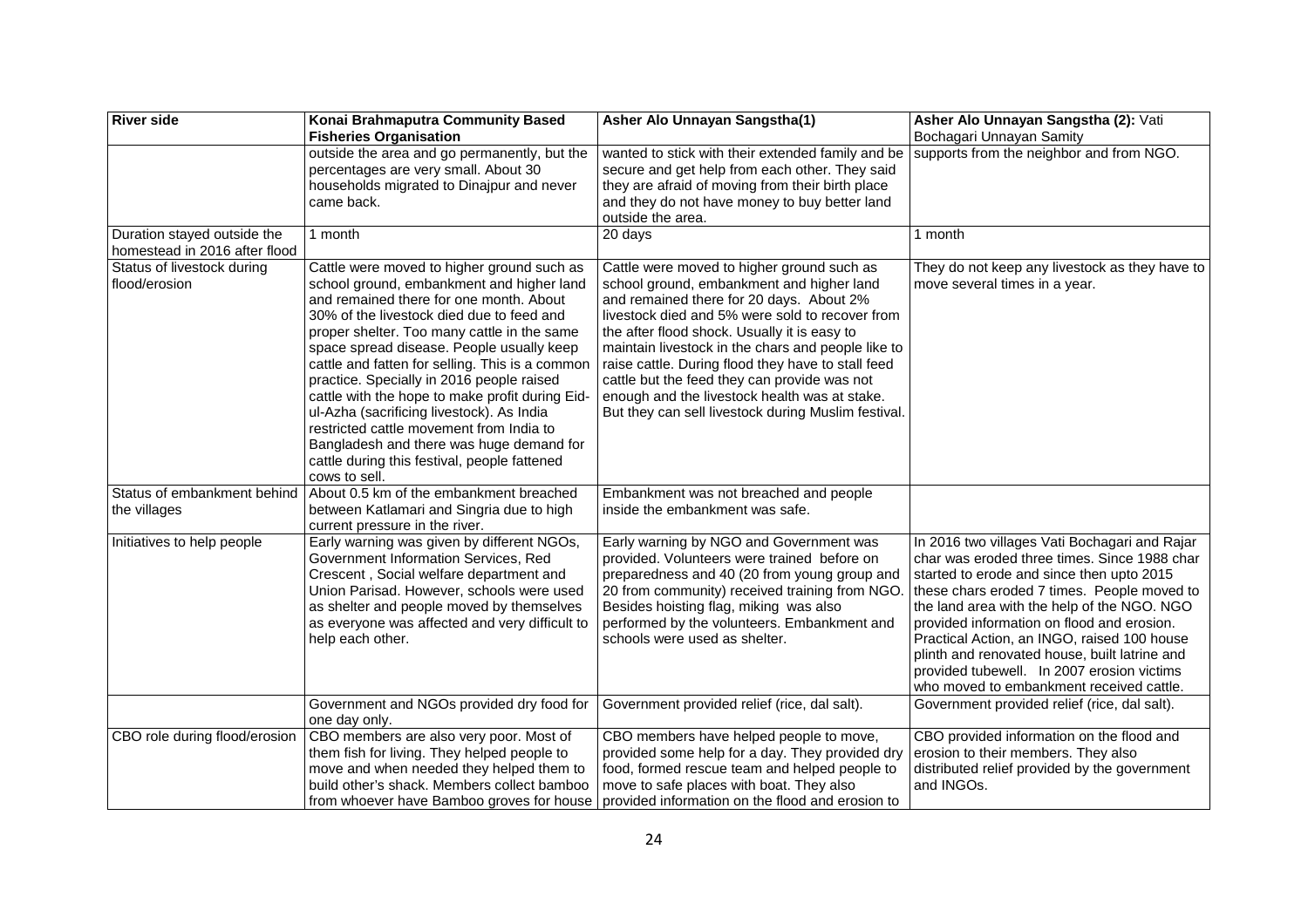| River side | Konai Brahmaputra Community Based Fisheries Organisation | Asher Alo Unnayan Sangstha(1) | Asher Alo Unnayan Sangstha (2): Vati Bochagari Unnayan Samity |
|---|---|---|---|
| | outside the area and go permanently, but the percentages are very small. About 30 households migrated to Dinajpur and never came back. | wanted to stick with their extended family and be secure and get help from each other. They said they are afraid of moving from their birth place and they do not have money to buy better land outside the area. | supports from the neighbor and from NGO. |
| Duration stayed outside the homestead in 2016 after flood | 1 month | 20 days | 1 month |
| Status of livestock during flood/erosion | Cattle were moved to higher ground such as school ground, embankment and higher land and remained there for one month. About 30% of the livestock died due to feed and proper shelter. Too many cattle in the same space spread disease. People usually keep cattle and fatten for selling. This is a common practice. Specially in 2016 people raised cattle with the hope to make profit during Eid-ul-Azha (sacrificing livestock). As India restricted cattle movement from India to Bangladesh and there was huge demand for cattle during this festival, people fattened cows to sell. | Cattle were moved to higher ground such as school ground, embankment and higher land and remained there for 20 days. About 2% livestock died and 5% were sold to recover from the after flood shock. Usually it is easy to maintain livestock in the chars and people like to raise cattle. During flood they have to stall feed cattle but the feed they can provide was not enough and the livestock health was at stake. But they can sell livestock during Muslim festival. | They do not keep any livestock as they have to move several times in a year. |
| Status of embankment behind the villages | About 0.5 km of the embankment breached between Katlamari and Singria due to high current pressure in the river. | Embankment was not breached and people inside the embankment was safe. | |
| Initiatives to help people | Early warning was given by different NGOs, Government Information Services, Red Crescent , Social welfare department and Union Parisad. However, schools were used as shelter and people moved by themselves as everyone was affected and very difficult to help each other. | Early warning by NGO and Government was provided. Volunteers were trained before on preparedness and 40 (20 from young group and 20 from community) received training from NGO. Besides hoisting flag, miking was also performed by the volunteers. Embankment and schools were used as shelter. | In 2016 two villages Vati Bochagari and Rajar char was eroded three times. Since 1988 char started to erode and since then upto 2015 these chars eroded 7 times. People moved to the land area with the help of the NGO. NGO provided information on flood and erosion. Practical Action, an INGO, raised 100 house plinth and renovated house, built latrine and provided tubewell. In 2007 erosion victims who moved to embankment received cattle. |
| | Government and NGOs provided dry food for one day only. | Government provided relief (rice, dal salt). | Government provided relief (rice, dal salt). |
| CBO role during flood/erosion | CBO members are also very poor. Most of them fish for living. They helped people to move and when needed they helped them to build other's shack. Members collect bamboo from whoever have Bamboo groves for house | CBO members have helped people to move, provided some help for a day. They provided dry food, formed rescue team and helped people to move to safe places with boat. They also provided information on the flood and erosion to | CBO provided information on the flood and erosion to their members. They also distributed relief provided by the government and INGOs. |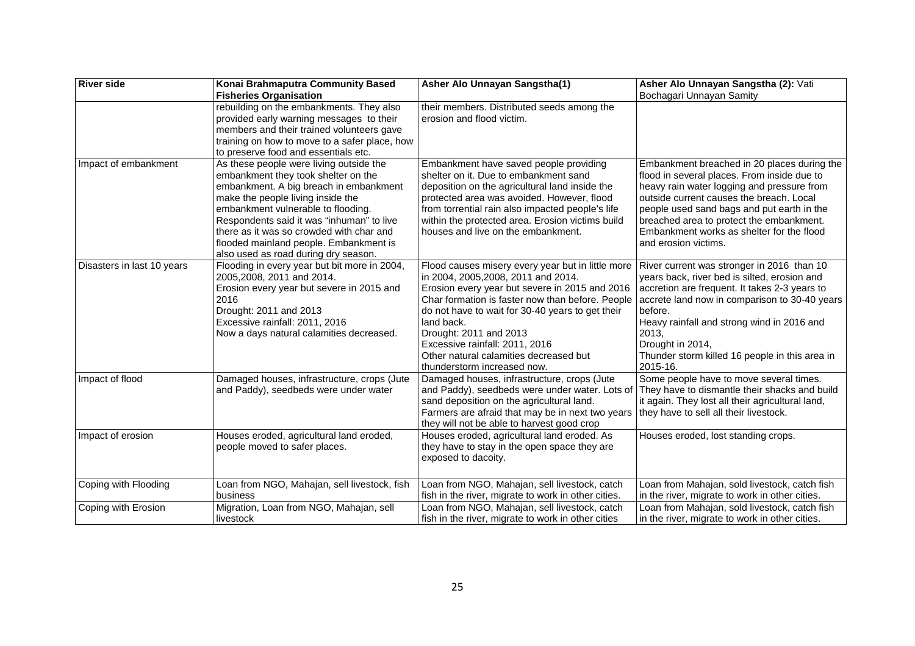| River side | Konai Brahmaputra Community Based Fisheries Organisation | Asher Alo Unnayan Sangstha(1) | Asher Alo Unnayan Sangstha (2): Vati Bochagari Unnayan Samity |
|---|---|---|---|
| | rebuilding on the embankments. They also provided early warning messages to their members and their trained volunteers gave training on how to move to a safer place, how to preserve food and essentials etc. | their members. Distributed seeds among the erosion and flood victim. | |
| Impact of embankment | As these people were living outside the embankment they took shelter on the embankment. A big breach in embankment make the people living inside the embankment vulnerable to flooding. Respondents said it was "inhuman" to live there as it was so crowded with char and flooded mainland people. Embankment is also used as road during dry season. | Embankment have saved people providing shelter on it. Due to embankment sand deposition on the agricultural land inside the protected area was avoided. However, flood from torrential rain also impacted people's life within the protected area. Erosion victims build houses and live on the embankment. | Embankment breached in 20 places during the flood in several places. From inside due to heavy rain water logging and pressure from outside current causes the breach. Local people used sand bags and put earth in the breached area to protect the embankment. Embankment works as shelter for the flood and erosion victims. |
| Disasters in last 10 years | Flooding in every year but bit more in 2004, 2005,2008, 2011 and 2014.<br>Erosion every year but severe in 2015 and 2016<br>Drought: 2011 and 2013<br>Excessive rainfall: 2011, 2016<br>Now a days natural calamities decreased. | Flood causes misery every year but in little more in 2004, 2005,2008, 2011 and 2014.<br>Erosion every year but severe in 2015 and 2016<br>Char formation is faster now than before. People do not have to wait for 30-40 years to get their land back.<br>Drought: 2011 and 2013<br>Excessive rainfall: 2011, 2016<br>Other natural calamities decreased but thunderstorm increased now. | River current was stronger in 2016 than 10 years back, river bed is silted, erosion and accretion are frequent. It takes 2-3 years to accrete land now in comparison to 30-40 years before.<br>Heavy rainfall and strong wind in 2016 and 2013,<br>Drought in 2014,<br>Thunder storm killed 16 people in this area in 2015-16. |
| Impact of flood | Damaged houses, infrastructure, crops (Jute and Paddy), seedbeds were under water | Damaged houses, infrastructure, crops (Jute and Paddy), seedbeds were under water. Lots of sand deposition on the agricultural land. Farmers are afraid that may be in next two years they will not be able to harvest good crop | Some people have to move several times. They have to dismantle their shacks and build it again. They lost all their agricultural land, they have to sell all their livestock. |
| Impact of erosion | Houses eroded, agricultural land eroded, people moved to safer places. | Houses eroded, agricultural land eroded. As they have to stay in the open space they are exposed to dacoity. | Houses eroded, lost standing crops. |
| Coping with Flooding | Loan from NGO, Mahajan, sell livestock, fish business | Loan from NGO, Mahajan, sell livestock, catch fish in the river, migrate to work in other cities. | Loan from Mahajan, sold livestock, catch fish in the river, migrate to work in other cities. |
| Coping with Erosion | Migration, Loan from NGO, Mahajan, sell livestock | Loan from NGO, Mahajan, sell livestock, catch fish in the river, migrate to work in other cities | Loan from Mahajan, sold livestock, catch fish in the river, migrate to work in other cities. |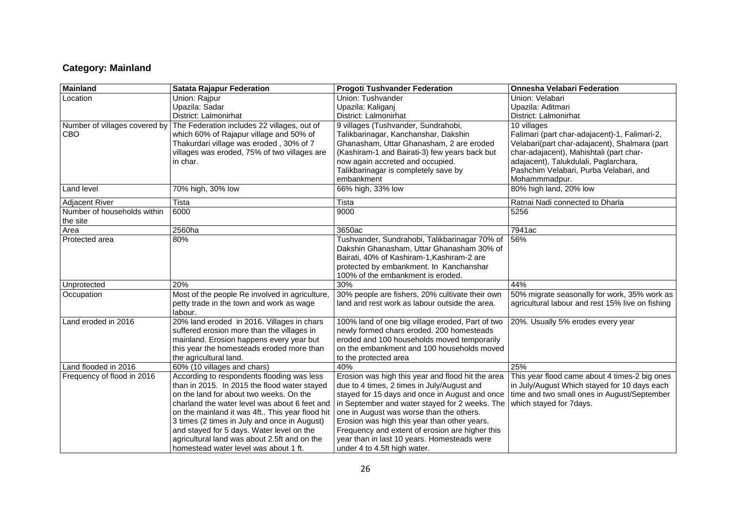## Category: Mainland

| Mainland | Satata Rajapur Federation | Progoti Tushvander Federation | Onnesha Velabari Federation |
|---|---|---|---|
| Location | Union: Rajpur<br>Upazila: Sadar<br>District: Lalmonirhat | Union: Tushvander<br>Upazila: Kaliganj<br>District: Lalmonirhat | Union: Velabari<br>Upazila: Aditmari<br>District: Lalmonirhat |
| Number of villages covered by CBO | The Federation includes 22 villages, out of which 60% of Rajapur village and 50% of Thakurdari village was eroded , 30% of 7 villages was eroded, 75% of two villages are in char. | 9 villages (Tushvander, Sundrahobi, Talikbarinagar, Kanchanshar, Dakshin Ghanasham, Uttar Ghanasham, 2 are eroded (Kashiram-1 and Bairati-3) few years back but now again accreted and occupied. Talikbarinagar is completely save by embankment | 10 villages<br>Falimari (part char-adajacent)-1, Falimari-2, Velabari(part char-adajacent), Shalmara (part char-adajacent), Mahishtali (part char-adajacent), Talukdulali, Paglarchara, Pashchim Velabari, Purba Velabari, and Mohammmadpur. |
| Land level | 70% high, 30% low | 66% high, 33% low | 80% high land, 20% low |
| Adjacent River | Tista | Tista | Ratnai Nadi connected to Dharla |
| Number of households within the site | 6000 | 9000 | 5256 |
| Area | 2560ha | 3650ac | 7941ac |
| Protected area | 80% | Tushvander, Sundrahobi, Talikbarinagar 70% of Dakshin Ghanasham, Uttar Ghanasham 30% of Bairati, 40% of Kashiram-1,Kashiram-2 are protected by embankment. In Kanchanshar 100% of the embankment is eroded. | 56% |
| Unprotected | 20% | 30% | 44% |
| Occupation | Most of the people Re involved in agriculture, petty trade in the town and work as wage labour. | 30% people are fishers, 20% cultivate their own land and rest work as labour outside the area. | 50% migrate seasonally for work, 35% work as agricultural labour and rest 15% live on fishing |
| Land eroded in 2016 | 20% land eroded in 2016. Villages in chars suffered erosion more than the villages in mainland. Erosion happens every year but this year the homesteads eroded more than the agricultural land. | 100% land of one big village eroded, Part of two newly formed chars eroded. 200 homesteads eroded and 100 households moved temporarily on the embankment and 100 households moved to the protected area | 20%. Usually 5% erodes every year |
| Land flooded in 2016 | 60% (10 villages and chars) | 40% | 25% |
| Frequency of flood in 2016 | According to respondents flooding was less than in 2015. In 2015 the flood water stayed on the land for about two weeks. On the charland the water level was about 6 feet and on the mainland it was 4ft.. This year flood hit 3 times (2 times in July and once in August) and stayed for 5 days. Water level on the agricultural land was about 2.5ft and on the homestead water level was about 1 ft. | Erosion was high this year and flood hit the area due to 4 times, 2 times in July/August and stayed for 15 days and once in August and once in September and water stayed for 2 weeks. The one in August was worse than the others. Erosion was high this year than other years. Frequency and extent of erosion are higher this year than in last 10 years. Homesteads were under 4 to 4.5ft high water. | This year flood came about 4 times-2 big ones in July/August Which stayed for 10 days each time and two small ones in August/September which stayed for 7days. |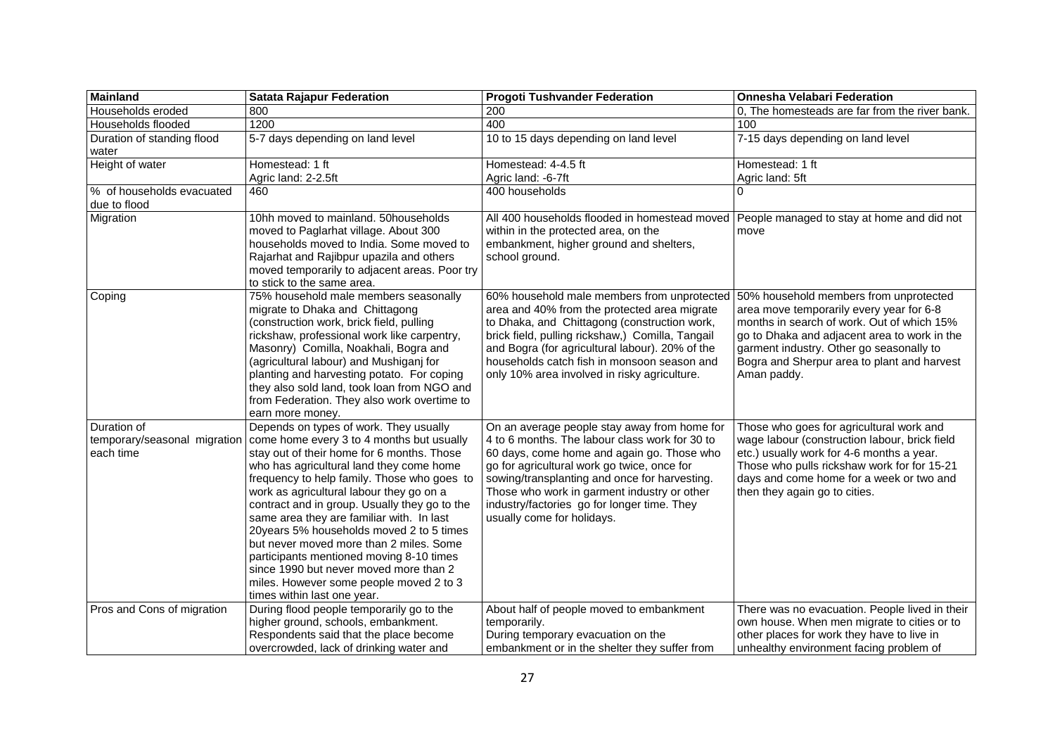| Mainland | Satata Rajapur Federation | Progoti Tushvander Federation | Onnesha Velabari Federation |
|---|---|---|---|
| Households eroded | 800 | 200 | 0, The homesteads are far from the river bank. |
| Households flooded | 1200 | 400 | 100 |
| Duration of standing flood water | 5-7 days depending on land level | 10 to 15 days depending on land level | 7-15 days depending on land level |
| Height of water | Homestead: 1 ft<br>Agric land: 2-2.5ft | Homestead: 4-4.5 ft<br>Agric land: -6-7ft | Homestead: 1 ft<br>Agric land: 5ft |
| % of households evacuated due to flood | 460 | 400 households | 0 |
| Migration | 10hh moved to mainland. 50households moved to Paglarhat village. About 300 households moved to India. Some moved to Rajarhat and Rajibpur upazila and others moved temporarily to adjacent areas. Poor try to stick to the same area. | All 400 households flooded in homestead moved within in the protected area, on the embankment, higher ground and shelters, school ground. | People managed to stay at home and did not move |
| Coping | 75% household male members seasonally migrate to Dhaka and Chittagong (construction work, brick field, pulling rickshaw, professional work like carpentry, Masonry) Comilla, Noakhali, Bogra and (agricultural labour) and Mushiganj for planting and harvesting potato. For coping they also sold land, took loan from NGO and from Federation. They also work overtime to earn more money. | 60% household male members from unprotected area and 40% from the protected area migrate to Dhaka, and Chittagong (construction work, brick field, pulling rickshaw,) Comilla, Tangail and Bogra (for agricultural labour). 20% of the households catch fish in monsoon season and only 10% area involved in risky agriculture. | 50% household members from unprotected area move temporarily every year for 6-8 months in search of work. Out of which 15% go to Dhaka and adjacent area to work in the garment industry. Other go seasonally to Bogra and Sherpur area to plant and harvest Aman paddy. |
| Duration of temporary/seasonal migration each time | Depends on types of work. They usually come home every 3 to 4 months but usually stay out of their home for 6 months. Those who has agricultural land they come home frequency to help family. Those who goes to work as agricultural labour they go on a contract and in group. Usually they go to the same area they are familiar with. In last 20years 5% households moved 2 to 5 times but never moved more than 2 miles. Some participants mentioned moving 8-10 times since 1990 but never moved more than 2 miles. However some people moved 2 to 3 times within last one year. | On an average people stay away from home for 4 to 6 months. The labour class work for 30 to 60 days, come home and again go. Those who go for agricultural work go twice, once for sowing/transplanting and once for harvesting. Those who work in garment industry or other industry/factories go for longer time. They usually come for holidays. | Those who goes for agricultural work and wage labour (construction labour, brick field etc.) usually work for 4-6 months a year. Those who pulls rickshaw work for for 15-21 days and come home for a week or two and then they again go to cities. |
| Pros and Cons of migration | During flood people temporarily go to the higher ground, schools, embankment. Respondents said that the place become overcrowded, lack of drinking water and | About half of people moved to embankment temporarily.<br>During temporary evacuation on the embankment or in the shelter they suffer from | There was no evacuation. People lived in their own house. When men migrate to cities or to other places for work they have to live in unhealthy environment facing problem of |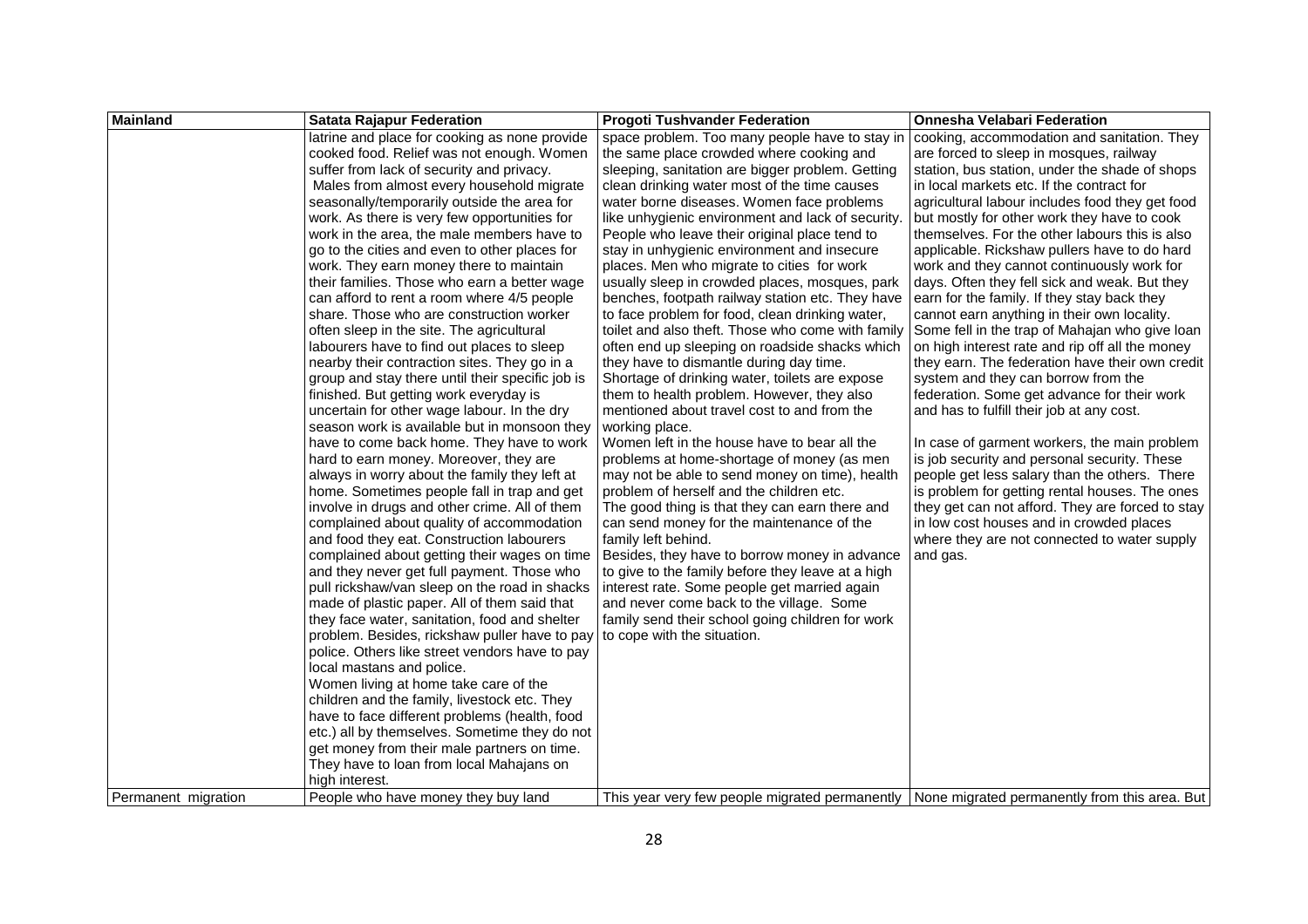| Mainland | Satata Rajapur Federation | Progoti Tushvander Federation | Onnesha Velabari Federation |
|---|---|---|---|
| | latrine and place for cooking as none provide cooked food. Relief was not enough. Women suffer from lack of security and privacy. Males from almost every household migrate seasonally/temporarily outside the area for work. As there is very few opportunities for work in the area, the male members have to go to the cities and even to other places for work. They earn money there to maintain their families. Those who earn a better wage can afford to rent a room where 4/5 people share. Those who are construction worker often sleep in the site. The agricultural labourers have to find out places to sleep nearby their contraction sites. They go in a group and stay there until their specific job is finished. But getting work everyday is uncertain for other wage labour. In the dry season work is available but in monsoon they have to come back home. They have to work hard to earn money. Moreover, they are always in worry about the family they left at home. Sometimes people fall in trap and get involve in drugs and other crime. All of them complained about quality of accommodation and food they eat. Construction labourers complained about getting their wages on time and they never get full payment. Those who pull rickshaw/van sleep on the road in shacks made of plastic paper. All of them said that they face water, sanitation, food and shelter problem. Besides, rickshaw puller have to pay police. Others like street vendors have to pay local mastans and police. Women living at home take care of the children and the family, livestock etc. They have to face different problems (health, food etc.) all by themselves. Sometime they do not get money from their male partners on time. They have to loan from local Mahajans on high interest. | space problem. Too many people have to stay in the same place crowded where cooking and sleeping, sanitation are bigger problem. Getting clean drinking water most of the time causes water borne diseases. Women face problems like unhygienic environment and lack of security. People who leave their original place tend to stay in unhygienic environment and insecure places. Men who migrate to cities for work usually sleep in crowded places, mosques, park benches, footpath railway station etc. They have to face problem for food, clean drinking water, toilet and also theft. Those who come with family often end up sleeping on roadside shacks which they have to dismantle during day time. Shortage of drinking water, toilets are expose them to health problem. However, they also mentioned about travel cost to and from the working place. Women left in the house have to bear all the problems at home-shortage of money (as men may not be able to send money on time), health problem of herself and the children etc. The good thing is that they can earn there and can send money for the maintenance of the family left behind. Besides, they have to borrow money in advance to give to the family before they leave at a high interest rate. Some people get married again and never come back to the village. Some family send their school going children for work to cope with the situation. | cooking, accommodation and sanitation. They are forced to sleep in mosques, railway station, bus station, under the shade of shops in local markets etc. If the contract for agricultural labour includes food they get food but mostly for other work they have to cook themselves. For the other labours this is also applicable. Rickshaw pullers have to do hard work and they cannot continuously work for days. Often they fell sick and weak. But they earn for the family. If they stay back they cannot earn anything in their own locality. Some fell in the trap of Mahajan who give loan on high interest rate and rip off all the money they earn. The federation have their own credit system and they can borrow from the federation. Some get advance for their work and has to fulfill their job at any cost.<br><br>In case of garment workers, the main problem is job security and personal security. These people get less salary than the others. There is problem for getting rental houses. The ones they get can not afford. They are forced to stay in low cost houses and in crowded places where they are not connected to water supply and gas. |
| Permanent migration | People who have money they buy land | This year very few people migrated permanently | None migrated permanently from this area. But |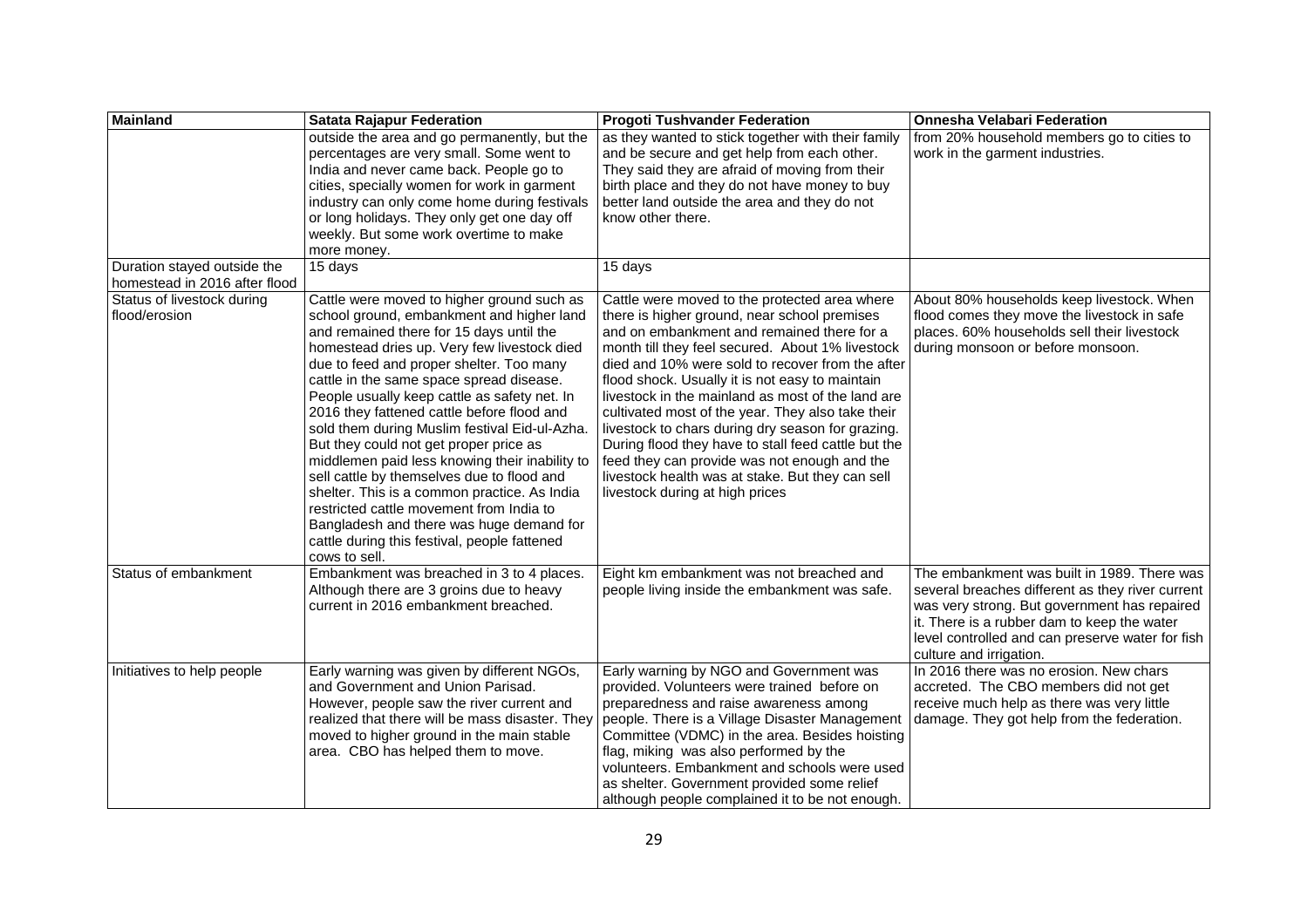| Mainland | Satata Rajapur Federation | Progoti Tushvander Federation | Onnesha Velabari Federation |
|---|---|---|---|
| | outside the area and go permanently, but the percentages are very small. Some went to India and never came back. People go to cities, specially women for work in garment industry can only come home during festivals or long holidays. They only get one day off weekly. But some work overtime to make more money. | as they wanted to stick together with their family and be secure and get help from each other. They said they are afraid of moving from their birth place and they do not have money to buy better land outside the area and they do not know other there. | from 20% household members go to cities to work in the garment industries. |
| Duration stayed outside the homestead in 2016 after flood | 15 days | 15 days | |
| Status of livestock during flood/erosion | Cattle were moved to higher ground such as school ground, embankment and higher land and remained there for 15 days until the homestead dries up. Very few livestock died due to feed and proper shelter. Too many cattle in the same space spread disease. People usually keep cattle as safety net. In 2016 they fattened cattle before flood and sold them during Muslim festival Eid-ul-Azha. But they could not get proper price as middlemen paid less knowing their inability to sell cattle by themselves due to flood and shelter. This is a common practice. As India restricted cattle movement from India to Bangladesh and there was huge demand for cattle during this festival, people fattened cows to sell. | Cattle were moved to the protected area where there is higher ground, near school premises and on embankment and remained there for a month till they feel secured. About 1% livestock died and 10% were sold to recover from the after flood shock. Usually it is not easy to maintain livestock in the mainland as most of the land are cultivated most of the year. They also take their livestock to chars during dry season for grazing. During flood they have to stall feed cattle but the feed they can provide was not enough and the livestock health was at stake. But they can sell livestock during at high prices | About 80% households keep livestock. When flood comes they move the livestock in safe places. 60% households sell their livestock during monsoon or before monsoon. |
| Status of embankment | Embankment was breached in 3 to 4 places. Although there are 3 groins due to heavy current in 2016 embankment breached. | Eight km embankment was not breached and people living inside the embankment was safe. | The embankment was built in 1989. There was several breaches different as they river current was very strong. But government has repaired it. There is a rubber dam to keep the water level controlled and can preserve water for fish culture and irrigation. |
| Initiatives to help people | Early warning was given by different NGOs, and Government and Union Parisad. However, people saw the river current and realized that there will be mass disaster. They moved to higher ground in the main stable area. CBO has helped them to move. | Early warning by NGO and Government was provided. Volunteers were trained before on preparedness and raise awareness among people. There is a Village Disaster Management Committee (VDMC) in the area. Besides hoisting flag, miking was also performed by the volunteers. Embankment and schools were used as shelter. Government provided some relief although people complained it to be not enough. | In 2016 there was no erosion. New chars accreted. The CBO members did not get receive much help as there was very little damage. They got help from the federation. |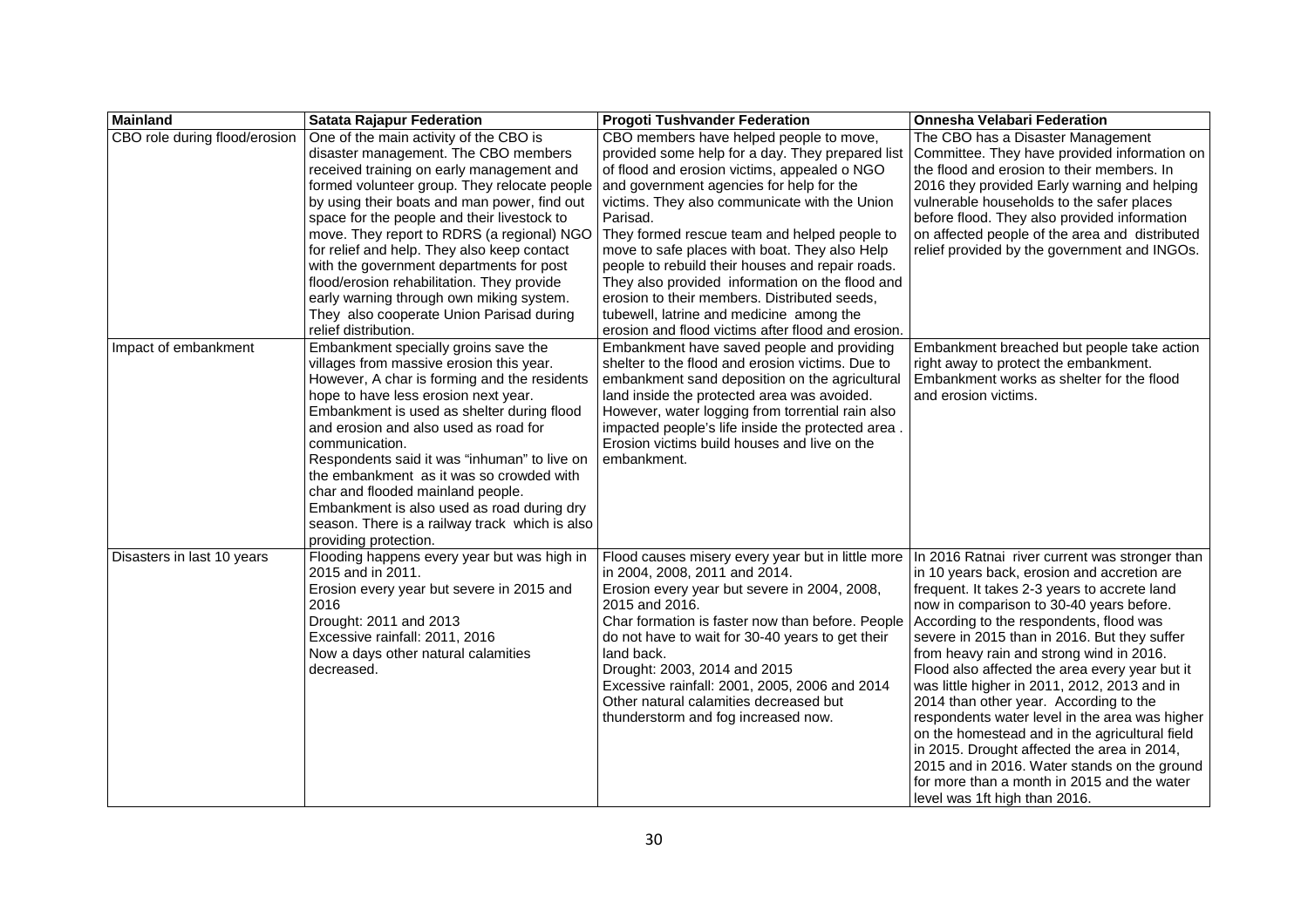| Mainland | Satata Rajapur Federation | Progoti Tushvander Federation | Onnesha Velabari Federation |
|---|---|---|---|
| CBO role during flood/erosion | One of the main activity of the CBO is disaster management. The CBO members received training on early management and formed volunteer group. They relocate people by using their boats and man power, find out space for the people and their livestock to move. They report to RDRS (a regional) NGO for relief and help. They also keep contact with the government departments for post flood/erosion rehabilitation. They provide early warning through own miking system. They also cooperate Union Parisad during relief distribution. | CBO members have helped people to move, provided some help for a day. They prepared list of flood and erosion victims, appealed o NGO and government agencies for help for the victims. They also communicate with the Union Parisad. They formed rescue team and helped people to move to safe places with boat. They also Help people to rebuild their houses and repair roads. They also provided information on the flood and erosion to their members. Distributed seeds, tubewell, latrine and medicine among the erosion and flood victims after flood and erosion. | The CBO has a Disaster Management Committee. They have provided information on the flood and erosion to their members. In 2016 they provided Early warning and helping vulnerable households to the safer places before flood. They also provided information on affected people of the area and distributed relief provided by the government and INGOs. |
| Impact of embankment | Embankment specially groins save the villages from massive erosion this year. However, A char is forming and the residents hope to have less erosion next year. Embankment is used as shelter during flood and erosion and also used as road for communication. Respondents said it was "inhuman" to live on the embankment as it was so crowded with char and flooded mainland people. Embankment is also used as road during dry season. There is a railway track which is also providing protection. | Embankment have saved people and providing shelter to the flood and erosion victims. Due to embankment sand deposition on the agricultural land inside the protected area was avoided. However, water logging from torrential rain also impacted people's life inside the protected area . Erosion victims build houses and live on the embankment. | Embankment breached but people take action right away to protect the embankment. Embankment works as shelter for the flood and erosion victims. |
| Disasters in last 10 years | Flooding happens every year but was high in 2015 and in 2011. Erosion every year but severe in 2015 and 2016 Drought: 2011 and 2013 Excessive rainfall: 2011, 2016 Now a days other natural calamities decreased. | Flood causes misery every year but in little more in 2004, 2008, 2011 and 2014. Erosion every year but severe in 2004, 2008, 2015 and 2016. Char formation is faster now than before. People do not have to wait for 30-40 years to get their land back. Drought: 2003, 2014 and 2015 Excessive rainfall: 2001, 2005, 2006 and 2014 Other natural calamities decreased but thunderstorm and fog increased now. | In 2016 Ratnai river current was stronger than in 10 years back, erosion and accretion are frequent. It takes 2-3 years to accrete land now in comparison to 30-40 years before. According to the respondents, flood was severe in 2015 than in 2016. But they suffer from heavy rain and strong wind in 2016. Flood also affected the area every year but it was little higher in 2011, 2012, 2013 and in 2014 than other year. According to the respondents water level in the area was higher on the homestead and in the agricultural field in 2015. Drought affected the area in 2014, 2015 and in 2016. Water stands on the ground for more than a month in 2015 and the water level was 1ft high than 2016. |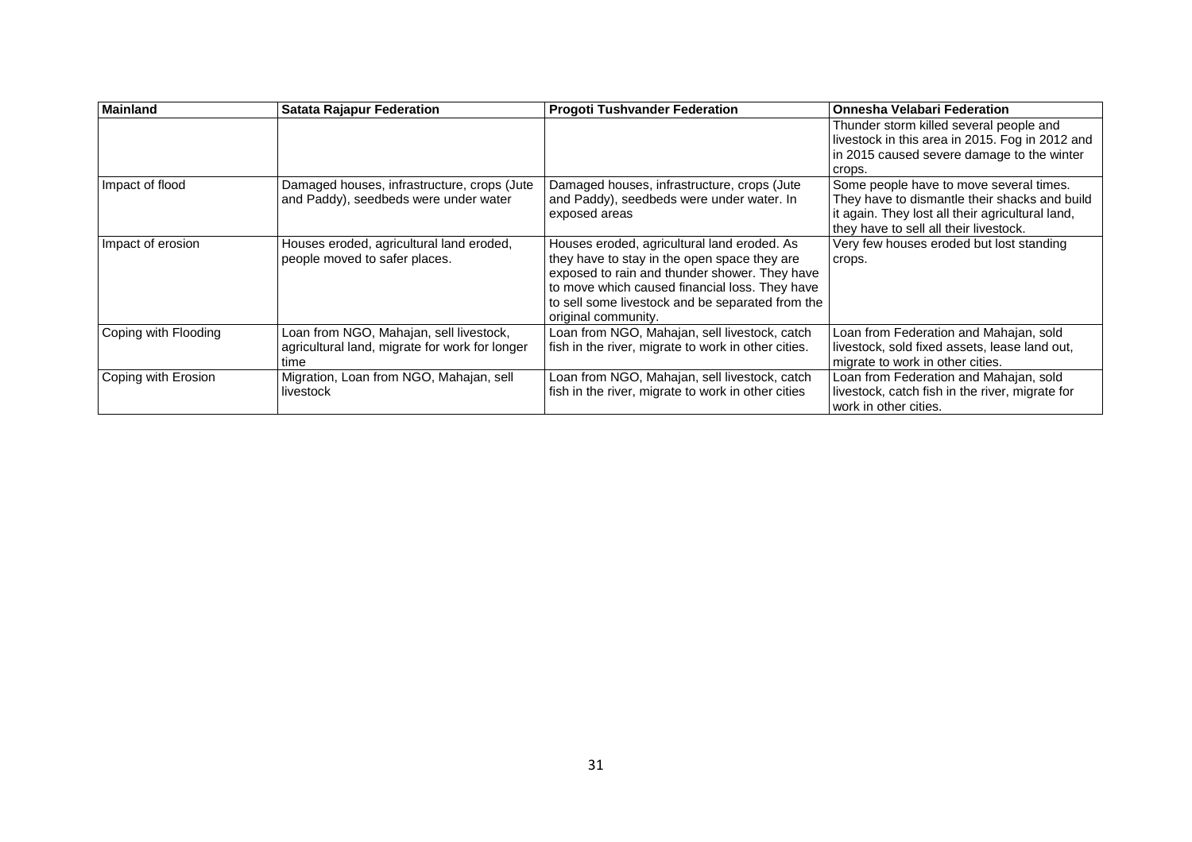| Mainland | Satata Rajapur Federation | Progoti Tushvander Federation | Onnesha Velabari Federation |
|---|---|---|---|
| | | | Thunder storm killed several people and livestock in this area in 2015. Fog in 2012 and in 2015 caused severe damage to the winter crops. |
| Impact of flood | Damaged houses, infrastructure, crops (Jute and Paddy), seedbeds were under water | Damaged houses, infrastructure, crops (Jute and Paddy), seedbeds were under water. In exposed areas | Some people have to move several times. They have to dismantle their shacks and build it again. They lost all their agricultural land, they have to sell all their livestock. |
| Impact of erosion | Houses eroded, agricultural land eroded, people moved to safer places. | Houses eroded, agricultural land eroded. As they have to stay in the open space they are exposed to rain and thunder shower. They have to move which caused financial loss. They have to sell some livestock and be separated from the original community. | Very few houses eroded but lost standing crops. |
| Coping with Flooding | Loan from NGO, Mahajan, sell livestock, agricultural land, migrate for work for longer time | Loan from NGO, Mahajan, sell livestock, catch fish in the river, migrate to work in other cities. | Loan from Federation and Mahajan, sold livestock, sold fixed assets, lease land out, migrate to work in other cities. |
| Coping with Erosion | Migration, Loan from NGO, Mahajan, sell livestock | Loan from NGO, Mahajan, sell livestock, catch fish in the river, migrate to work in other cities | Loan from Federation and Mahajan, sold livestock, catch fish in the river, migrate for work in other cities. |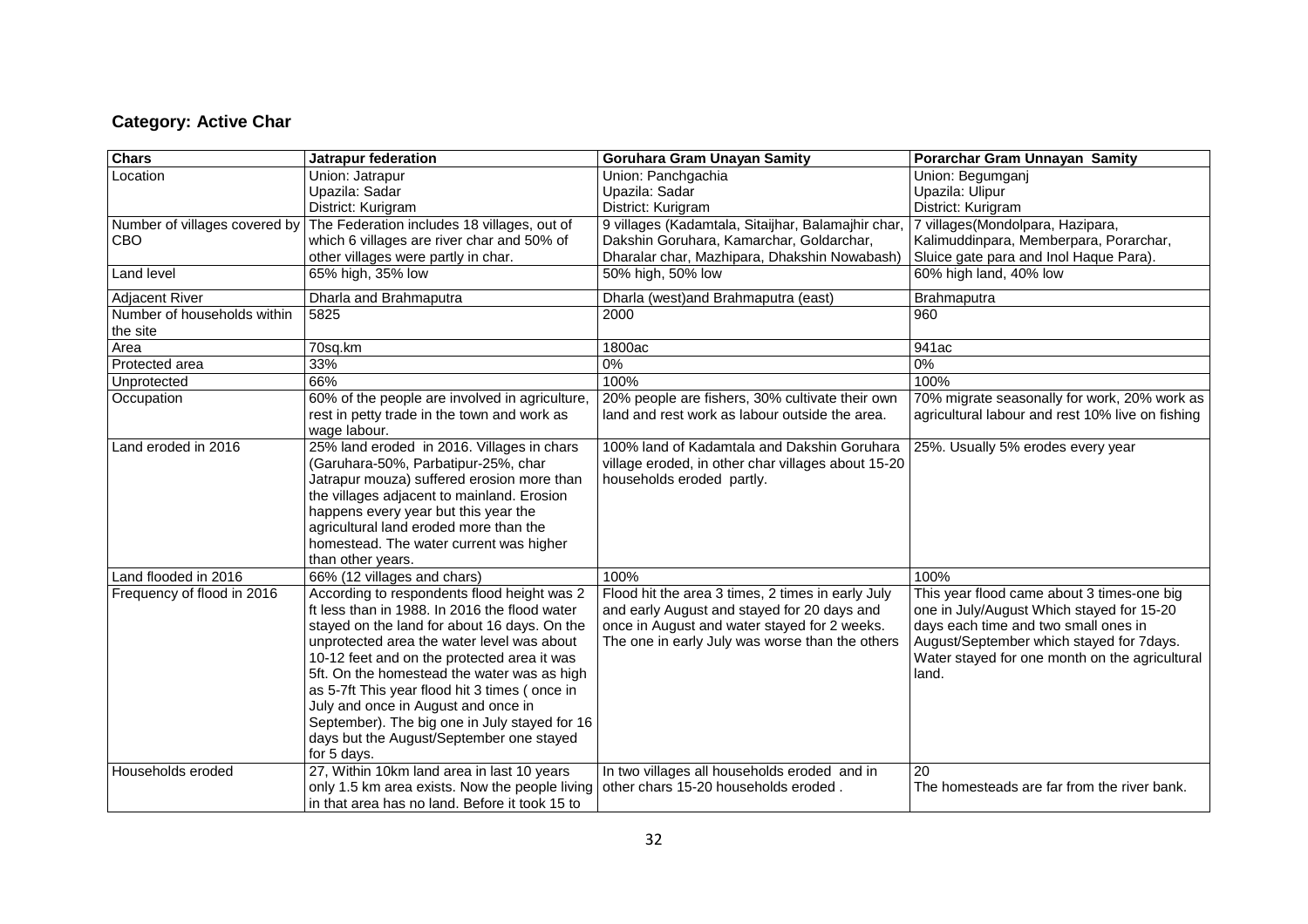**Category: Active Char**

| Chars | Jatrapur federation | Goruhara Gram Unayan Samity | Porarchar Gram Unnayan Samity |
|---|---|---|---|
| Location | Union: Jatrapur<br>Upazila: Sadar<br>District: Kurigram | Union: Panchgachia<br>Upazila: Sadar<br>District: Kurigram | Union: Begumganj<br>Upazila: Ulipur<br>District: Kurigram |
| Number of villages covered by CBO | The Federation includes 18 villages, out of which 6 villages are river char and 50% of other villages were partly in char. | 9 villages (Kadamtala, Sitaijhar, Balamajhir char, Dakshin Goruhara, Kamarchar, Goldarchar, Dharalar char, Mazhipara, Dhakshin Nowabash) | 7 villages(Mondolpara, Hazipara, Kalimuddinpara, Memberpara, Porarchar, Sluice gate para and Inol Haque Para). |
| Land level | 65% high, 35% low | 50% high, 50% low | 60% high land, 40% low |
| Adjacent River | Dharla and Brahmaputra | Dharla (west)and Brahmaputra (east) | Brahmaputra |
| Number of households within the site | 5825 | 2000 | 960 |
| Area | 70sq.km | 1800ac | 941ac |
| Protected area | 33% | 0% | 0% |
| Unprotected | 66% | 100% | 100% |
| Occupation | 60% of the people are involved in agriculture, rest in petty trade in the town and work as wage labour. | 20% people are fishers, 30% cultivate their own land and rest work as labour outside the area. | 70% migrate seasonally for work, 20% work as agricultural labour and rest 10% live on fishing |
| Land eroded in 2016 | 25% land eroded in 2016. Villages in chars (Garuhara-50%, Parbatipur-25%, char Jatrapur mouza) suffered erosion more than the villages adjacent to mainland. Erosion happens every year but this year the agricultural land eroded more than the homestead. The water current was higher than other years. | 100% land of Kadamtala and Dakshin Goruhara village eroded, in other char villages about 15-20 households eroded partly. | 25%. Usually 5% erodes every year |
| Land flooded in 2016 | 66% (12 villages and chars) | 100% | 100% |
| Frequency of flood in 2016 | According to respondents flood height was 2 ft less than in 1988. In 2016 the flood water stayed on the land for about 16 days. On the unprotected area the water level was about 10-12 feet and on the protected area it was 5ft. On the homestead the water was as high as 5-7ft This year flood hit 3 times ( once in July and once in August and once in September). The big one in July stayed for 16 days but the August/September one stayed for 5 days. | Flood hit the area 3 times, 2 times in early July and early August and stayed for 20 days and once in August and water stayed for 2 weeks. The one in early July was worse than the others | This year flood came about 3 times-one big one in July/August Which stayed for 15-20 days each time and two small ones in August/September which stayed for 7days. Water stayed for one month on the agricultural land. |
| Households eroded | 27, Within 10km land area in last 10 years only 1.5 km area exists. Now the people living in that area has no land. Before it took 15 to | In two villages all households eroded and in other chars 15-20 households eroded . | 20<br>The homesteads are far from the river bank. |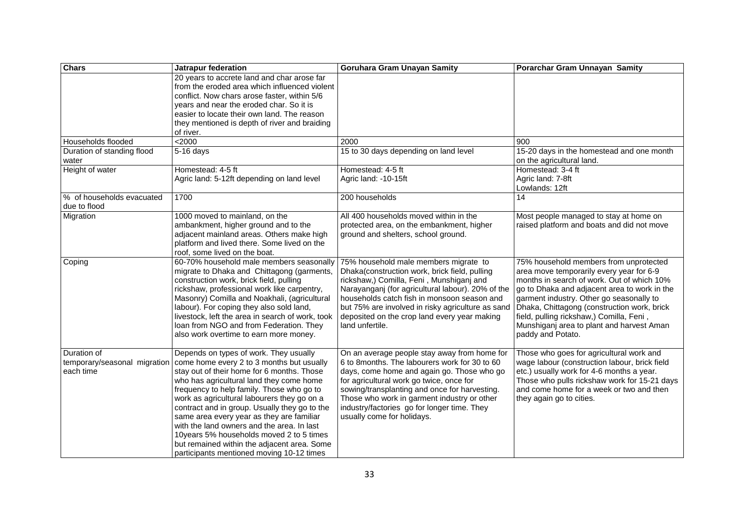| Chars | Jatrapur federation | Goruhara Gram Unayan Samity | Porarchar Gram Unnayan Samity |
|---|---|---|---|
| | 20 years to accrete land and char arose far from the eroded area which influenced violent conflict. Now chars arose faster, within 5/6 years and near the eroded char. So it is easier to locate their own land. The reason they mentioned is depth of river and braiding of river. | | |
| Households flooded | <2000 | 2000 | 900 |
| Duration of standing flood water | 5-16 days | 15 to 30 days depending on land level | 15-20 days in the homestead and one month on the agricultural land. |
| Height of water | Homestead: 4-5 ft<br>Agric land: 5-12ft depending on land level | Homestead: 4-5 ft<br>Agric land: -10-15ft | Homestead: 3-4 ft<br>Agric land: 7-8ft<br>Lowlands: 12ft |
| % of households evacuated due to flood | 1700 | 200 households | 14 |
| Migration | 1000 moved to mainland, on the ambankment, higher ground and to the adjacent mainland areas. Others make high platform and lived there. Some lived on the roof, some lived on the boat. | All 400 households moved within in the protected area, on the embankment, higher ground and shelters, school ground. | Most people managed to stay at home on raised platform and boats and did not move |
| Coping | 60-70% household male members seasonally migrate to Dhaka and Chittagong (garments, construction work, brick field, pulling rickshaw, professional work like carpentry, Masonry) Comilla and Noakhali, (agricultural labour). For coping they also sold land, livestock, left the area in search of work, took loan from NGO and from Federation. They also work overtime to earn more money. | 75% household male members migrate to Dhaka(construction work, brick field, pulling rickshaw,) Comilla, Feni , Munshiganj and Narayanganj (for agricultural labour). 20% of the households catch fish in monsoon season and but 75% are involved in risky agriculture as sand deposited on the crop land every year making land unfertile. | 75% household members from unprotected area move temporarily every year for 6-9 months in search of work. Out of which 10% go to Dhaka and adjacent area to work in the garment industry. Other go seasonally to Dhaka, Chittagong (construction work, brick field, pulling rickshaw,) Comilla, Feni , Munshiganj area to plant and harvest Aman paddy and Potato. |
| Duration of temporary/seasonal migration each time | Depends on types of work. They usually come home every 2 to 3 months but usually stay out of their home for 6 months. Those who has agricultural land they come home frequency to help family. Those who go to work as agricultural labourers they go on a contract and in group. Usually they go to the same area every year as they are familiar with the land owners and the area. In last 10years 5% households moved 2 to 5 times but remained within the adjacent area. Some participants mentioned moving 10-12 times | On an average people stay away from home for 6 to 8months. The labourers work for 30 to 60 days, come home and again go. Those who go for agricultural work go twice, once for sowing/transplanting and once for harvesting. Those who work in garment industry or other industry/factories go for longer time. They usually come for holidays. | Those who goes for agricultural work and wage labour (construction labour, brick field etc.) usually work for 4-6 months a year. Those who pulls rickshaw work for 15-21 days and come home for a week or two and then they again go to cities. |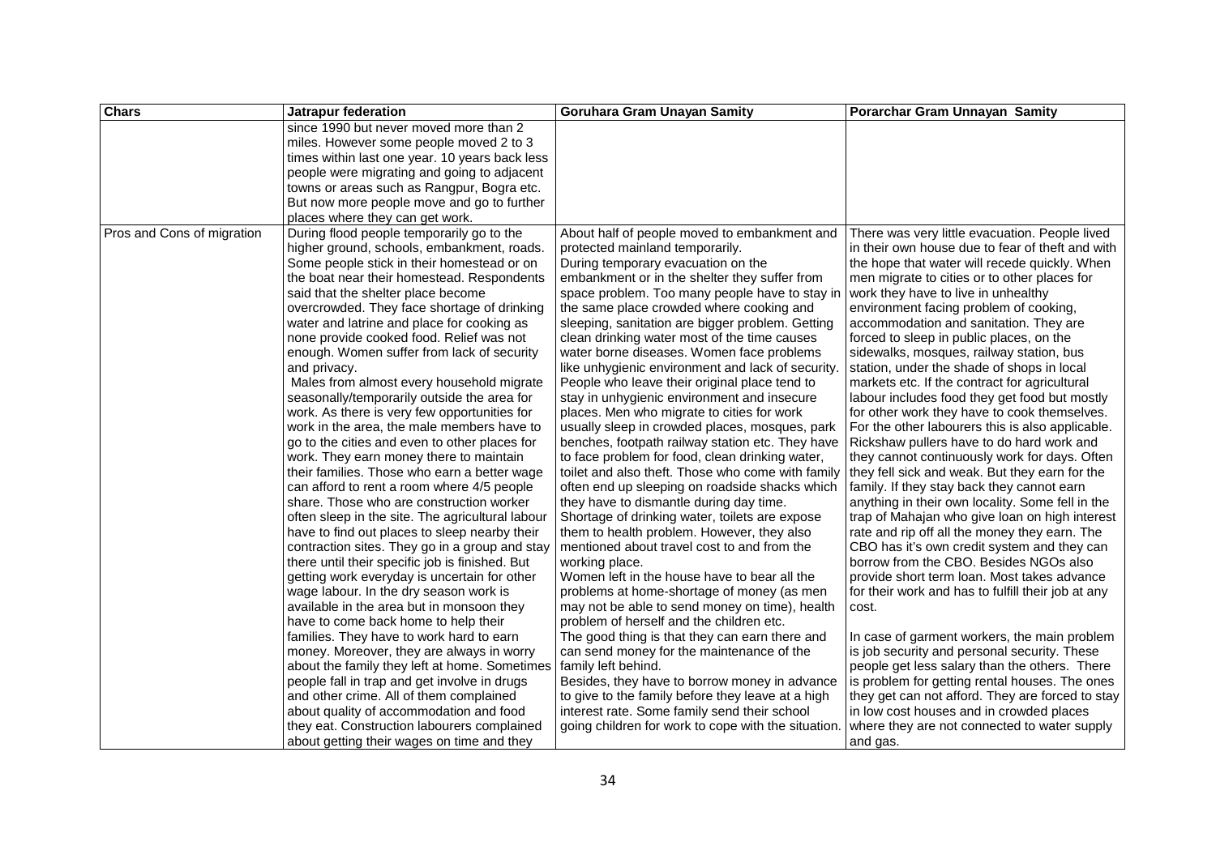| Chars | Jatrapur federation | Goruhara Gram Unayan Samity | Porarchar Gram Unnayan Samity |
|---|---|---|---|
| | since 1990 but never moved more than 2 miles. However some people moved 2 to 3 times within last one year. 10 years back less people were migrating and going to adjacent towns or areas such as Rangpur, Bogra etc. But now more people move and go to further places where they can get work. | | |
| Pros and Cons of migration | During flood people temporarily go to the higher ground, schools, embankment, roads. Some people stick in their homestead or on the boat near their homestead. Respondents said that the shelter place become overcrowded. They face shortage of drinking water and latrine and place for cooking as none provide cooked food. Relief was not enough. Women suffer from lack of security and privacy.<br>Males from almost every household migrate seasonally/temporarily outside the area for work. As there is very few opportunities for work in the area, the male members have to go to the cities and even to other places for work. They earn money there to maintain their families. Those who earn a better wage can afford to rent a room where 4/5 people share. Those who are construction worker often sleep in the site. The agricultural labour have to find out places to sleep nearby their contraction sites. They go in a group and stay there until their specific job is finished. But getting work everyday is uncertain for other wage labour. In the dry season work is available in the area but in monsoon they have to come back home to help their families. They have to work hard to earn money. Moreover, they are always in worry about the family they left at home. Sometimes people fall in trap and get involve in drugs and other crime. All of them complained about quality of accommodation and food they eat. Construction labourers complained about getting their wages on time and they | About half of people moved to embankment and protected mainland temporarily.<br>During temporary evacuation on the embankment or in the shelter they suffer from space problem. Too many people have to stay in the same place crowded where cooking and sleeping, sanitation are bigger problem. Getting clean drinking water most of the time causes water borne diseases. Women face problems like unhygienic environment and lack of security. People who leave their original place tend to stay in unhygienic environment and insecure places. Men who migrate to cities for work usually sleep in crowded places, mosques, park benches, footpath railway station etc. They have to face problem for food, clean drinking water, toilet and also theft. Those who come with family often end up sleeping on roadside shacks which they have to dismantle during day time. Shortage of drinking water, toilets are expose them to health problem. However, they also mentioned about travel cost to and from the working place.<br>Women left in the house have to bear all the problems at home-shortage of money (as men may not be able to send money on time), health problem of herself and the children etc.<br>The good thing is that they can earn there and can send money for the maintenance of the family left behind.<br>Besides, they have to borrow money in advance to give to the family before they leave at a high interest rate. Some family send their school going children for work to cope with the situation. | There was very little evacuation. People lived in their own house due to fear of theft and with the hope that water will recede quickly. When men migrate to cities or to other places for work they have to live in unhealthy environment facing problem of cooking, accommodation and sanitation. They are forced to sleep in public places, on the sidewalks, mosques, railway station, bus station, under the shade of shops in local markets etc. If the contract for agricultural labour includes food they get food but mostly for other work they have to cook themselves. For the other labourers this is also applicable. Rickshaw pullers have to do hard work and they cannot continuously work for days. Often they fell sick and weak. But they earn for the family. If they stay back they cannot earn anything in their own locality. Some fell in the trap of Mahajan who give loan on high interest rate and rip off all the money they earn. The CBO has it's own credit system and they can borrow from the CBO. Besides NGOs also provide short term loan. Most takes advance for their work and has to fulfill their job at any cost.<br><br>In case of garment workers, the main problem is job security and personal security. These people get less salary than the others. There is problem for getting rental houses. The ones they get can not afford. They are forced to stay in low cost houses and in crowded places where they are not connected to water supply and gas. |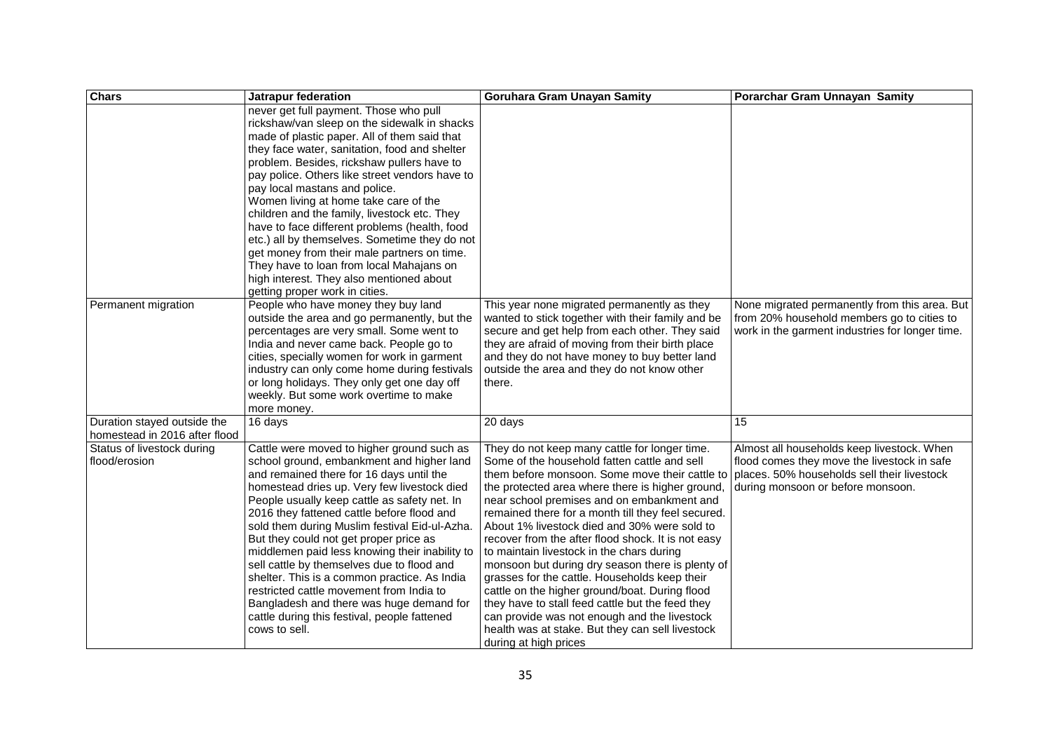| Chars | Jatrapur federation | Goruhara Gram Unayan Samity | Porarchar Gram Unnayan Samity |
|---|---|---|---|
| | never get full payment. Those who pull rickshaw/van sleep on the sidewalk in shacks made of plastic paper. All of them said that they face water, sanitation, food and shelter problem. Besides, rickshaw pullers have to pay police. Others like street vendors have to pay local mastans and police. Women living at home take care of the children and the family, livestock etc. They have to face different problems (health, food etc.) all by themselves. Sometime they do not get money from their male partners on time. They have to loan from local Mahajans on high interest. They also mentioned about getting proper work in cities. | | |
| Permanent migration | People who have money they buy land outside the area and go permanently, but the percentages are very small. Some went to India and never came back. People go to cities, specially women for work in garment industry can only come home during festivals or long holidays. They only get one day off weekly. But some work overtime to make more money. | This year none migrated permanently as they wanted to stick together with their family and be secure and get help from each other. They said they are afraid of moving from their birth place and they do not have money to buy better land outside the area and they do not know other there. | None migrated permanently from this area. But from 20% household members go to cities to work in the garment industries for longer time. |
| Duration stayed outside the homestead in 2016 after flood | 16 days | 20 days | 15 |
| Status of livestock during flood/erosion | Cattle were moved to higher ground such as school ground, embankment and higher land and remained there for 16 days until the homestead dries up. Very few livestock died People usually keep cattle as safety net. In 2016 they fattened cattle before flood and sold them during Muslim festival Eid-ul-Azha. But they could not get proper price as middlemen paid less knowing their inability to sell cattle by themselves due to flood and shelter. This is a common practice. As India restricted cattle movement from India to Bangladesh and there was huge demand for cattle during this festival, people fattened cows to sell. | They do not keep many cattle for longer time. Some of the household fatten cattle and sell them before monsoon. Some move their cattle to the protected area where there is higher ground, near school premises and on embankment and remained there for a month till they feel secured. About 1% livestock died and 30% were sold to recover from the after flood shock. It is not easy to maintain livestock in the chars during monsoon but during dry season there is plenty of grasses for the cattle. Households keep their cattle on the higher ground/boat. During flood they have to stall feed cattle but the feed they can provide was not enough and the livestock health was at stake. But they can sell livestock during at high prices | Almost all households keep livestock. When flood comes they move the livestock in safe places. 50% households sell their livestock during monsoon or before monsoon. |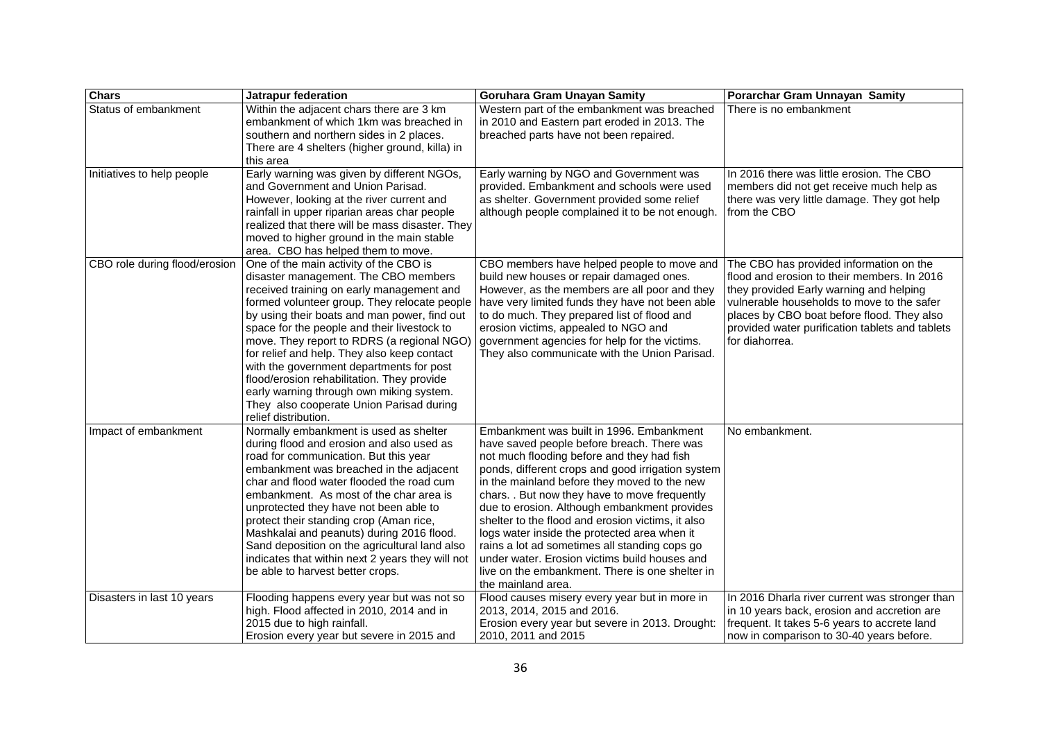| Chars | Jatrapur federation | Goruhara Gram Unayan Samity | Porarchar Gram Unnayan Samity |
|---|---|---|---|
| Status of embankment | Within the adjacent chars there are 3 km embankment of which 1km was breached in southern and northern sides in 2 places. There are 4 shelters (higher ground, killa) in this area | Western part of the embankment was breached in 2010 and Eastern part eroded in 2013. The breached parts have not been repaired. | There is no embankment |
| Initiatives to help people | Early warning was given by different NGOs, and Government and Union Parisad. However, looking at the river current and rainfall in upper riparian areas char people realized that there will be mass disaster. They moved to higher ground in the main stable area. CBO has helped them to move. | Early warning by NGO and Government was provided. Embankment and schools were used as shelter. Government provided some relief although people complained it to be not enough. | In 2016 there was little erosion. The CBO members did not get receive much help as there was very little damage. They got help from the CBO |
| CBO role during flood/erosion | One of the main activity of the CBO is disaster management. The CBO members received training on early management and formed volunteer group. They relocate people by using their boats and man power, find out space for the people and their livestock to move. They report to RDRS (a regional NGO) for relief and help. They also keep contact with the government departments for post flood/erosion rehabilitation. They provide early warning through own miking system. They also cooperate Union Parisad during relief distribution. | CBO members have helped people to move and build new houses or repair damaged ones. However, as the members are all poor and they have very limited funds they have not been able to do much. They prepared list of flood and erosion victims, appealed to NGO and government agencies for help for the victims. They also communicate with the Union Parisad. | The CBO has provided information on the flood and erosion to their members. In 2016 they provided Early warning and helping vulnerable households to move to the safer places by CBO boat before flood. They also provided water purification tablets and tablets for diahorrea. |
| Impact of embankment | Normally embankment is used as shelter during flood and erosion and also used as road for communication. But this year embankment was breached in the adjacent char and flood water flooded the road cum embankment. As most of the char area is unprotected they have not been able to protect their standing crop (Aman rice, Mashkalai and peanuts) during 2016 flood. Sand deposition on the agricultural land also indicates that within next 2 years they will not be able to harvest better crops. | Embankment was built in 1996. Embankment have saved people before breach. There was not much flooding before and they had fish ponds, different crops and good irrigation system in the mainland before they moved to the new chars. . But now they have to move frequently due to erosion. Although embankment provides shelter to the flood and erosion victims, it also logs water inside the protected area when it rains a lot ad sometimes all standing cops go under water. Erosion victims build houses and live on the embankment. There is one shelter in the mainland area. | No embankment. |
| Disasters in last 10 years | Flooding happens every year but was not so high. Flood affected in 2010, 2014 and in 2015 due to high rainfall. Erosion every year but severe in 2015 and | Flood causes misery every year but in more in 2013, 2014, 2015 and 2016. Erosion every year but severe in 2013. Drought: 2010, 2011 and 2015 | In 2016 Dharla river current was stronger than in 10 years back, erosion and accretion are frequent. It takes 5-6 years to accrete land now in comparison to 30-40 years before. |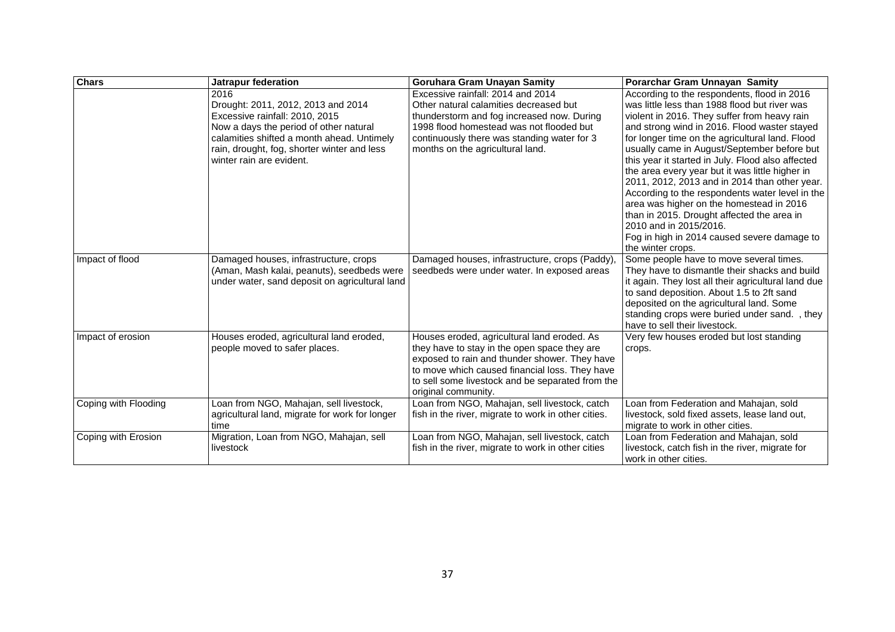| Chars | Jatrapur federation | Goruhara Gram Unayan Samity | Porarchar Gram Unnayan Samity |
|---|---|---|---|
| | 2016<br>Drought: 2011, 2012, 2013 and 2014<br>Excessive rainfall: 2010, 2015<br>Now a days the period of other natural calamities shifted a month ahead. Untimely rain, drought, fog, shorter winter and less winter rain are evident. | Excessive rainfall: 2014 and 2014<br>Other natural calamities decreased but thunderstorm and fog increased now. During 1998 flood homestead was not flooded but continuously there was standing water for 3 months on the agricultural land. | According to the respondents, flood in 2016 was little less than 1988 flood but river was violent in 2016. They suffer from heavy rain and strong wind in 2016. Flood waster stayed for longer time on the agricultural land. Flood usually came in August/September before but this year it started in July. Flood also affected the area every year but it was little higher in 2011, 2012, 2013 and in 2014 than other year. According to the respondents water level in the area was higher on the homestead in 2016 than in 2015. Drought affected the area in 2010 and in 2015/2016.<br>Fog in high in 2014 caused severe damage to the winter crops. |
| Impact of flood | Damaged houses, infrastructure, crops (Aman, Mash kalai, peanuts), seedbeds were under water, sand deposit on agricultural land | Damaged houses, infrastructure, crops (Paddy), seedbeds were under water. In exposed areas | Some people have to move several times. They have to dismantle their shacks and build it again. They lost all their agricultural land due to sand deposition. About 1.5 to 2ft sand deposited on the agricultural land. Some standing crops were buried under sand. , they have to sell their livestock. |
| Impact of erosion | Houses eroded, agricultural land eroded, people moved to safer places. | Houses eroded, agricultural land eroded. As they have to stay in the open space they are exposed to rain and thunder shower. They have to move which caused financial loss. They have to sell some livestock and be separated from the original community. | Very few houses eroded but lost standing crops. |
| Coping with Flooding | Loan from NGO, Mahajan, sell livestock, agricultural land, migrate for work for longer time | Loan from NGO, Mahajan, sell livestock, catch fish in the river, migrate to work in other cities. | Loan from Federation and Mahajan, sold livestock, sold fixed assets, lease land out, migrate to work in other cities. |
| Coping with Erosion | Migration, Loan from NGO, Mahajan, sell livestock | Loan from NGO, Mahajan, sell livestock, catch fish in the river, migrate to work in other cities | Loan from Federation and Mahajan, sold livestock, catch fish in the river, migrate for work in other cities. |